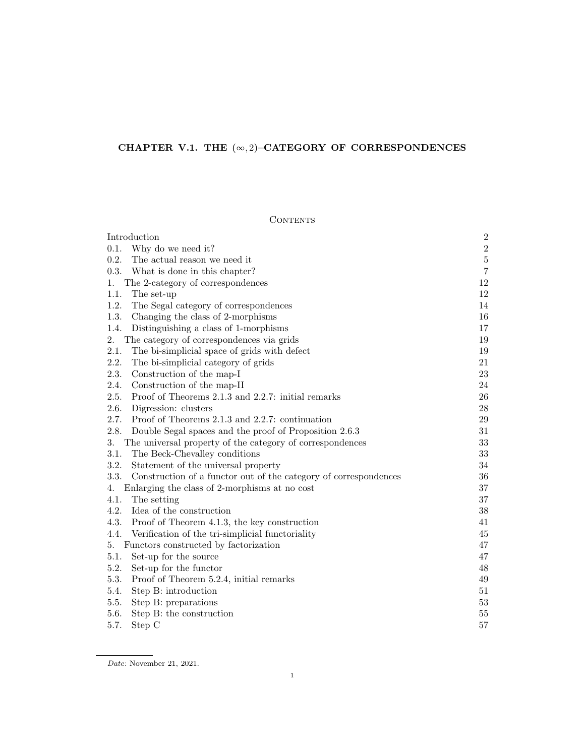# CHAPTER V.1. THE $(\infty, 2)$–CATEGORY OF CORRESPONDENCES

## Contents

| | |
|---|---|
| Introduction | 2 |
| 0.1. Why do we need it? | 2 |
| 0.2. The actual reason we need it | 5 |
| 0.3. What is done in this chapter? | 7 |
| 1. The 2-category of correspondences | 12 |
| 1.1. The set-up | 12 |
| 1.2. The Segal category of correspondences | 14 |
| 1.3. Changing the class of 2-morphisms | 16 |
| 1.4. Distinguishing a class of 1-morphisms | 17 |
| 2. The category of correspondences via grids | 19 |
| 2.1. The bi-simplicial space of grids with defect | 19 |
| 2.2. The bi-simplicial category of grids | 21 |
| 2.3. Construction of the map-I | 23 |
| 2.4. Construction of the map-II | 24 |
| 2.5. Proof of Theorems 2.1.3 and 2.2.7: initial remarks | 26 |
| 2.6. Digression: clusters | 28 |
| 2.7. Proof of Theorems 2.1.3 and 2.2.7: continuation | 29 |
| 2.8. Double Segal spaces and the proof of Proposition 2.6.3 | 31 |
| 3. The universal property of the category of correspondences | 33 |
| 3.1. The Beck-Chevalley conditions | 33 |
| 3.2. Statement of the universal property | 34 |
| 3.3. Construction of a functor out of the category of correspondences | 36 |
| 4. Enlarging the class of 2-morphisms at no cost | 37 |
| 4.1. The setting | 37 |
| 4.2. Idea of the construction | 38 |
| 4.3. Proof of Theorem 4.1.3, the key construction | 41 |
| 4.4. Verification of the tri-simplicial functoriality | 45 |
| 5. Functors constructed by factorization | 47 |
| 5.1. Set-up for the source | 47 |
| 5.2. Set-up for the functor | 48 |
| 5.3. Proof of Theorem 5.2.4, initial remarks | 49 |
| 5.4. Step B: introduction | 51 |
| 5.5. Step B: preparations | 53 |
| 5.6. Step B: the construction | 55 |
| 5.7. Step C | 57 |

*Date*: November 21, 2021.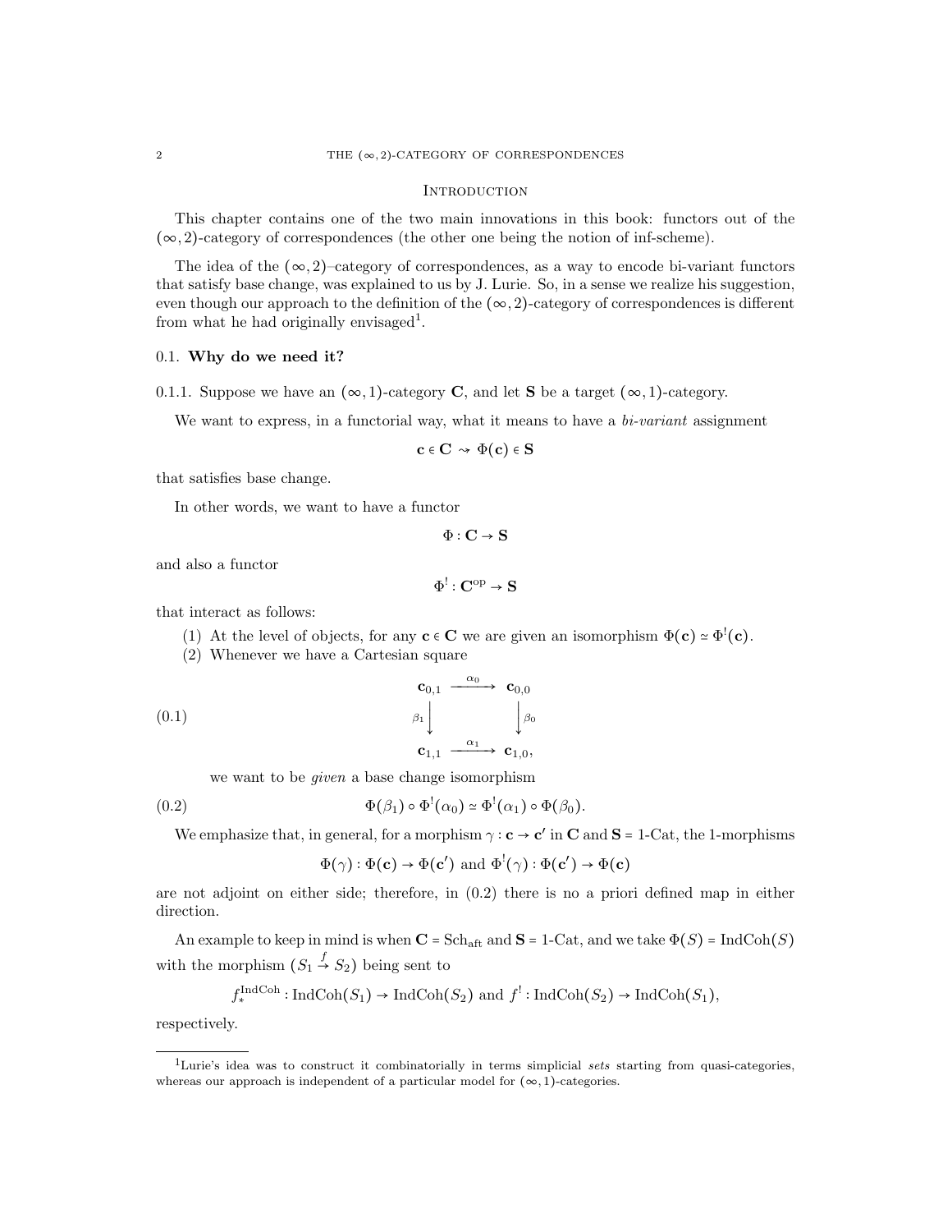# Introduction

This chapter contains one of the two main innovations in this book: functors out of the $(\infty, 2)$-category of correspondences (the other one being the notion of inf-scheme).

The idea of the $(\infty, 2)$–category of correspondences, as a way to encode bi-variant functors that satisfy base change, was explained to us by J. Lurie. So, in a sense we realize his suggestion, even though our approach to the definition of the $(\infty, 2)$-category of correspondences is different from what he had originally envisaged[1].

## 0.1. Why do we need it?

0.1.1. Suppose we have an $(\infty, 1)$-category $\mathbf{C}$, and let $\mathbf{S}$ be a target $(\infty, 1)$-category.

We want to express, in a functorial way, what it means to have a *bi-variant* assignment

$$\mathbf{c} \in \mathbf{C} \rightsquigarrow \Phi(\mathbf{c}) \in \mathbf{S}$$

that satisfies base change.

In other words, we want to have a functor

$$\Phi : \mathbf{C} \to \mathbf{S}$$

and also a functor

$$\Phi^! : \mathbf{C}^{\mathrm{op}} \to \mathbf{S}$$

that interact as follows:

(1) At the level of objects, for any $\mathbf{c} \in \mathbf{C}$ we are given an isomorphism $\Phi(\mathbf{c}) \simeq \Phi^!(\mathbf{c})$.

(2) Whenever we have a Cartesian square

$$\begin{array}{ccc} \mathbf{c}_{0,1} & \xrightarrow{\alpha_0} & \mathbf{c}_{0,0} \\ {\scriptstyle \beta_1}\downarrow & & \downarrow{\scriptstyle \beta_0} \\ \mathbf{c}_{1,1} & \xrightarrow{\alpha_1} & \mathbf{c}_{1,0}, \end{array} \tag{0.1}$$

we want to be *given* a base change isomorphism

$$\Phi(\beta_1) \circ \Phi^!(\alpha_0) \simeq \Phi^!(\alpha_1) \circ \Phi(\beta_0). \tag{0.2}$$

We emphasize that, in general, for a morphism $\gamma : \mathbf{c} \to \mathbf{c}'$ in $\mathbf{C}$ and $\mathbf{S} = 1\text{-Cat}$, the 1-morphisms

$$\Phi(\gamma) : \Phi(\mathbf{c}) \to \Phi(\mathbf{c}') \text{ and } \Phi^!(\gamma) : \Phi(\mathbf{c}') \to \Phi(\mathbf{c})$$

are not adjoint on either side; therefore, in (0.2) there is no a priori defined map in either direction.

An example to keep in mind is when $\mathbf{C} = \mathrm{Sch}_{\mathrm{aft}}$ and $\mathbf{S} = 1\text{-Cat}$, and we take $\Phi(S) = \mathrm{IndCoh}(S)$ with the morphism $(S_1 \xrightarrow{f} S_2)$ being sent to

$$f_*^{\mathrm{IndCoh}} : \mathrm{IndCoh}(S_1) \to \mathrm{IndCoh}(S_2) \text{ and } f^! : \mathrm{IndCoh}(S_2) \to \mathrm{IndCoh}(S_1),$$

respectively.

---

[1] Lurie's idea was to construct it combinatorially in terms simplicial *sets* starting from quasi-categories, whereas our approach is independent of a particular model for $(\infty, 1)$-categories.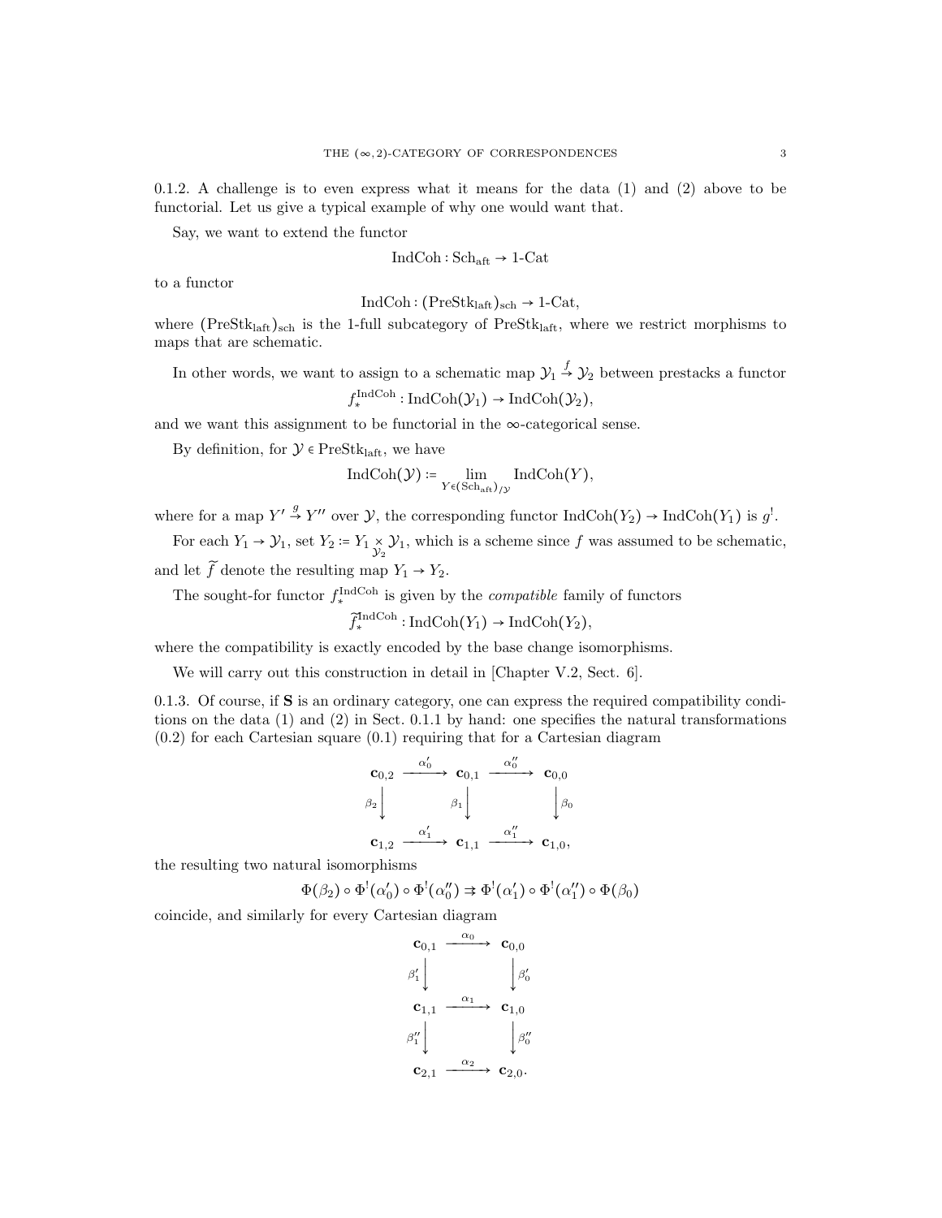0.1.2. A challenge is to even express what it means for the data (1) and (2) above to be functorial. Let us give a typical example of why one would want that.

Say, we want to extend the functor

$$\mathrm{IndCoh} : \mathrm{Sch}_{\mathrm{aft}} \to 1\text{-}\mathrm{Cat}$$

to a functor

$$\mathrm{IndCoh} : (\mathrm{PreStk}_{\mathrm{laft}})_{\mathrm{sch}} \to 1\text{-}\mathrm{Cat},$$

where $(\mathrm{PreStk}_{\mathrm{laft}})_{\mathrm{sch}}$ is the 1-full subcategory of $\mathrm{PreStk}_{\mathrm{laft}}$, where we restrict morphisms to maps that are schematic.

In other words, we want to assign to a schematic map $\mathcal{Y}_1 \overset{f}{\to} \mathcal{Y}_2$ between prestacks a functor

$$f_*^{\mathrm{IndCoh}} : \mathrm{IndCoh}(\mathcal{Y}_1) \to \mathrm{IndCoh}(\mathcal{Y}_2),$$

and we want this assignment to be functorial in the $\infty$-categorical sense.

By definition, for $\mathcal{Y} \in \mathrm{PreStk}_{\mathrm{laft}}$, we have

$$\mathrm{IndCoh}(\mathcal{Y}) := \lim_{Y \in (\mathrm{Sch}_{\mathrm{aft}})_{/\mathcal{Y}}} \mathrm{IndCoh}(Y),$$

where for a map $Y' \overset{g}{\to} Y''$ over $\mathcal{Y}$, the corresponding functor $\mathrm{IndCoh}(Y_2) \to \mathrm{IndCoh}(Y_1)$ is $g^!$.

For each $Y_1 \to \mathcal{Y}_1$, set $Y_2 := Y_1 \underset{\mathcal{Y}_2}{\times} \mathcal{Y}_1$, which is a scheme since $f$ was assumed to be schematic, and let $\widetilde{f}$ denote the resulting map $Y_1 \to Y_2$.

The sought-for functor $f_*^{\mathrm{IndCoh}}$ is given by the *compatible* family of functors

$$\widetilde{f}_*^{\mathrm{IndCoh}} : \mathrm{IndCoh}(Y_1) \to \mathrm{IndCoh}(Y_2),$$

where the compatibility is exactly encoded by the base change isomorphisms.

We will carry out this construction in detail in [Chapter V.2, Sect. 6].

0.1.3. Of course, if $\mathbf{S}$ is an ordinary category, one can express the required compatibility conditions on the data (1) and (2) in Sect. 0.1.1 by hand: one specifies the natural transformations (0.2) for each Cartesian square (0.1) requiring that for a Cartesian diagram

$$\begin{array}{ccccc}
\mathbf{c}_{0,2} & \xrightarrow{\alpha_0'} & \mathbf{c}_{0,1} & \xrightarrow{\alpha_0''} & \mathbf{c}_{0,0} \\
{\scriptstyle\beta_2}\downarrow & & {\scriptstyle\beta_1}\downarrow & & \downarrow{\scriptstyle\beta_0} \\
\mathbf{c}_{1,2} & \xrightarrow{\alpha_1'} & \mathbf{c}_{1,1} & \xrightarrow{\alpha_1''} & \mathbf{c}_{1,0},
\end{array}$$

the resulting two natural isomorphisms

$$\Phi(\beta_2) \circ \Phi^!(\alpha_0') \circ \Phi^!(\alpha_0'') \rightrightarrows \Phi^!(\alpha_1') \circ \Phi^!(\alpha_1'') \circ \Phi(\beta_0)$$

coincide, and similarly for every Cartesian diagram

$$\begin{array}{ccc}
\mathbf{c}_{0,1} & \xrightarrow{\alpha_0} & \mathbf{c}_{0,0} \\
{\scriptstyle\beta_1'}\downarrow & & \downarrow{\scriptstyle\beta_0'} \\
\mathbf{c}_{1,1} & \xrightarrow{\alpha_1} & \mathbf{c}_{1,0} \\
{\scriptstyle\beta_1''}\downarrow & & \downarrow{\scriptstyle\beta_0''} \\
\mathbf{c}_{2,1} & \xrightarrow{\alpha_2} & \mathbf{c}_{2,0}.
\end{array}$$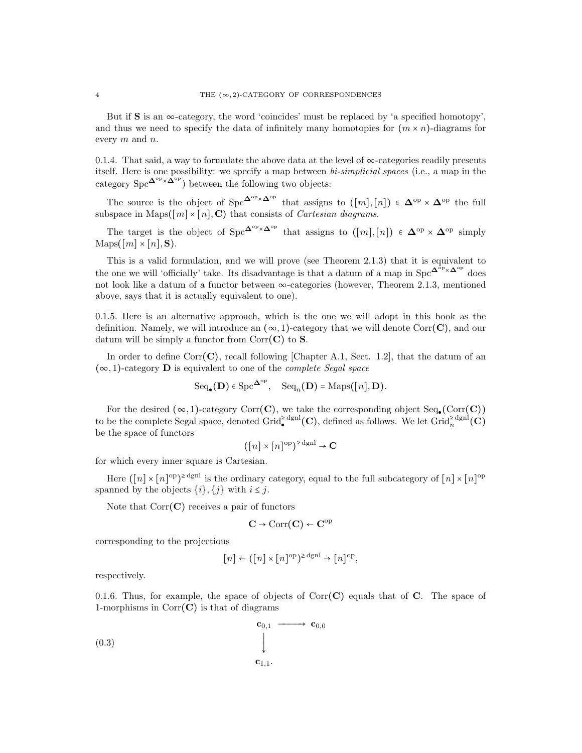But if $\mathbf{S}$ is an $\infty$-category, the word 'coincides' must be replaced by 'a specified homotopy', and thus we need to specify the data of infinitely many homotopies for $(m \times n)$-diagrams for every $m$ and $n$.

0.1.4. That said, a way to formulate the above data at the level of $\infty$-categories readily presents itself. Here is one possibility: we specify a map between *bi-simplicial spaces* (i.e., a map in the category $\mathrm{Spc}^{\mathbf{\Delta}^{\mathrm{op}} \times \mathbf{\Delta}^{\mathrm{op}}}$) between the following two objects:

The source is the object of $\mathrm{Spc}^{\mathbf{\Delta}^{\mathrm{op}} \times \mathbf{\Delta}^{\mathrm{op}}}$ that assigns to $([m],[n]) \in \mathbf{\Delta}^{\mathrm{op}} \times \mathbf{\Delta}^{\mathrm{op}}$ the full subspace in $\mathrm{Maps}([m] \times [n], \mathbf{C})$ that consists of *Cartesian diagrams*.

The target is the object of $\mathrm{Spc}^{\mathbf{\Delta}^{\mathrm{op}} \times \mathbf{\Delta}^{\mathrm{op}}}$ that assigns to $([m],[n]) \in \mathbf{\Delta}^{\mathrm{op}} \times \mathbf{\Delta}^{\mathrm{op}}$ simply $\mathrm{Maps}([m] \times [n], \mathbf{S})$.

This is a valid formulation, and we will prove (see Theorem 2.1.3) that it is equivalent to the one we will 'officially' take. Its disadvantage is that a datum of a map in $\mathrm{Spc}^{\mathbf{\Delta}^{\mathrm{op}} \times \mathbf{\Delta}^{\mathrm{op}}}$ does not look like a datum of a functor between $\infty$-categories (however, Theorem 2.1.3, mentioned above, says that it is actually equivalent to one).

0.1.5. Here is an alternative approach, which is the one we will adopt in this book as the definition. Namely, we will introduce an $(\infty,1)$-category that we will denote $\mathrm{Corr}(\mathbf{C})$, and our datum will be simply a functor from $\mathrm{Corr}(\mathbf{C})$ to $\mathbf{S}$.

In order to define $\mathrm{Corr}(\mathbf{C})$, recall following [Chapter A.1, Sect. 1.2], that the datum of an $(\infty,1)$-category $\mathbf{D}$ is equivalent to one of the *complete Segal space*

$$\mathrm{Seq}_\bullet(\mathbf{D}) \in \mathrm{Spc}^{\mathbf{\Delta}^{\mathrm{op}}}, \quad \mathrm{Seq}_n(\mathbf{D}) = \mathrm{Maps}([n], \mathbf{D}).$$

For the desired $(\infty,1)$-category $\mathrm{Corr}(\mathbf{C})$, we take the corresponding object $\mathrm{Seq}_\bullet(\mathrm{Corr}(\mathbf{C}))$ to be the complete Segal space, denoted $\mathrm{Grid}^{\geq \mathrm{dgnl}}_\bullet(\mathbf{C})$, defined as follows. We let $\mathrm{Grid}^{\geq \mathrm{dgnl}}_n(\mathbf{C})$ be the space of functors

$$([n] \times [n]^{\mathrm{op}})^{\geq \mathrm{dgnl}} \to \mathbf{C}$$

for which every inner square is Cartesian.

Here $([n] \times [n]^{\mathrm{op}})^{\geq \mathrm{dgnl}}$ is the ordinary category, equal to the full subcategory of $[n] \times [n]^{\mathrm{op}}$ spanned by the objects $\{i\}, \{j\}$ with $i \leq j$.

Note that $\mathrm{Corr}(\mathbf{C})$ receives a pair of functors

$$\mathbf{C} \to \mathrm{Corr}(\mathbf{C}) \leftarrow \mathbf{C}^{\mathrm{op}}$$

corresponding to the projections

$$[n] \leftarrow ([n] \times [n]^{\mathrm{op}})^{\geq \mathrm{dgnl}} \to [n]^{\mathrm{op}},$$

respectively.

0.1.6. Thus, for example, the space of objects of $\mathrm{Corr}(\mathbf{C})$ equals that of $\mathbf{C}$. The space of 1-morphisms in $\mathrm{Corr}(\mathbf{C})$ is that of diagrams

$$\begin{array}{ccc} \mathbf{c}_{0,1} & \longrightarrow & \mathbf{c}_{0,0} \\ \big\downarrow & & \\ \mathbf{c}_{1,1}. & & \end{array} \tag{0.3}$$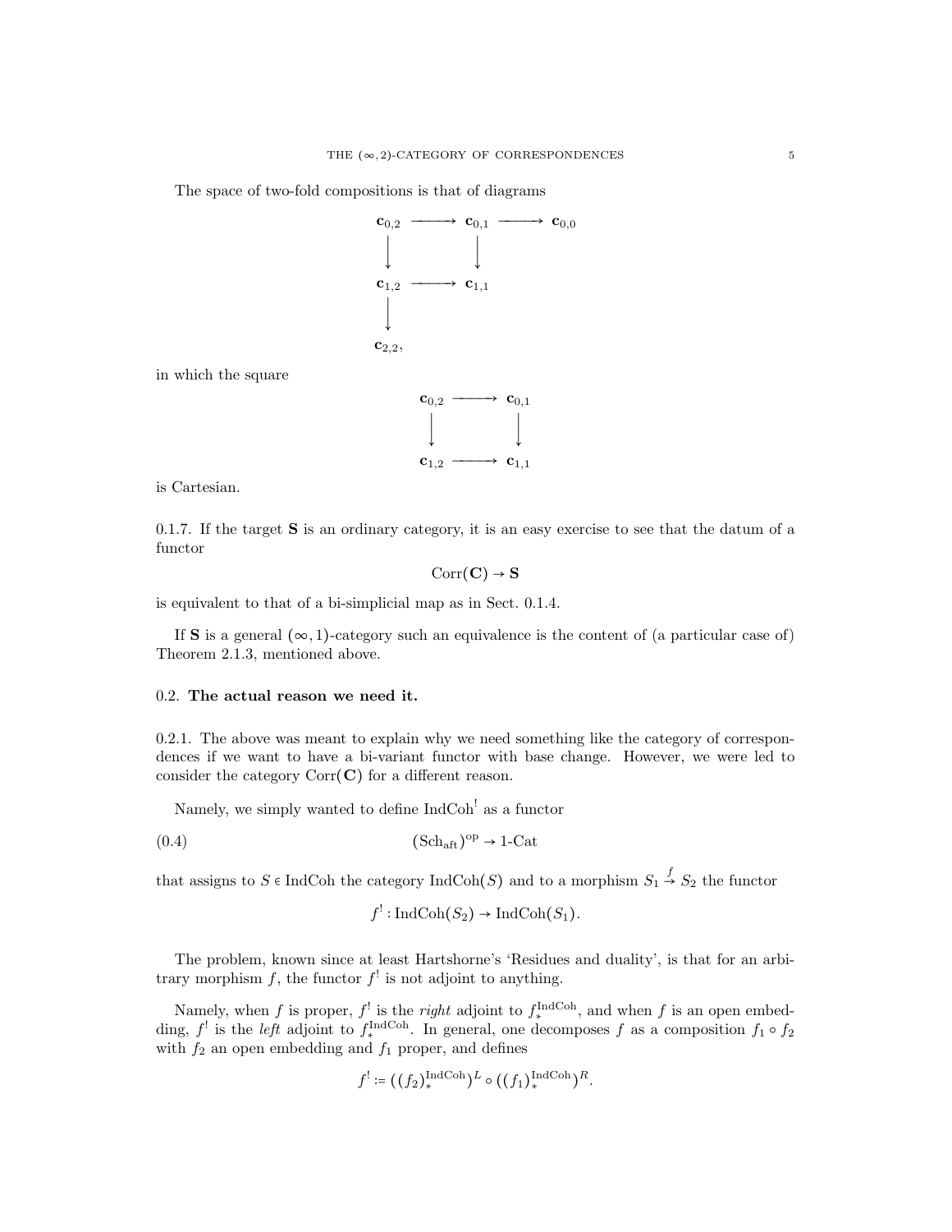The space of two-fold compositions is that of diagrams

$$\begin{array}{ccccc}
\mathbf{c}_{0,2} & \longrightarrow & \mathbf{c}_{0,1} & \longrightarrow & \mathbf{c}_{0,0} \\
\downarrow & & \downarrow & & \\
\mathbf{c}_{1,2} & \longrightarrow & \mathbf{c}_{1,1} & & \\
\downarrow & & & & \\
\mathbf{c}_{2,2}, & & & &
\end{array}$$

in which the square

$$\begin{array}{ccc}
\mathbf{c}_{0,2} & \longrightarrow & \mathbf{c}_{0,1} \\
\downarrow & & \downarrow \\
\mathbf{c}_{1,2} & \longrightarrow & \mathbf{c}_{1,1}
\end{array}$$

is Cartesian.

0.1.7. If the target $\mathbf{S}$ is an ordinary category, it is an easy exercise to see that the datum of a functor

$$\operatorname{Corr}(\mathbf{C}) \to \mathbf{S}$$

is equivalent to that of a bi-simplicial map as in Sect. 0.1.4.

If $\mathbf{S}$ is a general $(\infty, 1)$-category such an equivalence is the content of (a particular case of) Theorem 2.1.3, mentioned above.

## 0.2. **The actual reason we need it.**

0.2.1. The above was meant to explain why we need something like the category of correspondences if we want to have a bi-variant functor with base change. However, we were led to consider the category $\operatorname{Corr}(\mathbf{C})$ for a different reason.

Namely, we simply wanted to define $\operatorname{IndCoh}^!$ as a functor

$$(\mathrm{Sch}_{\mathrm{aft}})^{\mathrm{op}} \to 1\text{-Cat} \tag{0.4}$$

that assigns to $S \in \operatorname{IndCoh}$ the category $\operatorname{IndCoh}(S)$ and to a morphism $S_1 \xrightarrow{f} S_2$ the functor

$$f^! : \operatorname{IndCoh}(S_2) \to \operatorname{IndCoh}(S_1).$$

The problem, known since at least Hartshorne's 'Residues and duality', is that for an arbitrary morphism $f$, the functor $f^!$ is not adjoint to anything.

Namely, when $f$ is proper, $f^!$ is the *right* adjoint to $f_*^{\operatorname{IndCoh}}$, and when $f$ is an open embedding, $f^!$ is the *left* adjoint to $f_*^{\operatorname{IndCoh}}$. In general, one decomposes $f$ as a composition $f_1 \circ f_2$ with $f_2$ an open embedding and $f_1$ proper, and defines

$$f^! := \left((f_2)_*^{\operatorname{IndCoh}}\right)^L \circ \left((f_1)_*^{\operatorname{IndCoh}}\right)^R.$$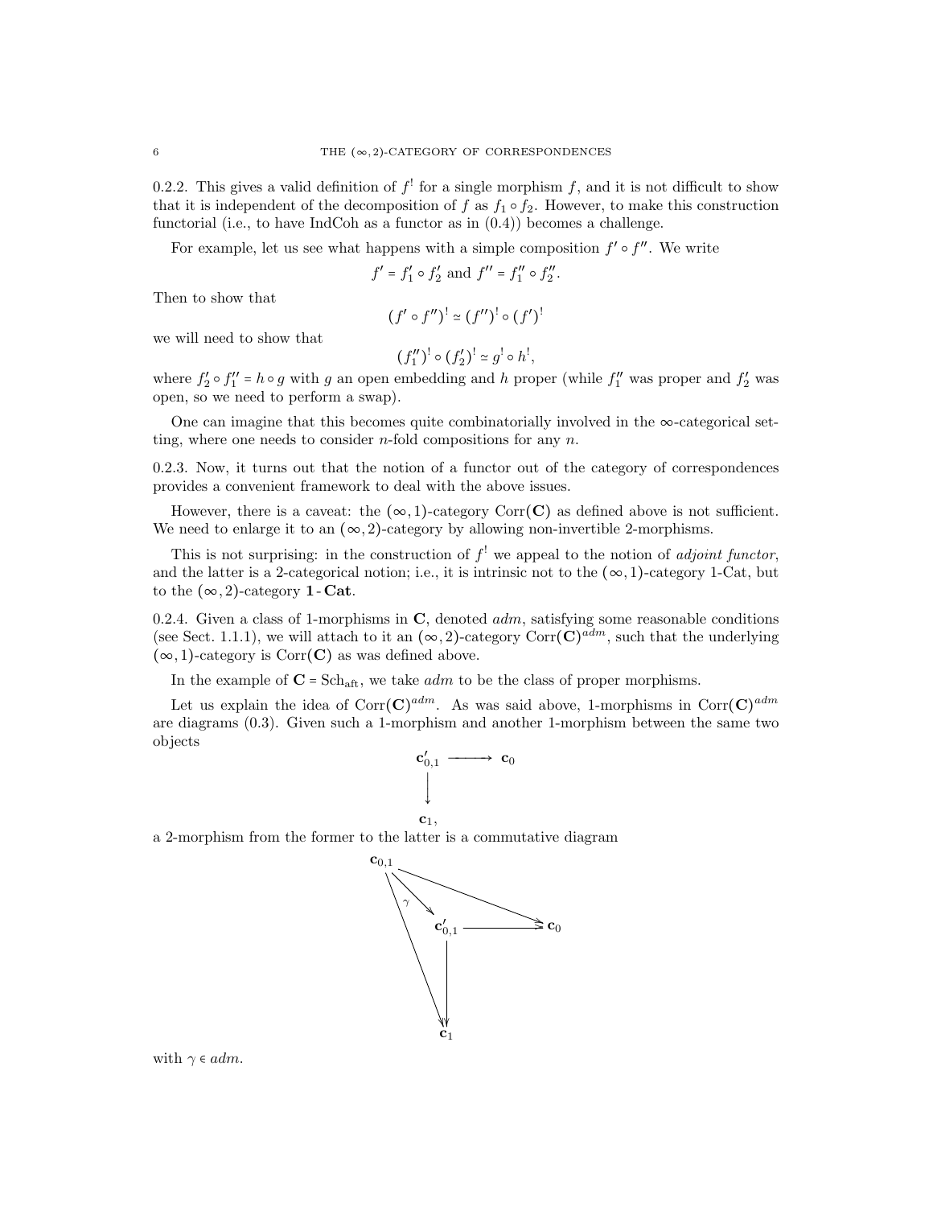0.2.2. This gives a valid definition of $f^!$ for a single morphism $f$, and it is not difficult to show that it is independent of the decomposition of $f$ as $f_1 \circ f_2$. However, to make this construction functorial (i.e., to have IndCoh as a functor as in (0.4)) becomes a challenge.

For example, let us see what happens with a simple composition $f' \circ f''$. We write

$$f' = f_1' \circ f_2' \text{ and } f'' = f_1'' \circ f_2''.$$

Then to show that

$$(f' \circ f'')^! \simeq (f'')^! \circ (f')^!$$

we will need to show that

$$(f_1'')^! \circ (f_2')^! \simeq g^! \circ h^!,$$

where $f_2' \circ f_1'' = h \circ g$ with $g$ an open embedding and $h$ proper (while $f_1''$ was proper and $f_2'$ was open, so we need to perform a swap).

One can imagine that this becomes quite combinatorially involved in the $\infty$-categorical setting, where one needs to consider $n$-fold compositions for any $n$.

0.2.3. Now, it turns out that the notion of a functor out of the category of correspondences provides a convenient framework to deal with the above issues.

However, there is a caveat: the $(\infty,1)$-category $\mathrm{Corr}(\mathbf{C})$ as defined above is not sufficient. We need to enlarge it to an $(\infty,2)$-category by allowing non-invertible 2-morphisms.

This is not surprising: in the construction of $f^!$ we appeal to the notion of *adjoint functor*, and the latter is a 2-categorical notion; i.e., it is intrinsic not to the $(\infty,1)$-category 1-Cat, but to the $(\infty,2)$-category $\mathbf{1}\text{-}\mathbf{Cat}$.

0.2.4. Given a class of 1-morphisms in $\mathbf{C}$, denoted *adm*, satisfying some reasonable conditions (see Sect. 1.1.1), we will attach to it an $(\infty,2)$-category $\mathrm{Corr}(\mathbf{C})^{adm}$, such that the underlying $(\infty,1)$-category is $\mathrm{Corr}(\mathbf{C})$ as was defined above.

In the example of $\mathbf{C} = \mathrm{Sch}_{\mathrm{aft}}$, we take *adm* to be the class of proper morphisms.

Let us explain the idea of $\mathrm{Corr}(\mathbf{C})^{adm}$. As was said above, 1-morphisms in $\mathrm{Corr}(\mathbf{C})^{adm}$ are diagrams (0.3). Given such a 1-morphism and another 1-morphism between the same two objects

$$\begin{array}{ccc} \mathbf{c}_{0,1}' & \longrightarrow & \mathbf{c}_0 \\ \downarrow & & \\ \mathbf{c}_1, & & \end{array}$$

a 2-morphism from the former to the latter is a commutative diagram

$$\begin{array}{ccccc} \mathbf{c}_{0,1} & & & & \\ & \overset{\gamma}{\searrow} & & \searrow & \\ & & \mathbf{c}_{0,1}' & \longrightarrow & \mathbf{c}_0 \\ & \searrow & \downarrow & & \\ & & \mathbf{c}_1 & & \end{array}$$

with $\gamma \in adm$.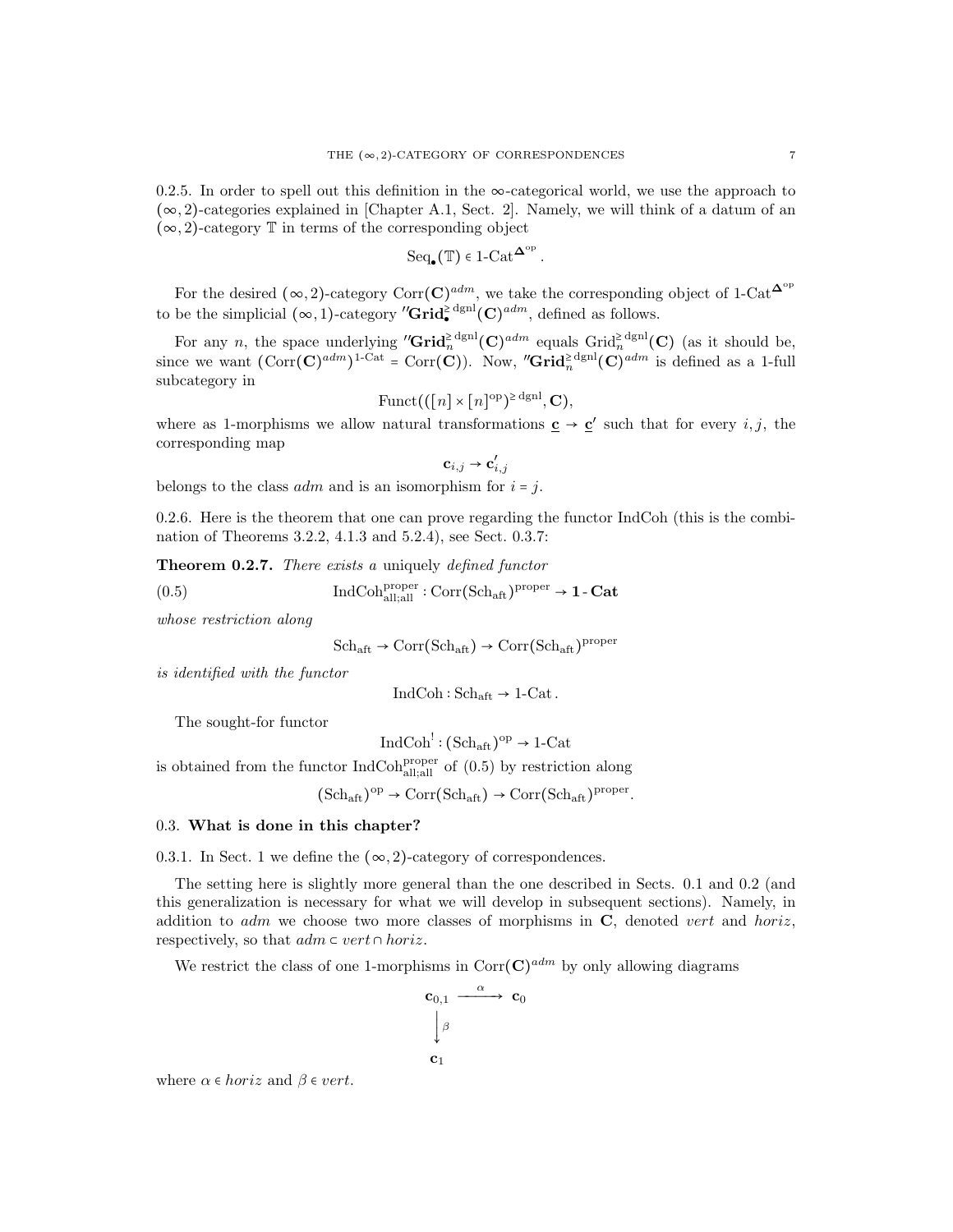0.2.5. In order to spell out this definition in the $\infty$-categorical world, we use the approach to $(\infty,2)$-categories explained in [Chapter A.1, Sect. 2]. Namely, we will think of a datum of an $(\infty,2)$-category $\mathbb{T}$ in terms of the corresponding object

$$\mathrm{Seq}_\bullet(\mathbb{T}) \in 1\text{-}\mathrm{Cat}^{\mathbf{\Delta}^{\mathrm{op}}}.$$

For the desired $(\infty,2)$-category $\mathrm{Corr}(\mathbf{C})^{adm}$, we take the corresponding object of $1\text{-}\mathrm{Cat}^{\mathbf{\Delta}^{\mathrm{op}}}$ to be the simplicial $(\infty,1)$-category ${}''\mathbf{Grid}_\bullet^{\geq \mathrm{dgnl}}(\mathbf{C})^{adm}$, defined as follows.

For any $n$, the space underlying ${}''\mathbf{Grid}_n^{\geq \mathrm{dgnl}}(\mathbf{C})^{adm}$ equals $\mathrm{Grid}_n^{\geq \mathrm{dgnl}}(\mathbf{C})$ (as it should be, since we want $(\mathrm{Corr}(\mathbf{C})^{adm})^{1\text{-}\mathrm{Cat}} = \mathrm{Corr}(\mathbf{C})$). Now, ${}''\mathbf{Grid}_n^{\geq \mathrm{dgnl}}(\mathbf{C})^{adm}$ is defined as a 1-full subcategory in

$$\mathrm{Funct}(([n]\times[n]^{\mathrm{op}})^{\geq \mathrm{dgnl}}, \mathbf{C}),$$

where as 1-morphisms we allow natural transformations $\underline{\mathbf{c}} \to \underline{\mathbf{c}}'$ such that for every $i,j$, the corresponding map

$$\mathbf{c}_{i,j} \to \mathbf{c}'_{i,j}$$

belongs to the class *adm* and is an isomorphism for $i = j$.

0.2.6. Here is the theorem that one can prove regarding the functor IndCoh (this is the combination of Theorems 3.2.2, 4.1.3 and 5.2.4), see Sect. 0.3.7:

**Theorem 0.2.7.** *There exists a* uniquely *defined functor*

$$\mathrm{IndCoh}^{\mathrm{proper}}_{\mathrm{all;all}} : \mathrm{Corr}(\mathrm{Sch}_{\mathrm{aft}})^{\mathrm{proper}} \to \mathbf{1}\text{-}\mathbf{Cat} \tag{0.5}$$

*whose restriction along*

$$\mathrm{Sch}_{\mathrm{aft}} \to \mathrm{Corr}(\mathrm{Sch}_{\mathrm{aft}}) \to \mathrm{Corr}(\mathrm{Sch}_{\mathrm{aft}})^{\mathrm{proper}}$$

*is identified with the functor*

$$\mathrm{IndCoh} : \mathrm{Sch}_{\mathrm{aft}} \to 1\text{-}\mathrm{Cat}.$$

The sought-for functor

$$\mathrm{IndCoh}^! : (\mathrm{Sch}_{\mathrm{aft}})^{\mathrm{op}} \to 1\text{-}\mathrm{Cat}$$

is obtained from the functor $\mathrm{IndCoh}^{\mathrm{proper}}_{\mathrm{all;all}}$ of (0.5) by restriction along

$$(\mathrm{Sch}_{\mathrm{aft}})^{\mathrm{op}} \to \mathrm{Corr}(\mathrm{Sch}_{\mathrm{aft}}) \to \mathrm{Corr}(\mathrm{Sch}_{\mathrm{aft}})^{\mathrm{proper}}.$$

## 0.3. **What is done in this chapter?**

0.3.1. In Sect. 1 we define the $(\infty,2)$-category of correspondences.

The setting here is slightly more general than the one described in Sects. 0.1 and 0.2 (and this generalization is necessary for what we will develop in subsequent sections). Namely, in addition to *adm* we choose two more classes of morphisms in $\mathbf{C}$, denoted *vert* and *horiz*, respectively, so that $adm \subset vert \cap horiz$.

We restrict the class of one 1-morphisms in $\mathrm{Corr}(\mathbf{C})^{adm}$ by only allowing diagrams

$$\begin{array}{ccc} \mathbf{c}_{0,1} & \xrightarrow{\alpha} & \mathbf{c}_0 \\ \Big\downarrow{\scriptstyle\beta} & & \\ \mathbf{c}_1 & & \end{array}$$

where $\alpha \in horiz$ and $\beta \in vert$.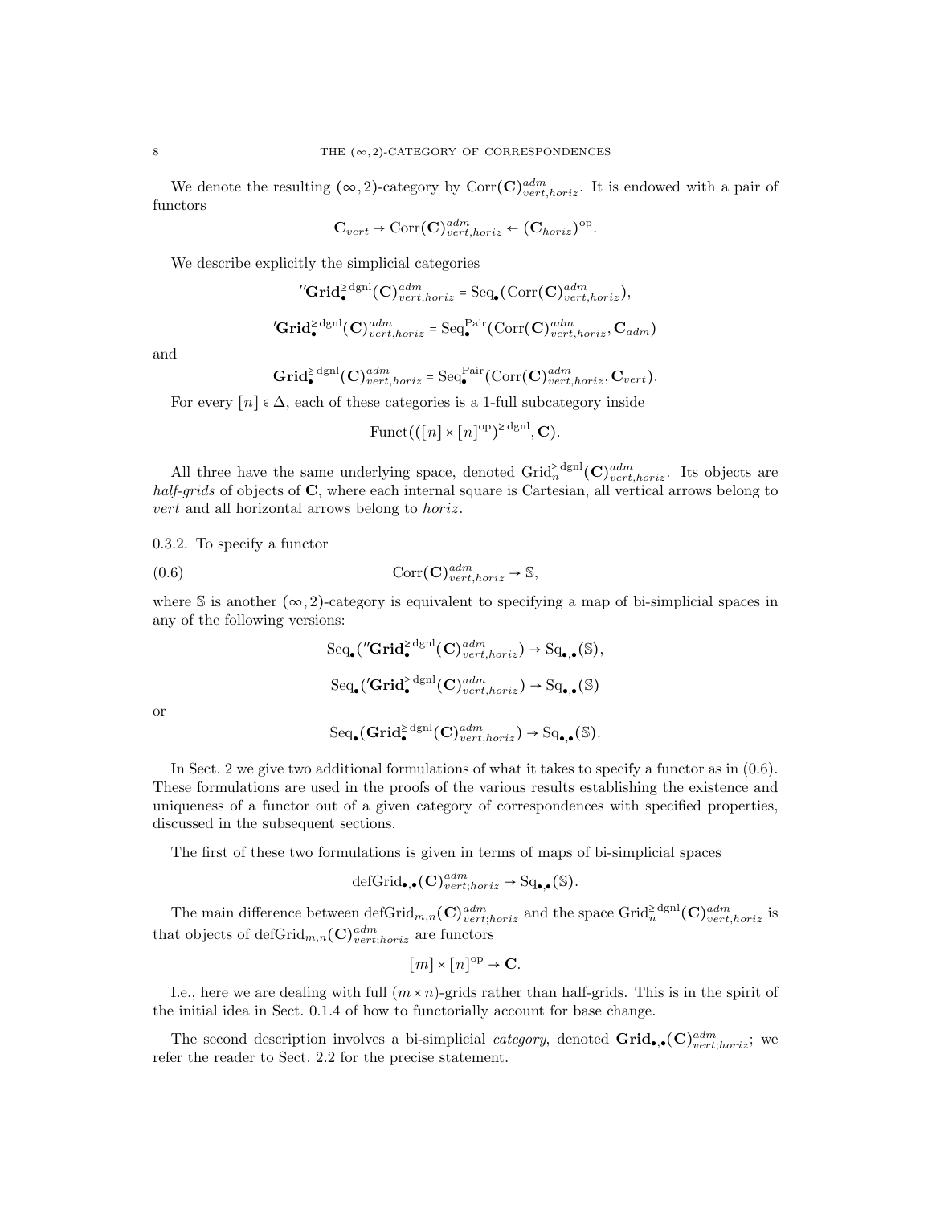We denote the resulting $(\infty,2)$-category by $\mathrm{Corr}(\mathbf{C})^{adm}_{vert,horiz}$. It is endowed with a pair of functors

$$\mathbf{C}_{vert} \to \mathrm{Corr}(\mathbf{C})^{adm}_{vert,horiz} \leftarrow (\mathbf{C}_{horiz})^{\mathrm{op}}.$$

We describe explicitly the simplicial categories

$$''\mathbf{Grid}^{\geq\,\mathrm{dgnl}}_{\bullet}(\mathbf{C})^{adm}_{vert,horiz} = \mathrm{Seq}_{\bullet}(\mathrm{Corr}(\mathbf{C})^{adm}_{vert,horiz}),$$

$$'\mathbf{Grid}^{\geq\,\mathrm{dgnl}}_{\bullet}(\mathbf{C})^{adm}_{vert,horiz} = \mathrm{Seq}^{\mathrm{Pair}}_{\bullet}(\mathrm{Corr}(\mathbf{C})^{adm}_{vert,horiz}, \mathbf{C}_{adm})$$

and

$$\mathbf{Grid}^{\geq\,\mathrm{dgnl}}_{\bullet}(\mathbf{C})^{adm}_{vert,horiz} = \mathrm{Seq}^{\mathrm{Pair}}_{\bullet}(\mathrm{Corr}(\mathbf{C})^{adm}_{vert,horiz}, \mathbf{C}_{vert}).$$

For every $[n] \in \Delta$, each of these categories is a 1-full subcategory inside

$$\mathrm{Funct}(([n]\times[n]^{\mathrm{op}})^{\geq\,\mathrm{dgnl}}, \mathbf{C}).$$

All three have the same underlying space, denoted $\mathrm{Grid}^{\geq\,\mathrm{dgnl}}_{n}(\mathbf{C})^{adm}_{vert,horiz}$. Its objects are *half-grids* of objects of $\mathbf{C}$, where each internal square is Cartesian, all vertical arrows belong to *vert* and all horizontal arrows belong to *horiz*.

0.3.2. To specify a functor

$$\mathrm{Corr}(\mathbf{C})^{adm}_{vert,horiz} \to \mathbb{S}, \tag{0.6}$$

where $\mathbb{S}$ is another $(\infty,2)$-category is equivalent to specifying a map of bi-simplicial spaces in any of the following versions:

$$\mathrm{Seq}_{\bullet}(''\mathbf{Grid}^{\geq\,\mathrm{dgnl}}_{\bullet}(\mathbf{C})^{adm}_{vert,horiz}) \to \mathrm{Sq}_{\bullet,\bullet}(\mathbb{S}),$$

$$\mathrm{Seq}_{\bullet}('\mathbf{Grid}^{\geq\,\mathrm{dgnl}}_{\bullet}(\mathbf{C})^{adm}_{vert,horiz}) \to \mathrm{Sq}_{\bullet,\bullet}(\mathbb{S})$$

or

$$\mathrm{Seq}_{\bullet}(\mathbf{Grid}^{\geq\,\mathrm{dgnl}}_{\bullet}(\mathbf{C})^{adm}_{vert,horiz}) \to \mathrm{Sq}_{\bullet,\bullet}(\mathbb{S}).$$

In Sect. 2 we give two additional formulations of what it takes to specify a functor as in (0.6). These formulations are used in the proofs of the various results establishing the existence and uniqueness of a functor out of a given category of correspondences with specified properties, discussed in the subsequent sections.

The first of these two formulations is given in terms of maps of bi-simplicial spaces

$$\mathrm{defGrid}_{\bullet,\bullet}(\mathbf{C})^{adm}_{vert;horiz} \to \mathrm{Sq}_{\bullet,\bullet}(\mathbb{S}).$$

The main difference between $\mathrm{defGrid}_{m,n}(\mathbf{C})^{adm}_{vert;horiz}$ and the space $\mathrm{Grid}^{\geq\,\mathrm{dgnl}}_{n}(\mathbf{C})^{adm}_{vert,horiz}$ is that objects of $\mathrm{defGrid}_{m,n}(\mathbf{C})^{adm}_{vert;horiz}$ are functors

$$[m]\times[n]^{\mathrm{op}} \to \mathbf{C}.$$

I.e., here we are dealing with full $(m\times n)$-grids rather than half-grids. This is in the spirit of the initial idea in Sect. 0.1.4 of how to functorially account for base change.

The second description involves a bi-simplicial *category*, denoted $\mathbf{Grid}_{\bullet,\bullet}(\mathbf{C})^{adm}_{vert;horiz}$; we refer the reader to Sect. 2.2 for the precise statement.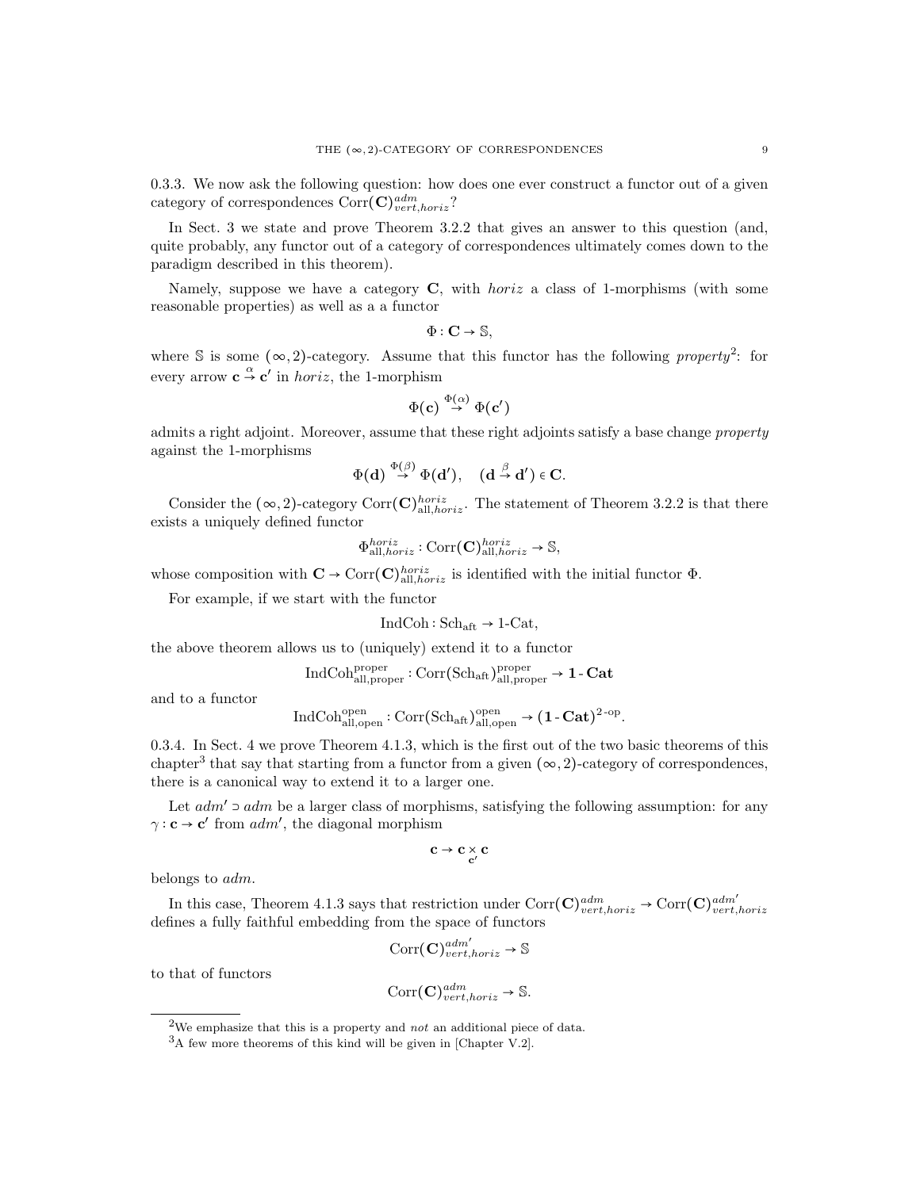0.3.3. We now ask the following question: how does one ever construct a functor out of a given category of correspondences $\mathrm{Corr}(\mathbf{C})^{adm}_{vert,horiz}$?

In Sect. 3 we state and prove Theorem 3.2.2 that gives an answer to this question (and, quite probably, any functor out of a category of correspondences ultimately comes down to the paradigm described in this theorem).

Namely, suppose we have a category $\mathbf{C}$, with *horiz* a class of 1-morphisms (with some reasonable properties) as well as a a functor

$$\Phi : \mathbf{C} \to \mathbb{S},$$

where $\mathbb{S}$ is some $(\infty, 2)$-category. Assume that this functor has the following *property*[2]: for every arrow $\mathbf{c} \overset{\alpha}{\to} \mathbf{c}'$ in *horiz*, the 1-morphism

$$\Phi(\mathbf{c}) \overset{\Phi(\alpha)}{\to} \Phi(\mathbf{c}')$$

admits a right adjoint. Moreover, assume that these right adjoints satisfy a base change *property* against the 1-morphisms

$$\Phi(\mathbf{d}) \overset{\Phi(\beta)}{\to} \Phi(\mathbf{d}'), \quad (\mathbf{d} \overset{\beta}{\to} \mathbf{d}') \in \mathbf{C}.$$

Consider the $(\infty, 2)$-category $\mathrm{Corr}(\mathbf{C})^{horiz}_{\mathrm{all},horiz}$. The statement of Theorem 3.2.2 is that there exists a uniquely defined functor

$$\Phi^{horiz}_{\mathrm{all},horiz} : \mathrm{Corr}(\mathbf{C})^{horiz}_{\mathrm{all},horiz} \to \mathbb{S},$$

whose composition with $\mathbf{C} \to \mathrm{Corr}(\mathbf{C})^{horiz}_{\mathrm{all},horiz}$ is identified with the initial functor $\Phi$.

For example, if we start with the functor

$$\mathrm{IndCoh} : \mathrm{Sch}_{\mathrm{aft}} \to 1\text{-}\mathrm{Cat},$$

the above theorem allows us to (uniquely) extend it to a functor

$$\mathrm{IndCoh}^{\mathrm{proper}}_{\mathrm{all},\mathrm{proper}} : \mathrm{Corr}(\mathrm{Sch}_{\mathrm{aft}})^{\mathrm{proper}}_{\mathrm{all},\mathrm{proper}} \to \mathbf{1}\text{-}\mathbf{Cat}$$

and to a functor

$$\mathrm{IndCoh}^{\mathrm{open}}_{\mathrm{all},\mathrm{open}} : \mathrm{Corr}(\mathrm{Sch}_{\mathrm{aft}})^{\mathrm{open}}_{\mathrm{all},\mathrm{open}} \to (\mathbf{1}\text{-}\mathbf{Cat})^{2\text{-}\mathrm{op}}.$$

0.3.4. In Sect. 4 we prove Theorem 4.1.3, which is the first out of the two basic theorems of this chapter[3] that say that starting from a functor from a given $(\infty, 2)$-category of correspondences, there is a canonical way to extend it to a larger one.

Let $adm' \supset adm$ be a larger class of morphisms, satisfying the following assumption: for any $\gamma : \mathbf{c} \to \mathbf{c}'$ from $adm'$, the diagonal morphism

$$\mathbf{c} \to \mathbf{c} \underset{\mathbf{c}'}{\times} \mathbf{c}$$

belongs to $adm$.

In this case, Theorem 4.1.3 says that restriction under $\mathrm{Corr}(\mathbf{C})^{adm}_{vert,horiz} \to \mathrm{Corr}(\mathbf{C})^{adm'}_{vert,horiz}$ defines a fully faithful embedding from the space of functors

$$\mathrm{Corr}(\mathbf{C})^{adm'}_{vert,horiz} \to \mathbb{S}$$

to that of functors

$$\mathrm{Corr}(\mathbf{C})^{adm}_{vert,horiz} \to \mathbb{S}.$$

---

[2] We emphasize that this is a property and *not* an additional piece of data.

[3] A few more theorems of this kind will be given in [Chapter V.2].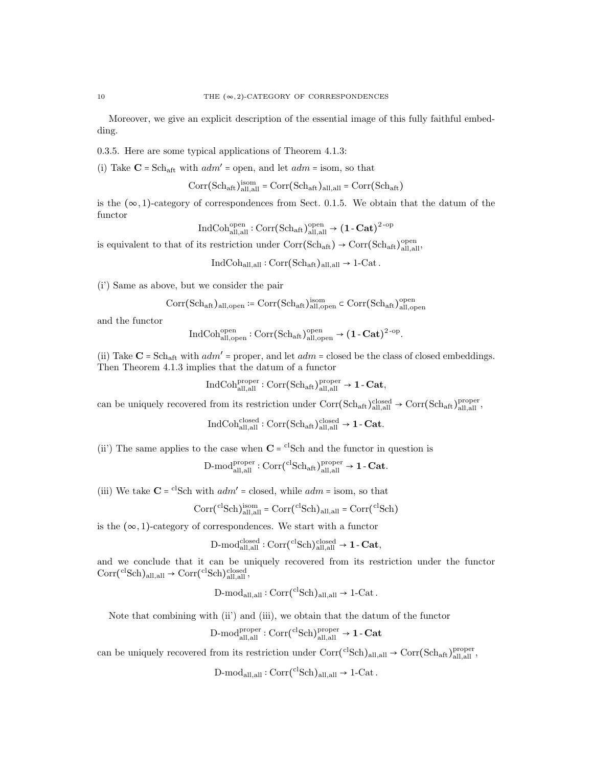Moreover, we give an explicit description of the essential image of this fully faithful embedding.

0.3.5. Here are some typical applications of Theorem 4.1.3:

(i) Take $\mathbf{C} = \mathrm{Sch}_{\mathrm{aft}}$ with $adm' = \mathrm{open}$, and let $adm = \mathrm{isom}$, so that

$$\mathrm{Corr}(\mathrm{Sch}_{\mathrm{aft}})^{\mathrm{isom}}_{\mathrm{all,all}} = \mathrm{Corr}(\mathrm{Sch}_{\mathrm{aft}})_{\mathrm{all,all}} = \mathrm{Corr}(\mathrm{Sch}_{\mathrm{aft}})$$

is the $(\infty,1)$-category of correspondences from Sect. 0.1.5. We obtain that the datum of the functor

$$\mathrm{IndCoh}^{\mathrm{open}}_{\mathrm{all,all}} : \mathrm{Corr}(\mathrm{Sch}_{\mathrm{aft}})^{\mathrm{open}}_{\mathrm{all,all}} \to (\mathbf{1}\text{-}\mathbf{Cat})^{2\text{-op}}$$

is equivalent to that of its restriction under $\mathrm{Corr}(\mathrm{Sch}_{\mathrm{aft}}) \to \mathrm{Corr}(\mathrm{Sch}_{\mathrm{aft}})^{\mathrm{open}}_{\mathrm{all,all}}$,

$$\mathrm{IndCoh}_{\mathrm{all,all}} : \mathrm{Corr}(\mathrm{Sch}_{\mathrm{aft}})_{\mathrm{all,all}} \to 1\text{-}\mathrm{Cat}.$$

(i') Same as above, but we consider the pair

$$\mathrm{Corr}(\mathrm{Sch}_{\mathrm{aft}})_{\mathrm{all,open}} := \mathrm{Corr}(\mathrm{Sch}_{\mathrm{aft}})^{\mathrm{isom}}_{\mathrm{all,open}} \subset \mathrm{Corr}(\mathrm{Sch}_{\mathrm{aft}})^{\mathrm{open}}_{\mathrm{all,open}}$$

and the functor

$$\mathrm{IndCoh}^{\mathrm{open}}_{\mathrm{all,open}} : \mathrm{Corr}(\mathrm{Sch}_{\mathrm{aft}})^{\mathrm{open}}_{\mathrm{all,open}} \to (\mathbf{1}\text{-}\mathbf{Cat})^{2\text{-op}}.$$

(ii) Take $\mathbf{C} = \mathrm{Sch}_{\mathrm{aft}}$ with $adm' = \mathrm{proper}$, and let $adm = \mathrm{closed}$ be the class of closed embeddings. Then Theorem 4.1.3 implies that the datum of a functor

$$\mathrm{IndCoh}^{\mathrm{proper}}_{\mathrm{all,all}} : \mathrm{Corr}(\mathrm{Sch}_{\mathrm{aft}})^{\mathrm{proper}}_{\mathrm{all,all}} \to \mathbf{1}\text{-}\mathbf{Cat},$$

can be uniquely recovered from its restriction under $\mathrm{Corr}(\mathrm{Sch}_{\mathrm{aft}})^{\mathrm{closed}}_{\mathrm{all,all}} \to \mathrm{Corr}(\mathrm{Sch}_{\mathrm{aft}})^{\mathrm{proper}}_{\mathrm{all,all}}$,

$$\mathrm{IndCoh}^{\mathrm{closed}}_{\mathrm{all,all}} : \mathrm{Corr}(\mathrm{Sch}_{\mathrm{aft}})^{\mathrm{closed}}_{\mathrm{all,all}} \to \mathbf{1}\text{-}\mathbf{Cat}.$$

(ii') The same applies to the case when $\mathbf{C} = {}^{\mathrm{cl}}\mathrm{Sch}$ and the functor in question is

$$\text{D-mod}^{\mathrm{proper}}_{\mathrm{all,all}} : \mathrm{Corr}({}^{\mathrm{cl}}\mathrm{Sch}_{\mathrm{aft}})^{\mathrm{proper}}_{\mathrm{all,all}} \to \mathbf{1}\text{-}\mathbf{Cat}.$$

(iii) We take $\mathbf{C} = {}^{\mathrm{cl}}\mathrm{Sch}$ with $adm' = \mathrm{closed}$, while $adm = \mathrm{isom}$, so that

$$\mathrm{Corr}({}^{\mathrm{cl}}\mathrm{Sch})^{\mathrm{isom}}_{\mathrm{all,all}} = \mathrm{Corr}({}^{\mathrm{cl}}\mathrm{Sch})_{\mathrm{all,all}} = \mathrm{Corr}({}^{\mathrm{cl}}\mathrm{Sch})$$

is the $(\infty,1)$-category of correspondences. We start with a functor

$$\text{D-mod}^{\mathrm{closed}}_{\mathrm{all,all}} : \mathrm{Corr}({}^{\mathrm{cl}}\mathrm{Sch})^{\mathrm{closed}}_{\mathrm{all,all}} \to \mathbf{1}\text{-}\mathbf{Cat},$$

and we conclude that it can be uniquely recovered from its restriction under the functor $\mathrm{Corr}({}^{\mathrm{cl}}\mathrm{Sch})_{\mathrm{all,all}} \to \mathrm{Corr}({}^{\mathrm{cl}}\mathrm{Sch})^{\mathrm{closed}}_{\mathrm{all,all}}$,

$$\text{D-mod}_{\mathrm{all,all}} : \mathrm{Corr}({}^{\mathrm{cl}}\mathrm{Sch})_{\mathrm{all,all}} \to 1\text{-}\mathrm{Cat}.$$

Note that combining with (ii') and (iii), we obtain that the datum of the functor

$$\text{D-mod}^{\mathrm{proper}}_{\mathrm{all,all}} : \mathrm{Corr}({}^{\mathrm{cl}}\mathrm{Sch})^{\mathrm{proper}}_{\mathrm{all,all}} \to \mathbf{1}\text{-}\mathbf{Cat}$$

can be uniquely recovered from its restriction under $\mathrm{Corr}({}^{\mathrm{cl}}\mathrm{Sch})_{\mathrm{all,all}} \to \mathrm{Corr}(\mathrm{Sch}_{\mathrm{aft}})^{\mathrm{proper}}_{\mathrm{all,all}}$,

$$\text{D-mod}_{\mathrm{all,all}} : \mathrm{Corr}({}^{\mathrm{cl}}\mathrm{Sch})_{\mathrm{all,all}} \to 1\text{-}\mathrm{Cat}.$$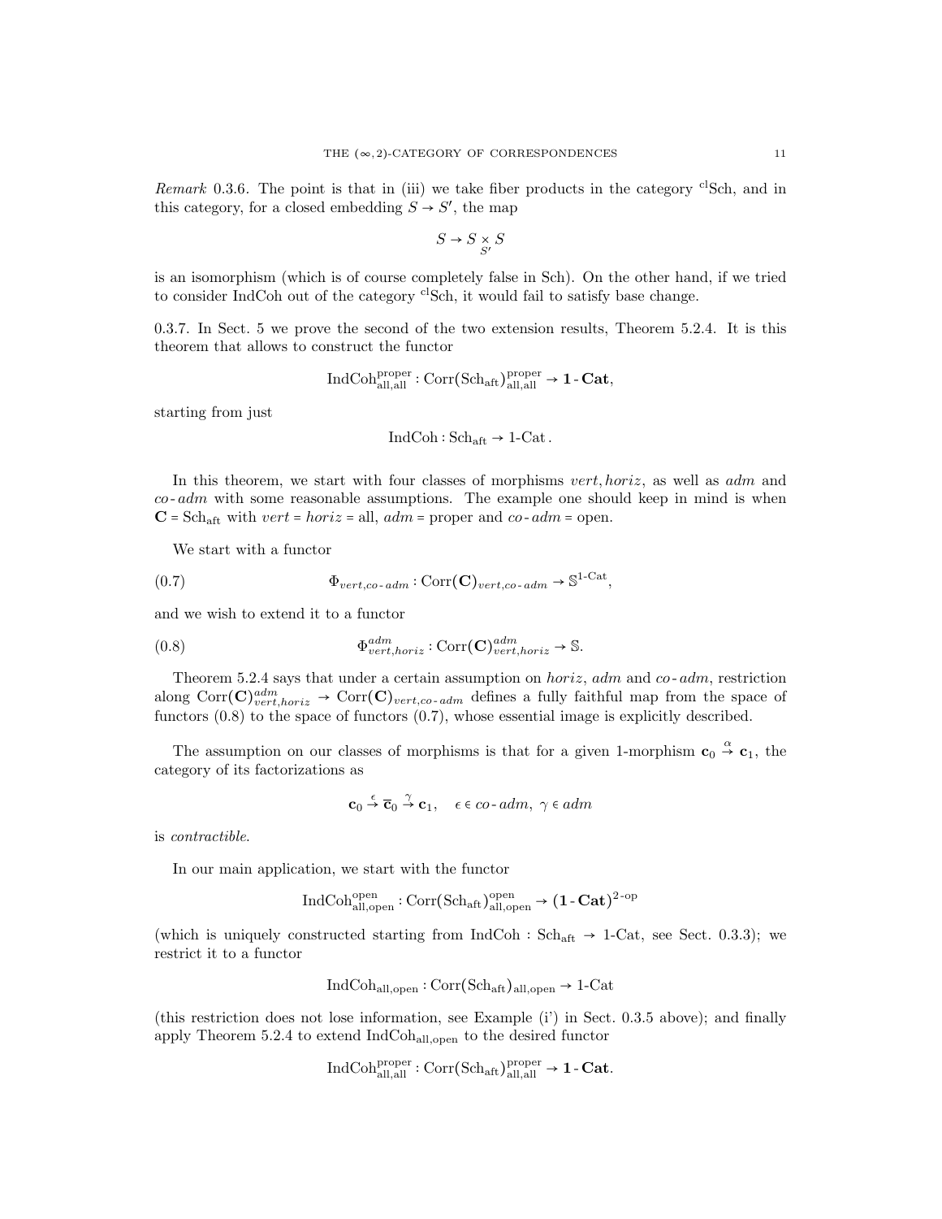*Remark* 0.3.6. The point is that in (iii) we take fiber products in the category ${}^{\mathrm{cl}}\mathrm{Sch}$, and in this category, for a closed embedding $S \to S'$, the map

$$S \to S \underset{S'}{\times} S$$

is an isomorphism (which is of course completely false in Sch). On the other hand, if we tried to consider IndCoh out of the category ${}^{\mathrm{cl}}\mathrm{Sch}$, it would fail to satisfy base change.

0.3.7. In Sect. 5 we prove the second of the two extension results, Theorem 5.2.4. It is this theorem that allows to construct the functor

$$\mathrm{IndCoh}^{\mathrm{proper}}_{\mathrm{all,all}} : \mathrm{Corr}(\mathrm{Sch}_{\mathrm{aft}})^{\mathrm{proper}}_{\mathrm{all,all}} \to \mathbf{1}\text{-}\mathbf{Cat},$$

starting from just

$$\mathrm{IndCoh} : \mathrm{Sch}_{\mathrm{aft}} \to 1\text{-}\mathrm{Cat}.$$

In this theorem, we start with four classes of morphisms $vert, horiz$, as well as $adm$ and $co\text{-}adm$ with some reasonable assumptions. The example one should keep in mind is when $\mathbf{C} = \mathrm{Sch}_{\mathrm{aft}}$ with $vert = horiz = \mathrm{all}$, $adm = \mathrm{proper}$ and $co\text{-}adm = \mathrm{open}$.

We start with a functor

$$\Phi_{vert,co\text{-}adm} : \mathrm{Corr}(\mathbf{C})_{vert,co\text{-}adm} \to \mathbb{S}^{1\text{-}\mathrm{Cat}}, \tag{0.7}$$

and we wish to extend it to a functor

$$\Phi^{adm}_{vert,horiz} : \mathrm{Corr}(\mathbf{C})^{adm}_{vert,horiz} \to \mathbb{S}. \tag{0.8}$$

Theorem 5.2.4 says that under a certain assumption on $horiz$, $adm$ and $co\text{-}adm$, restriction along $\mathrm{Corr}(\mathbf{C})^{adm}_{vert,horiz} \to \mathrm{Corr}(\mathbf{C})_{vert,co\text{-}adm}$ defines a fully faithful map from the space of functors (0.8) to the space of functors (0.7), whose essential image is explicitly described.

The assumption on our classes of morphisms is that for a given 1-morphism $\mathbf{c}_0 \overset{\alpha}{\to} \mathbf{c}_1$, the category of its factorizations as

$$\mathbf{c}_0 \overset{\epsilon}{\to} \overline{\mathbf{c}}_0 \overset{\gamma}{\to} \mathbf{c}_1, \quad \epsilon \in co\text{-}adm,\ \gamma \in adm$$

is *contractible*.

In our main application, we start with the functor

$$\mathrm{IndCoh}^{\mathrm{open}}_{\mathrm{all,open}} : \mathrm{Corr}(\mathrm{Sch}_{\mathrm{aft}})^{\mathrm{open}}_{\mathrm{all,open}} \to (\mathbf{1}\text{-}\mathbf{Cat})^{2\text{-}\mathrm{op}}$$

(which is uniquely constructed starting from $\mathrm{IndCoh} : \mathrm{Sch}_{\mathrm{aft}} \to 1\text{-}\mathrm{Cat}$, see Sect. 0.3.3); we restrict it to a functor

$$\mathrm{IndCoh}_{\mathrm{all,open}} : \mathrm{Corr}(\mathrm{Sch}_{\mathrm{aft}})_{\mathrm{all,open}} \to 1\text{-}\mathrm{Cat}$$

(this restriction does not lose information, see Example (i') in Sect. 0.3.5 above); and finally apply Theorem 5.2.4 to extend $\mathrm{IndCoh}_{\mathrm{all,open}}$ to the desired functor

$$\mathrm{IndCoh}^{\mathrm{proper}}_{\mathrm{all,all}} : \mathrm{Corr}(\mathrm{Sch}_{\mathrm{aft}})^{\mathrm{proper}}_{\mathrm{all,all}} \to \mathbf{1}\text{-}\mathbf{Cat}.$$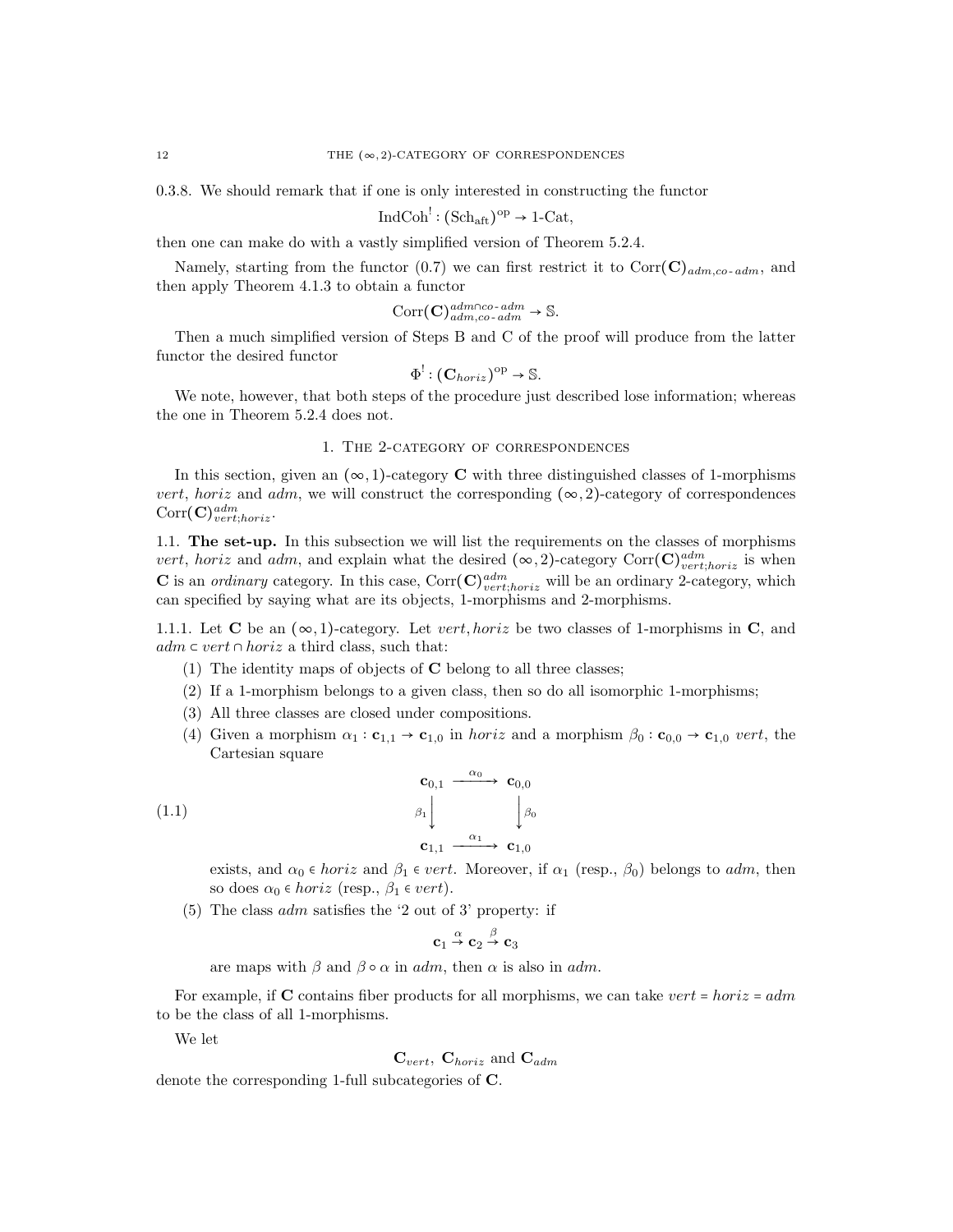0.3.8. We should remark that if one is only interested in constructing the functor

$$\text{IndCoh}^! : (\text{Sch}_{\text{aft}})^{\text{op}} \to 1\text{-Cat},$$

then one can make do with a vastly simplified version of Theorem 5.2.4.

Namely, starting from the functor (0.7) we can first restrict it to $\text{Corr}(\mathbf{C})_{adm,co\text{-}adm}$, and then apply Theorem 4.1.3 to obtain a functor

$$\text{Corr}(\mathbf{C})^{adm \cap co\text{-}adm}_{adm,co\text{-}adm} \to \mathbb{S}.$$

Then a much simplified version of Steps B and C of the proof will produce from the latter functor the desired functor

$$\Phi^! : (\mathbf{C}_{horiz})^{\text{op}} \to \mathbb{S}.$$

We note, however, that both steps of the procedure just described lose information; whereas the one in Theorem 5.2.4 does not.

## 1. The 2-category of correspondences

In this section, given an $(\infty,1)$-category $\mathbf{C}$ with three distinguished classes of 1-morphisms *vert*, *horiz* and *adm*, we will construct the corresponding $(\infty,2)$-category of correspondences $\text{Corr}(\mathbf{C})^{adm}_{vert;horiz}$.

### 1.1. The set-up.

In this subsection we will list the requirements on the classes of morphisms *vert*, *horiz* and *adm*, and explain what the desired $(\infty,2)$-category $\text{Corr}(\mathbf{C})^{adm}_{vert;horiz}$ is when $\mathbf{C}$ is an *ordinary* category. In this case, $\text{Corr}(\mathbf{C})^{adm}_{vert;horiz}$ will be an ordinary 2-category, which can specified by saying what are its objects, 1-morphisms and 2-morphisms.

1.1.1. Let $\mathbf{C}$ be an $(\infty,1)$-category. Let *vert*, *horiz* be two classes of 1-morphisms in $\mathbf{C}$, and $adm \subset vert \cap horiz$ a third class, such that:

1. The identity maps of objects of $\mathbf{C}$ belong to all three classes;
2. If a 1-morphism belongs to a given class, then so do all isomorphic 1-morphisms;
3. All three classes are closed under compositions.
4. Given a morphism $\alpha_1 : \mathbf{c}_{1,1} \to \mathbf{c}_{1,0}$ in *horiz* and a morphism $\beta_0 : \mathbf{c}_{0,0} \to \mathbf{c}_{1,0}$ *vert*, the Cartesian square

$$\begin{array}{ccc} \mathbf{c}_{0,1} & \xrightarrow{\alpha_0} & \mathbf{c}_{0,0} \\ {\scriptstyle\beta_1}\downarrow & & \downarrow{\scriptstyle\beta_0} \\ \mathbf{c}_{1,1} & \xrightarrow{\alpha_1} & \mathbf{c}_{1,0} \end{array} \tag{1.1}$$

   exists, and $\alpha_0 \in horiz$ and $\beta_1 \in vert$. Moreover, if $\alpha_1$ (resp., $\beta_0$) belongs to *adm*, then so does $\alpha_0 \in horiz$ (resp., $\beta_1 \in vert$).
5. The class *adm* satisfies the '2 out of 3' property: if

$$\mathbf{c}_1 \overset{\alpha}{\to} \mathbf{c}_2 \overset{\beta}{\to} \mathbf{c}_3$$

   are maps with $\beta$ and $\beta \circ \alpha$ in *adm*, then $\alpha$ is also in *adm*.

For example, if $\mathbf{C}$ contains fiber products for all morphisms, we can take $vert = horiz = adm$ to be the class of all 1-morphisms.

We let

$$\mathbf{C}_{vert},\ \mathbf{C}_{horiz} \text{ and } \mathbf{C}_{adm}$$

denote the corresponding 1-full subcategories of $\mathbf{C}$.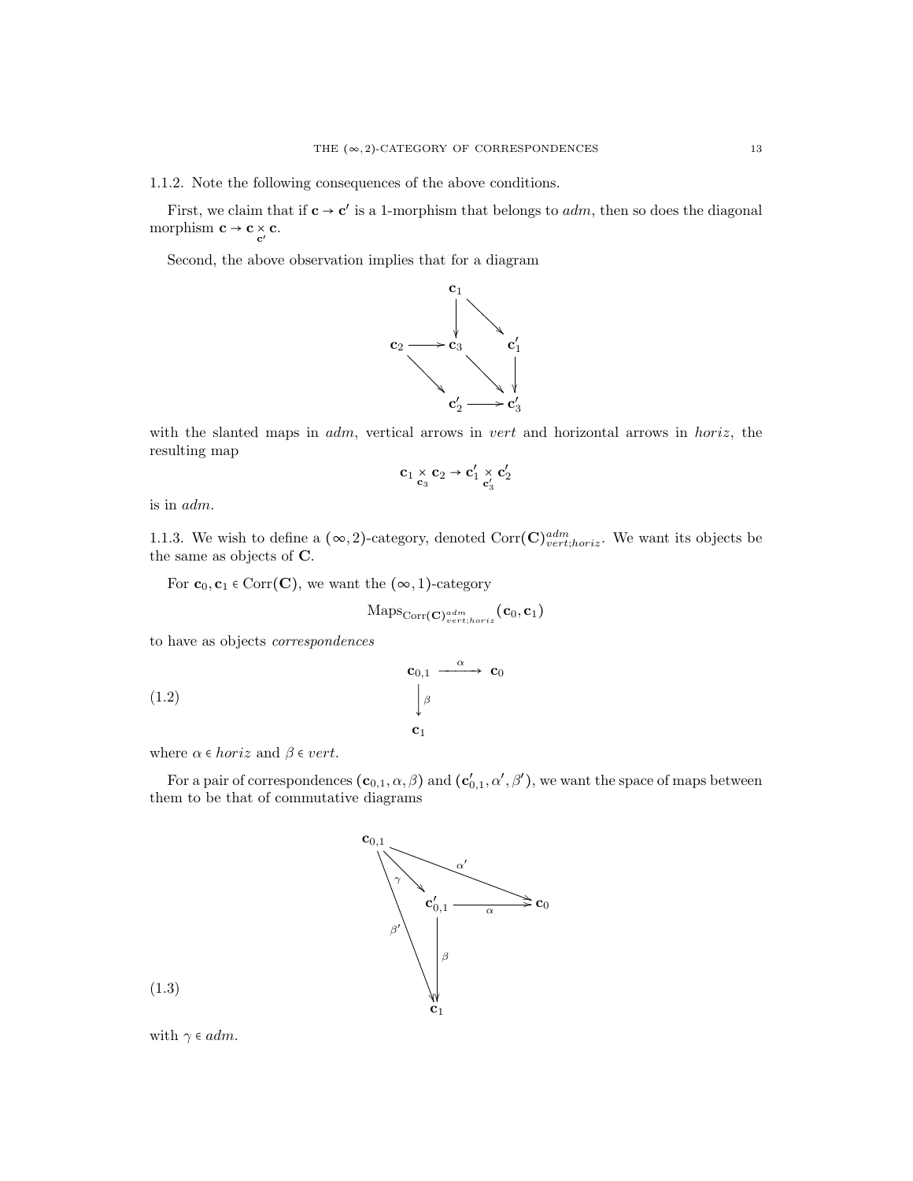1.1.2. Note the following consequences of the above conditions.

First, we claim that if $\mathbf{c} \to \mathbf{c}'$ is a 1-morphism that belongs to *adm*, then so does the diagonal morphism $\mathbf{c} \to \mathbf{c} \underset{\mathbf{c}'}{\times} \mathbf{c}$.

Second, the above observation implies that for a diagram

$$
\begin{array}{ccccc}
 & & \mathbf{c}_1 & & \\
 & & \downarrow & \searrow & \\
\mathbf{c}_2 & \longrightarrow & \mathbf{c}_3 & & \mathbf{c}'_1 \\
 & \searrow & & \searrow & \downarrow \\
 & & \mathbf{c}'_2 & \longrightarrow & \mathbf{c}'_3
\end{array}
$$

with the slanted maps in *adm*, vertical arrows in *vert* and horizontal arrows in *horiz*, the resulting map

$$\mathbf{c}_1 \underset{\mathbf{c}_3}{\times} \mathbf{c}_2 \to \mathbf{c}'_1 \underset{\mathbf{c}'_3}{\times} \mathbf{c}'_2$$

is in *adm*.

1.1.3. We wish to define a $(\infty, 2)$-category, denoted $\operatorname{Corr}(\mathbf{C})^{adm}_{vert;horiz}$. We want its objects be the same as objects of $\mathbf{C}$.

For $\mathbf{c}_0, \mathbf{c}_1 \in \operatorname{Corr}(\mathbf{C})$, we want the $(\infty, 1)$-category

$$\operatorname{Maps}_{\operatorname{Corr}(\mathbf{C})^{adm}_{vert;horiz}}(\mathbf{c}_0, \mathbf{c}_1)$$

to have as objects *correspondences*

$$
\begin{array}{ccc}
\mathbf{c}_{0,1} & \xrightarrow{\alpha} & \mathbf{c}_0 \\
\Big\downarrow{\scriptstyle \beta} & & \\
\mathbf{c}_1 & &
\end{array}
\tag{1.2}
$$

where $\alpha \in horiz$ and $\beta \in vert$.

For a pair of correspondences $(\mathbf{c}_{0,1}, \alpha, \beta)$ and $(\mathbf{c}'_{0,1}, \alpha', \beta')$, we want the space of maps between them to be that of commutative diagrams

$$
\begin{array}{ccccc}
\mathbf{c}_{0,1} & & \xrightarrow{\alpha'} & & \\
 & \searrow{\scriptstyle \gamma} & & & \\
 & & \mathbf{c}'_{0,1} & \xrightarrow{\alpha} & \mathbf{c}_0 \\
 & {\scriptstyle \beta'}\searrow & \Big\downarrow{\scriptstyle \beta} & & \\
 & & \mathbf{c}_1 & &
\end{array}
\tag{1.3}
$$

with $\gamma \in adm$.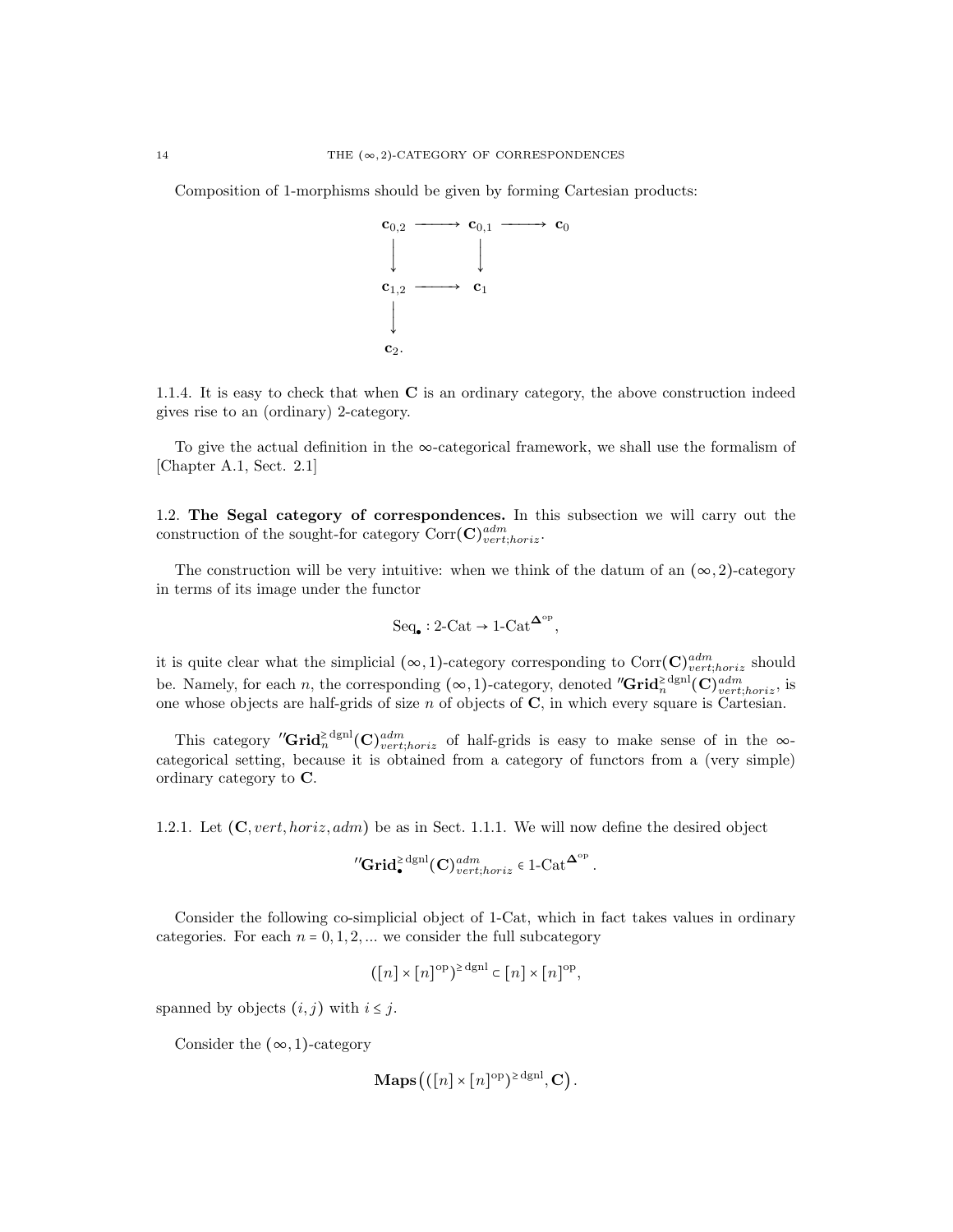Composition of 1-morphisms should be given by forming Cartesian products:

$$
\begin{array}{ccccc}
\mathbf{c}_{0,2} & \longrightarrow & \mathbf{c}_{0,1} & \longrightarrow & \mathbf{c}_0 \\
\downarrow & & \downarrow & & \\
\mathbf{c}_{1,2} & \longrightarrow & \mathbf{c}_1 & & \\
\downarrow & & & & \\
\mathbf{c}_2. & & & &
\end{array}
$$

1.1.4. It is easy to check that when $\mathbf{C}$ is an ordinary category, the above construction indeed gives rise to an (ordinary) 2-category.

To give the actual definition in the $\infty$-categorical framework, we shall use the formalism of [Chapter A.1, Sect. 2.1]

## 1.2. The Segal category of correspondences.

In this subsection we will carry out the construction of the sought-for category $\mathrm{Corr}(\mathbf{C})^{adm}_{vert;horiz}$.

The construction will be very intuitive: when we think of the datum of an $(\infty,2)$-category in terms of its image under the functor

$$\mathrm{Seq}_\bullet : 2\text{-Cat} \to 1\text{-Cat}^{\mathbf{\Delta}^{\mathrm{op}}},$$

it is quite clear what the simplicial $(\infty,1)$-category corresponding to $\mathrm{Corr}(\mathbf{C})^{adm}_{vert;horiz}$ should be. Namely, for each $n$, the corresponding $(\infty,1)$-category, denoted $''\mathbf{Grid}^{\geq \mathrm{dgnl}}_n(\mathbf{C})^{adm}_{vert;horiz}$, is one whose objects are half-grids of size $n$ of objects of $\mathbf{C}$, in which every square is Cartesian.

This category $''\mathbf{Grid}^{\geq \mathrm{dgnl}}_n(\mathbf{C})^{adm}_{vert;horiz}$ of half-grids is easy to make sense of in the $\infty$-categorical setting, because it is obtained from a category of functors from a (very simple) ordinary category to $\mathbf{C}$.

1.2.1. Let $(\mathbf{C}, vert, horiz, adm)$ be as in Sect. 1.1.1. We will now define the desired object

$$''\mathbf{Grid}^{\geq \mathrm{dgnl}}_\bullet(\mathbf{C})^{adm}_{vert;horiz} \in 1\text{-Cat}^{\mathbf{\Delta}^{\mathrm{op}}}.$$

Consider the following co-simplicial object of 1-Cat, which in fact takes values in ordinary categories. For each $n = 0,1,2,...$ we consider the full subcategory

$$([n] \times [n]^{\mathrm{op}})^{\geq \mathrm{dgnl}} \subset [n] \times [n]^{\mathrm{op}},$$

spanned by objects $(i,j)$ with $i \leq j$.

Consider the $(\infty,1)$-category

$$\mathbf{Maps}\left(([n] \times [n]^{\mathrm{op}})^{\geq \mathrm{dgnl}}, \mathbf{C}\right).$$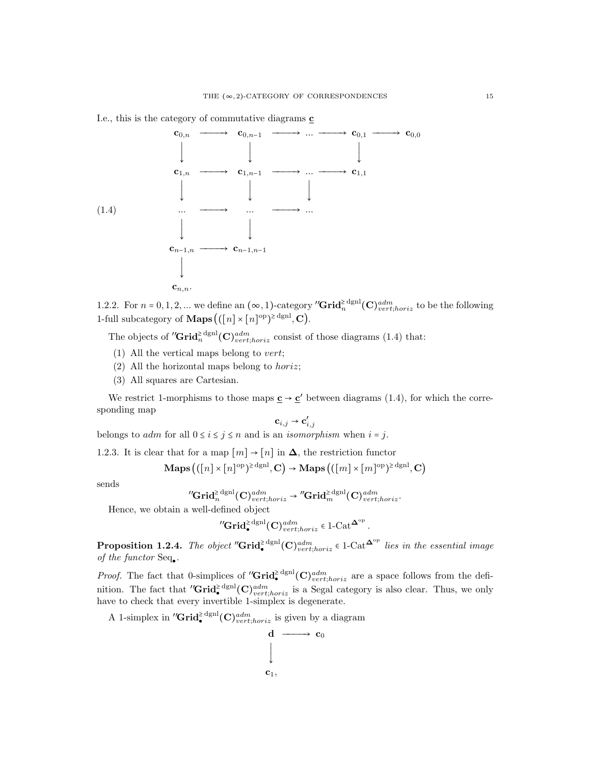I.e., this is the category of commutative diagrams $\underline{\mathbf{c}}$

$$
\begin{array}{ccccccccc}
\mathbf{c}_{0,n} & \longrightarrow & \mathbf{c}_{0,n-1} & \longrightarrow & ... & \longrightarrow & \mathbf{c}_{0,1} & \longrightarrow & \mathbf{c}_{0,0} \\
\downarrow & & \downarrow & & & & \downarrow & & \\
\mathbf{c}_{1,n} & \longrightarrow & \mathbf{c}_{1,n-1} & \longrightarrow & ... & \longrightarrow & \mathbf{c}_{1,1} & & \\
\downarrow & & \downarrow & & \downarrow & & & & \\
... & \longrightarrow & ... & \longrightarrow & ... & & & & \\
\downarrow & & \downarrow & & & & & & \\
\mathbf{c}_{n-1,n} & \longrightarrow & \mathbf{c}_{n-1,n-1} & & & & & & \\
\downarrow & & & & & & & & \\
\mathbf{c}_{n,n}. & & & & & & & &
\end{array}
\tag{1.4}
$$

1.2.2. For $n = 0, 1, 2, ...$ we define an $(\infty, 1)$-category $''\mathbf{Grid}_n^{\geq \mathrm{dgnl}}(\mathbf{C})_{vert;horiz}^{adm}$ to be the following 1-full subcategory of $\mathbf{Maps}\big(([n] \times [n]^{\mathrm{op}})^{\geq \mathrm{dgnl}}, \mathbf{C}\big)$.

The objects of $''\mathbf{Grid}_n^{\geq \mathrm{dgnl}}(\mathbf{C})_{vert;horiz}^{adm}$ consist of those diagrams (1.4) that:

1. All the vertical maps belong to *vert*;
2. All the horizontal maps belong to *horiz*;
3. All squares are Cartesian.

We restrict 1-morphisms to those maps $\underline{\mathbf{c}} \to \underline{\mathbf{c}}'$ between diagrams (1.4), for which the corresponding map

$$\mathbf{c}_{i,j} \to \mathbf{c}'_{i,j}$$

belongs to *adm* for all $0 \leq i \leq j \leq n$ and is an *isomorphism* when $i = j$.

1.2.3. It is clear that for a map $[m] \to [n]$ in $\mathbf{\Delta}$, the restriction functor

$$\mathbf{Maps}\big(([n] \times [n]^{\mathrm{op}})^{\geq \mathrm{dgnl}}, \mathbf{C}\big) \to \mathbf{Maps}\big(([m] \times [m]^{\mathrm{op}})^{\geq \mathrm{dgnl}}, \mathbf{C}\big)$$

sends

$$''\mathbf{Grid}_n^{\geq \mathrm{dgnl}}(\mathbf{C})_{vert;horiz}^{adm} \to {''\mathbf{Grid}_m^{\geq \mathrm{dgnl}}(\mathbf{C})_{vert;horiz}^{adm}}.$$

Hence, we obtain a well-defined object

$$''\mathbf{Grid}_\bullet^{\geq \mathrm{dgnl}}(\mathbf{C})_{vert;horiz}^{adm} \in 1\text{-}\mathrm{Cat}^{\mathbf{\Delta}^{\mathrm{op}}}.$$

**Proposition 1.2.4.** *The object* $''\mathbf{Grid}_\bullet^{\geq \mathrm{dgnl}}(\mathbf{C})_{vert;horiz}^{adm} \in 1\text{-}\mathrm{Cat}^{\mathbf{\Delta}^{\mathrm{op}}}$ *lies in the essential image of the functor* $\mathrm{Seq}_\bullet$.

*Proof.* The fact that 0-simplices of $''\mathbf{Grid}_\bullet^{\geq \mathrm{dgnl}}(\mathbf{C})_{vert;horiz}^{adm}$ are a space follows from the definition. The fact that $''\mathbf{Grid}_\bullet^{\geq \mathrm{dgnl}}(\mathbf{C})_{vert;horiz}^{adm}$ is a Segal category is also clear. Thus, we only have to check that every invertible 1-simplex is degenerate.

A 1-simplex in $''\mathbf{Grid}_\bullet^{\geq \mathrm{dgnl}}(\mathbf{C})_{vert;horiz}^{adm}$ is given by a diagram

$$
\begin{array}{ccc}
\mathbf{d} & \longrightarrow & \mathbf{c}_0 \\
\downarrow & & \\
\mathbf{c}_1, & &
\end{array}
$$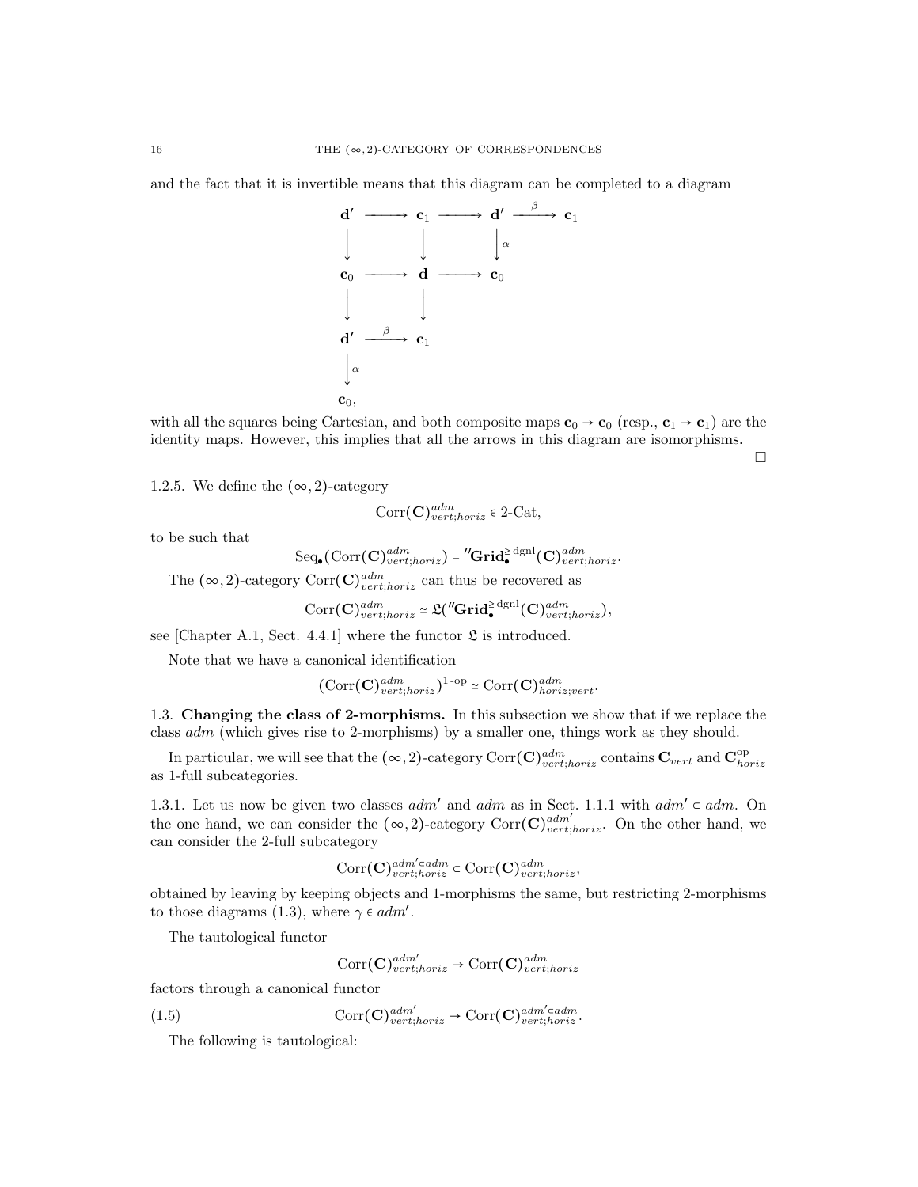and the fact that it is invertible means that this diagram can be completed to a diagram

$$
\begin{array}{ccccccc}
\mathbf{d}' & \longrightarrow & \mathbf{c}_1 & \longrightarrow & \mathbf{d}' & \xrightarrow{\beta} & \mathbf{c}_1 \\
\big\downarrow & & \big\downarrow & & \big\downarrow{\scriptstyle \alpha} & & \\
\mathbf{c}_0 & \longrightarrow & \mathbf{d} & \longrightarrow & \mathbf{c}_0 & & \\
\big\downarrow & & \big\downarrow & & & & \\
\mathbf{d}' & \xrightarrow{\beta} & \mathbf{c}_1 & & & & \\
\big\downarrow{\scriptstyle \alpha} & & & & & & \\
\mathbf{c}_0, & & & & & &
\end{array}
$$

with all the squares being Cartesian, and both composite maps $\mathbf{c}_0 \to \mathbf{c}_0$ (resp., $\mathbf{c}_1 \to \mathbf{c}_1$) are the identity maps. However, this implies that all the arrows in this diagram are isomorphisms.

□

1.2.5. We define the $(\infty, 2)$-category

$$\mathrm{Corr}(\mathbf{C})^{adm}_{vert;horiz} \in 2\text{-Cat},$$

to be such that

$$\mathrm{Seq}_\bullet(\mathrm{Corr}(\mathbf{C})^{adm}_{vert;horiz}) = {}''\mathbf{Grid}^{\geq \mathrm{dgnl}}_\bullet(\mathbf{C})^{adm}_{vert;horiz}.$$

The $(\infty, 2)$-category $\mathrm{Corr}(\mathbf{C})^{adm}_{vert;horiz}$ can thus be recovered as

$$\mathrm{Corr}(\mathbf{C})^{adm}_{vert;horiz} \simeq \mathfrak{L}({}''\mathbf{Grid}^{\geq \mathrm{dgnl}}_\bullet(\mathbf{C})^{adm}_{vert;horiz}),$$

see [Chapter A.1, Sect. 4.4.1] where the functor $\mathfrak{L}$ is introduced.

Note that we have a canonical identification

$$(\mathrm{Corr}(\mathbf{C})^{adm}_{vert;horiz})^{1\text{-op}} \simeq \mathrm{Corr}(\mathbf{C})^{adm}_{horiz;vert}.$$

## 1.3. Changing the class of 2-morphisms.

In this subsection we show that if we replace the class *adm* (which gives rise to 2-morphisms) by a smaller one, things work as they should.

In particular, we will see that the $(\infty, 2)$-category $\mathrm{Corr}(\mathbf{C})^{adm}_{vert;horiz}$ contains $\mathbf{C}_{vert}$ and $\mathbf{C}^{\mathrm{op}}_{horiz}$ as 1-full subcategories.

1.3.1. Let us now be given two classes $adm'$ and $adm$ as in Sect. 1.1.1 with $adm' \subset adm$. On the one hand, we can consider the $(\infty, 2)$-category $\mathrm{Corr}(\mathbf{C})^{adm'}_{vert;horiz}$. On the other hand, we can consider the 2-full subcategory

$$\mathrm{Corr}(\mathbf{C})^{adm' \subset adm}_{vert;horiz} \subset \mathrm{Corr}(\mathbf{C})^{adm}_{vert;horiz},$$

obtained by leaving by keeping objects and 1-morphisms the same, but restricting 2-morphisms to those diagrams (1.3), where $\gamma \in adm'$.

The tautological functor

$$\mathrm{Corr}(\mathbf{C})^{adm'}_{vert;horiz} \to \mathrm{Corr}(\mathbf{C})^{adm}_{vert;horiz}$$

factors through a canonical functor

$$\mathrm{Corr}(\mathbf{C})^{adm'}_{vert;horiz} \to \mathrm{Corr}(\mathbf{C})^{adm' \subset adm}_{vert;horiz}. \tag{1.5}$$

The following is tautological: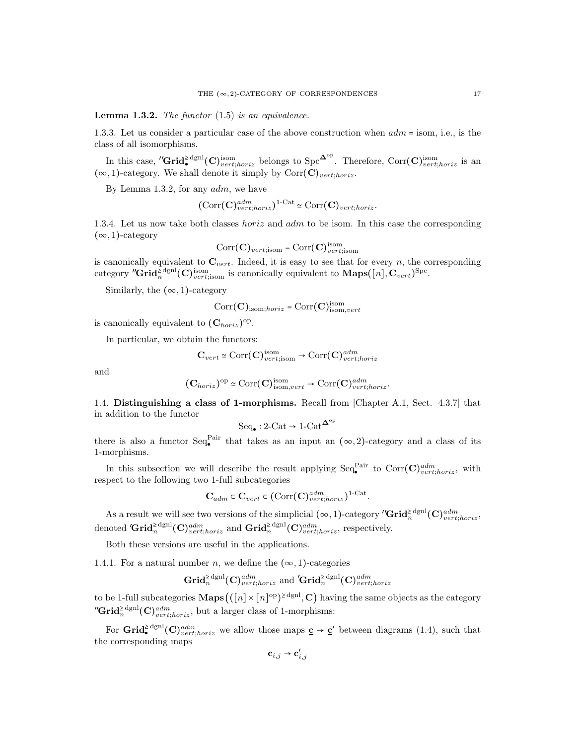**Lemma 1.3.2.** *The functor* (1.5) *is an equivalence.*

1.3.3. Let us consider a particular case of the above construction when $adm$ = isom, i.e., is the class of all isomorphisms.

In this case, $''\mathbf{Grid}^{\geq \mathrm{dgnl}}_\bullet(\mathbf{C})^{\mathrm{isom}}_{vert;horiz}$ belongs to $\mathrm{Spc}^{\mathbf{\Delta}^{\mathrm{op}}}$. Therefore, $\mathrm{Corr}(\mathbf{C})^{\mathrm{isom}}_{vert;horiz}$ is an $(\infty,1)$-category. We shall denote it simply by $\mathrm{Corr}(\mathbf{C})_{vert;horiz}$.

By Lemma 1.3.2, for any $adm$, we have

$$(\mathrm{Corr}(\mathbf{C})^{adm}_{vert;horiz})^{1\text{-Cat}} \simeq \mathrm{Corr}(\mathbf{C})_{vert;horiz}.$$

1.3.4. Let us now take both classes $horiz$ and $adm$ to be isom. In this case the corresponding $(\infty,1)$-category

$$\mathrm{Corr}(\mathbf{C})_{vert;\mathrm{isom}} = \mathrm{Corr}(\mathbf{C})^{\mathrm{isom}}_{vert;\mathrm{isom}}$$

is canonically equivalent to $\mathbf{C}_{vert}$. Indeed, it is easy to see that for every $n$, the corresponding category $''\mathbf{Grid}^{\geq \mathrm{dgnl}}_n(\mathbf{C})^{\mathrm{isom}}_{vert;\mathrm{isom}}$ is canonically equivalent to $\mathbf{Maps}([n],\mathbf{C}_{vert})^{\mathrm{Spc}}$.

Similarly, the $(\infty,1)$-category

$$\mathrm{Corr}(\mathbf{C})_{\mathrm{isom};horiz} = \mathrm{Corr}(\mathbf{C})^{\mathrm{isom}}_{\mathrm{isom},vert}$$

is canonically equivalent to $(\mathbf{C}_{horiz})^{\mathrm{op}}$.

In particular, we obtain the functors:

$$\mathbf{C}_{vert} \simeq \mathrm{Corr}(\mathbf{C})^{\mathrm{isom}}_{vert;\mathrm{isom}} \to \mathrm{Corr}(\mathbf{C})^{adm}_{vert;horiz}$$

and

$$(\mathbf{C}_{horiz})^{\mathrm{op}} \simeq \mathrm{Corr}(\mathbf{C})^{\mathrm{isom}}_{\mathrm{isom},vert} \to \mathrm{Corr}(\mathbf{C})^{adm}_{vert;horiz}.$$

## 1.4. Distinguishing a class of 1-morphisms.

Recall from [Chapter A.1, Sect. 4.3.7] that in addition to the functor

$$\mathrm{Seq}_\bullet : 2\text{-Cat} \to 1\text{-Cat}^{\mathbf{\Delta}^{\mathrm{op}}}$$

there is also a functor $\mathrm{Seq}^{\mathrm{Pair}}_\bullet$ that takes as an input an $(\infty,2)$-category and a class of its 1-morphisms.

In this subsection we will describe the result applying $\mathrm{Seq}^{\mathrm{Pair}}_\bullet$ to $\mathrm{Corr}(\mathbf{C})^{adm}_{vert;horiz}$, with respect to the following two 1-full subcategories

$$\mathbf{C}_{adm} \subset \mathbf{C}_{vert} \subset (\mathrm{Corr}(\mathbf{C})^{adm}_{vert;horiz})^{1\text{-Cat}}.$$

As a result we will see two versions of the simplicial $(\infty,1)$-category $''\mathbf{Grid}^{\geq \mathrm{dgnl}}_n(\mathbf{C})^{adm}_{vert;horiz}$, denoted $'\mathbf{Grid}^{\geq \mathrm{dgnl}}_n(\mathbf{C})^{adm}_{vert;horiz}$ and $\mathbf{Grid}^{\geq \mathrm{dgnl}}_n(\mathbf{C})^{adm}_{vert;horiz}$, respectively.

Both these versions are useful in the applications.

1.4.1. For a natural number $n$, we define the $(\infty,1)$-categories

$$\mathbf{Grid}^{\geq \mathrm{dgnl}}_n(\mathbf{C})^{adm}_{vert;horiz} \text{ and } {'\mathbf{Grid}}^{\geq \mathrm{dgnl}}_n(\mathbf{C})^{adm}_{vert;horiz}$$

to be 1-full subcategories $\mathbf{Maps}\big(([n]\times[n]^{\mathrm{op}})^{\geq \mathrm{dgnl}},\mathbf{C}\big)$ having the same objects as the category $''\mathbf{Grid}^{\geq \mathrm{dgnl}}_n(\mathbf{C})^{adm}_{vert;horiz}$, but a larger class of 1-morphisms:

For $\mathbf{Grid}^{\geq \mathrm{dgnl}}_\bullet(\mathbf{C})^{adm}_{vert;horiz}$ we allow those maps $\underline{\mathbf{c}} \to \underline{\mathbf{c}}'$ between diagrams (1.4), such that the corresponding maps

$$\mathbf{c}_{i,j} \to \mathbf{c}'_{i,j}$$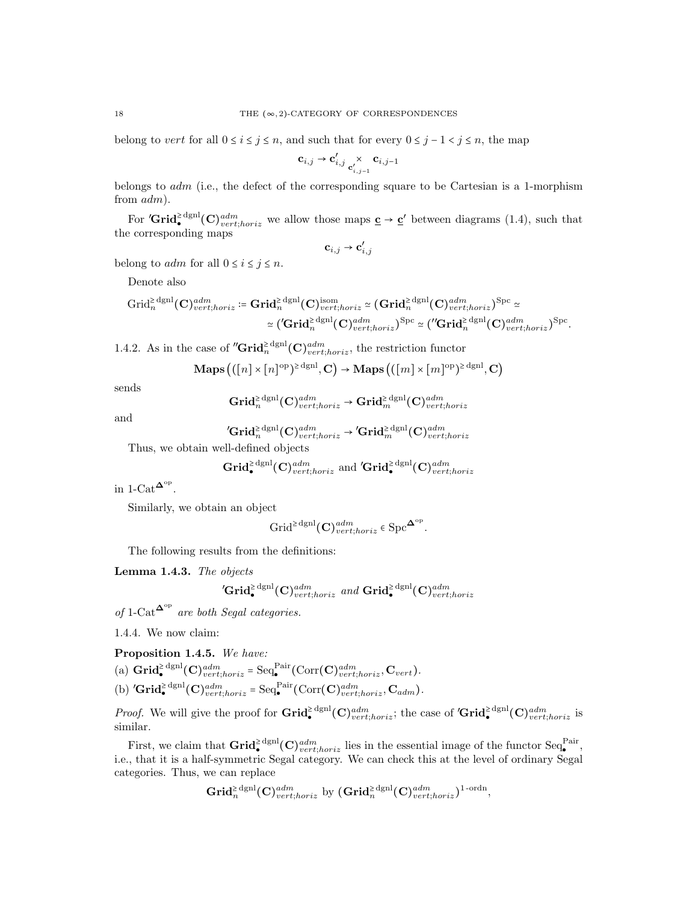belong to *vert* for all $0 \le i \le j \le n$, and such that for every $0 \le j-1 < j \le n$, the map

$$\mathbf{c}_{i,j} \to \mathbf{c}'_{i,j} \underset{\mathbf{c}'_{i,j-1}}{\times} \mathbf{c}_{i,j-1}$$

belongs to *adm* (i.e., the defect of the corresponding square to be Cartesian is a 1-morphism from *adm*).

For $'\mathbf{Grid}^{\geq \text{dgnl}}_\bullet(\mathbf{C})^{adm}_{vert;horiz}$ we allow those maps $\underline{\mathbf{c}} \to \underline{\mathbf{c}}'$ between diagrams (1.4), such that the corresponding maps

$$\mathbf{c}_{i,j} \to \mathbf{c}'_{i,j}$$

belong to *adm* for all $0 \le i \le j \le n$.

Denote also

$$\begin{aligned}\text{Grid}^{\geq \text{dgnl}}_n(\mathbf{C})^{adm}_{vert;horiz} := \mathbf{Grid}^{\geq \text{dgnl}}_n(\mathbf{C})^{\text{isom}}_{vert;horiz} \simeq (\mathbf{Grid}^{\geq \text{dgnl}}_n(\mathbf{C})^{adm}_{vert;horiz})^{\text{Spc}} \simeq \\ \simeq ('\mathbf{Grid}^{\geq \text{dgnl}}_n(\mathbf{C})^{adm}_{vert;horiz})^{\text{Spc}} \simeq (''\mathbf{Grid}^{\geq \text{dgnl}}_n(\mathbf{C})^{adm}_{vert;horiz})^{\text{Spc}}.\end{aligned}$$

1.4.2. As in the case of $''\mathbf{Grid}^{\geq \text{dgnl}}_n(\mathbf{C})^{adm}_{vert;horiz}$, the restriction functor

$$\mathbf{Maps}\big(([n] \times [n]^{\text{op}})^{\geq \text{dgnl}}, \mathbf{C}\big) \to \mathbf{Maps}\big(([m] \times [m]^{\text{op}})^{\geq \text{dgnl}}, \mathbf{C}\big)$$

sends

$$\mathbf{Grid}^{\geq \text{dgnl}}_n(\mathbf{C})^{adm}_{vert;horiz} \to \mathbf{Grid}^{\geq \text{dgnl}}_m(\mathbf{C})^{adm}_{vert;horiz}$$

and

$$'\mathbf{Grid}^{\geq \text{dgnl}}_n(\mathbf{C})^{adm}_{vert;horiz} \to {}'\mathbf{Grid}^{\geq \text{dgnl}}_m(\mathbf{C})^{adm}_{vert;horiz}$$

Thus, we obtain well-defined objects

$$\mathbf{Grid}^{\geq \text{dgnl}}_\bullet(\mathbf{C})^{adm}_{vert;horiz} \text{ and } '\mathbf{Grid}^{\geq \text{dgnl}}_\bullet(\mathbf{C})^{adm}_{vert;horiz}$$

in $1\text{-Cat}^{\mathbf{\Delta}^{\text{op}}}$.

Similarly, we obtain an object

$$\text{Grid}^{\geq \text{dgnl}}(\mathbf{C})^{adm}_{vert;horiz} \in \text{Spc}^{\mathbf{\Delta}^{\text{op}}}.$$

The following results from the definitions:

**Lemma 1.4.3.** *The objects*

$$'\mathbf{Grid}^{\geq \text{dgnl}}_\bullet(\mathbf{C})^{adm}_{vert;horiz} \text{ and } \mathbf{Grid}^{\geq \text{dgnl}}_\bullet(\mathbf{C})^{adm}_{vert;horiz}$$

*of* $1\text{-Cat}^{\mathbf{\Delta}^{\text{op}}}$ *are both Segal categories.*

1.4.4. We now claim:

**Proposition 1.4.5.** *We have:*

(a) $\mathbf{Grid}^{\geq \text{dgnl}}_\bullet(\mathbf{C})^{adm}_{vert;horiz} = \text{Seq}^{\text{Pair}}_\bullet(\text{Corr}(\mathbf{C})^{adm}_{vert;horiz}, \mathbf{C}_{vert})$.

(b) $'\mathbf{Grid}^{\geq \text{dgnl}}_\bullet(\mathbf{C})^{adm}_{vert;horiz} = \text{Seq}^{\text{Pair}}_\bullet(\text{Corr}(\mathbf{C})^{adm}_{vert;horiz}, \mathbf{C}_{adm})$.

*Proof.* We will give the proof for $\mathbf{Grid}^{\geq \text{dgnl}}_\bullet(\mathbf{C})^{adm}_{vert;horiz}$; the case of $'\mathbf{Grid}^{\geq \text{dgnl}}_\bullet(\mathbf{C})^{adm}_{vert;horiz}$ is similar.

First, we claim that $\mathbf{Grid}^{\geq \text{dgnl}}_\bullet(\mathbf{C})^{adm}_{vert;horiz}$ lies in the essential image of the functor $\text{Seq}^{\text{Pair}}_\bullet$, i.e., that it is a half-symmetric Segal category. We can check this at the level of ordinary Segal categories. Thus, we can replace

$$\mathbf{Grid}^{\geq \text{dgnl}}_n(\mathbf{C})^{adm}_{vert;horiz} \text{ by } (\mathbf{Grid}^{\geq \text{dgnl}}_n(\mathbf{C})^{adm}_{vert;horiz})^{1\text{-ordn}},$$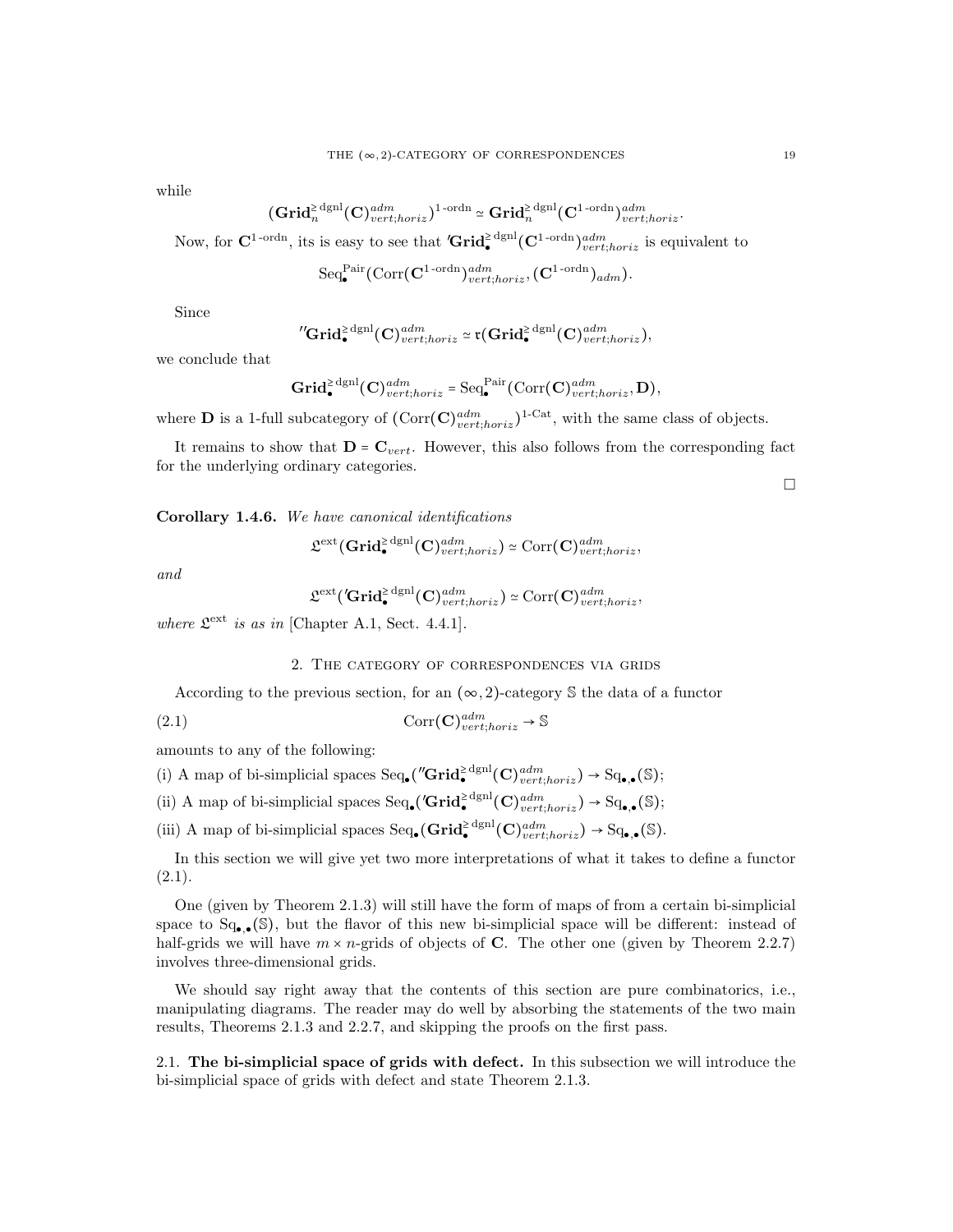while

$$(\mathbf{Grid}_n^{\geq \mathrm{dgnl}}(\mathbf{C})^{adm}_{vert;horiz})^{1\text{-ordn}} \simeq \mathbf{Grid}_n^{\geq \mathrm{dgnl}}(\mathbf{C}^{1\text{-ordn}})^{adm}_{vert;horiz}.$$

Now, for $\mathbf{C}^{1\text{-ordn}}$, its is easy to see that $'\mathbf{Grid}_\bullet^{\geq \mathrm{dgnl}}(\mathbf{C}^{1\text{-ordn}})^{adm}_{vert;horiz}$ is equivalent to

$$\mathrm{Seq}_\bullet^{\mathrm{Pair}}(\mathrm{Corr}(\mathbf{C}^{1\text{-ordn}})^{adm}_{vert;horiz}, (\mathbf{C}^{1\text{-ordn}})_{adm}).$$

Since

$$''\mathbf{Grid}_\bullet^{\geq \mathrm{dgnl}}(\mathbf{C})^{adm}_{vert;horiz} \simeq \mathfrak{r}(\mathbf{Grid}_\bullet^{\geq \mathrm{dgnl}}(\mathbf{C})^{adm}_{vert;horiz}),$$

we conclude that

$$\mathbf{Grid}_\bullet^{\geq \mathrm{dgnl}}(\mathbf{C})^{adm}_{vert;horiz} = \mathrm{Seq}_\bullet^{\mathrm{Pair}}(\mathrm{Corr}(\mathbf{C})^{adm}_{vert;horiz}, \mathbf{D}),$$

where $\mathbf{D}$ is a 1-full subcategory of $(\mathrm{Corr}(\mathbf{C})^{adm}_{vert;horiz})^{1\text{-Cat}}$, with the same class of objects.

It remains to show that $\mathbf{D} = \mathbf{C}_{vert}$. However, this also follows from the corresponding fact for the underlying ordinary categories.

□

**Corollary 1.4.6.** *We have canonical identifications*

$$\mathfrak{L}^{\mathrm{ext}}(\mathbf{Grid}_\bullet^{\geq \mathrm{dgnl}}(\mathbf{C})^{adm}_{vert;horiz}) \simeq \mathrm{Corr}(\mathbf{C})^{adm}_{vert;horiz},$$

*and*

$$\mathfrak{L}^{\mathrm{ext}}('\mathbf{Grid}_\bullet^{\geq \mathrm{dgnl}}(\mathbf{C})^{adm}_{vert;horiz}) \simeq \mathrm{Corr}(\mathbf{C})^{adm}_{vert;horiz},$$

*where* $\mathfrak{L}^{\mathrm{ext}}$ *is as in* [Chapter A.1, Sect. 4.4.1].

## 2. The category of correspondences via grids

According to the previous section, for an $(\infty, 2)$-category $\mathbb{S}$ the data of a functor

$$\mathrm{Corr}(\mathbf{C})^{adm}_{vert;horiz} \to \mathbb{S} \tag{2.1}$$

amounts to any of the following:

(i) A map of bi-simplicial spaces $\mathrm{Seq}_\bullet(''\mathbf{Grid}_\bullet^{\geq \mathrm{dgnl}}(\mathbf{C})^{adm}_{vert;horiz}) \to \mathrm{Sq}_{\bullet,\bullet}(\mathbb{S})$;

(ii) A map of bi-simplicial spaces $\mathrm{Seq}_\bullet('\mathbf{Grid}_\bullet^{\geq \mathrm{dgnl}}(\mathbf{C})^{adm}_{vert;horiz}) \to \mathrm{Sq}_{\bullet,\bullet}(\mathbb{S})$;

(iii) A map of bi-simplicial spaces $\mathrm{Seq}_\bullet(\mathbf{Grid}_\bullet^{\geq \mathrm{dgnl}}(\mathbf{C})^{adm}_{vert;horiz}) \to \mathrm{Sq}_{\bullet,\bullet}(\mathbb{S})$.

In this section we will give yet two more interpretations of what it takes to define a functor (2.1).

One (given by Theorem 2.1.3) will still have the form of maps of from a certain bi-simplicial space to $\mathrm{Sq}_{\bullet,\bullet}(\mathbb{S})$, but the flavor of this new bi-simplicial space will be different: instead of half-grids we will have $m \times n$-grids of objects of $\mathbf{C}$. The other one (given by Theorem 2.2.7) involves three-dimensional grids.

We should say right away that the contents of this section are pure combinatorics, i.e., manipulating diagrams. The reader may do well by absorbing the statements of the two main results, Theorems 2.1.3 and 2.2.7, and skipping the proofs on the first pass.

2.1. **The bi-simplicial space of grids with defect.** In this subsection we will introduce the bi-simplicial space of grids with defect and state Theorem 2.1.3.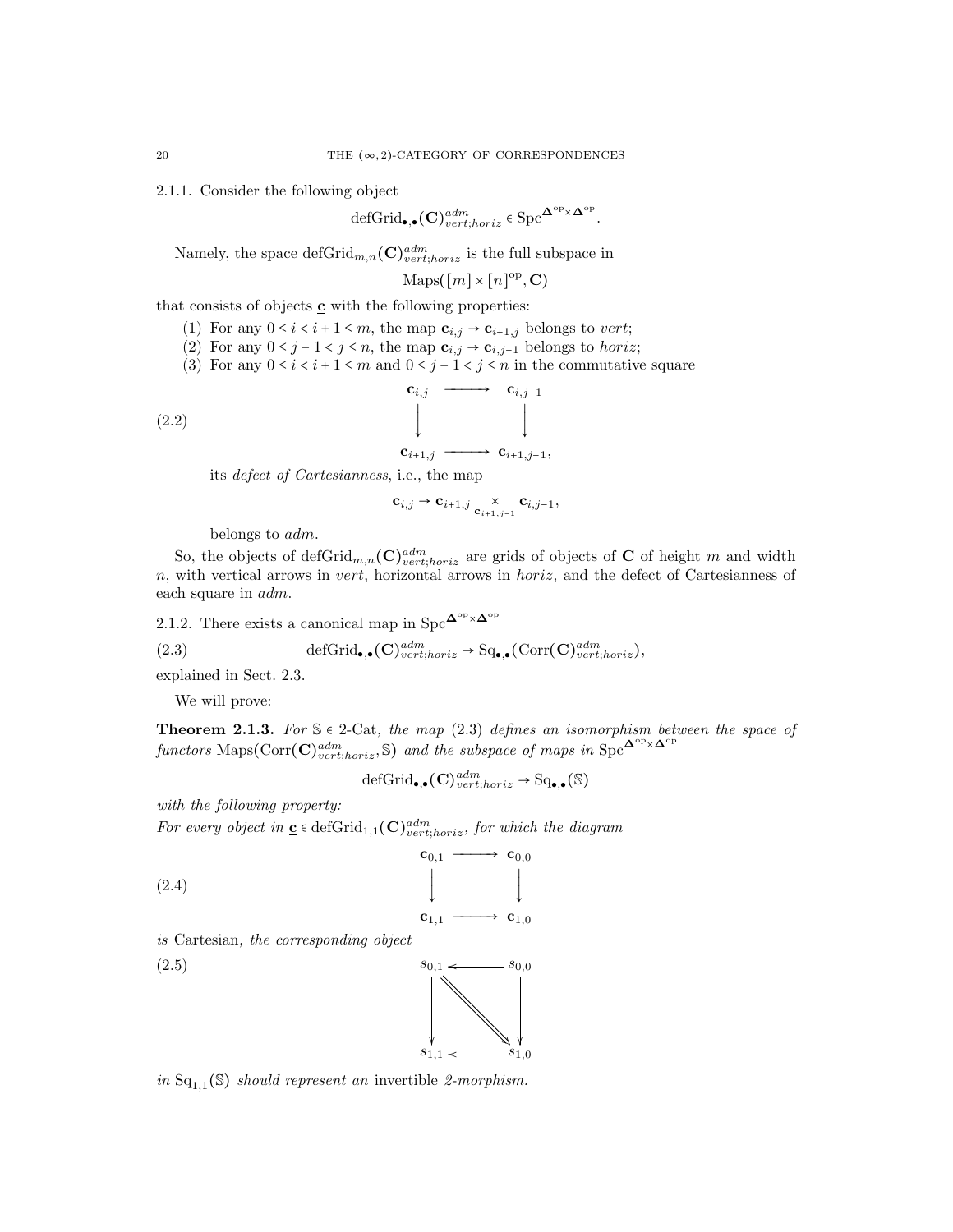2.1.1. Consider the following object

$$\text{defGrid}_{\bullet,\bullet}(\mathbf{C})^{adm}_{vert;horiz} \in \text{Spc}^{\mathbf{\Delta}^{\text{op}} \times \mathbf{\Delta}^{\text{op}}}.$$

Namely, the space $\text{defGrid}_{m,n}(\mathbf{C})^{adm}_{vert;horiz}$ is the full subspace in

$$\text{Maps}([m] \times [n]^{\text{op}}, \mathbf{C})$$

that consists of objects $\underline{\mathbf{c}}$ with the following properties:

(1) For any $0 \le i < i+1 \le m$, the map $\mathbf{c}_{i,j} \to \mathbf{c}_{i+1,j}$ belongs to *vert*;
(2) For any $0 \le j-1 < j \le n$, the map $\mathbf{c}_{i,j} \to \mathbf{c}_{i,j-1}$ belongs to *horiz*;
(3) For any $0 \le i < i+1 \le m$ and $0 \le j-1 < j \le n$ in the commutative square

$$\begin{array}{ccc} \mathbf{c}_{i,j} & \longrightarrow & \mathbf{c}_{i,j-1} \\ \big\downarrow & & \big\downarrow \\ \mathbf{c}_{i+1,j} & \longrightarrow & \mathbf{c}_{i+1,j-1}, \end{array} \tag{2.2}$$

its *defect of Cartesianness*, i.e., the map

$$\mathbf{c}_{i,j} \to \mathbf{c}_{i+1,j} \underset{\mathbf{c}_{i+1,j-1}}{\times} \mathbf{c}_{i,j-1},$$

belongs to *adm*.

So, the objects of $\text{defGrid}_{m,n}(\mathbf{C})^{adm}_{vert;horiz}$ are grids of objects of $\mathbf{C}$ of height $m$ and width $n$, with vertical arrows in *vert*, horizontal arrows in *horiz*, and the defect of Cartesianness of each square in *adm*.

2.1.2. There exists a canonical map in $\text{Spc}^{\mathbf{\Delta}^{\text{op}} \times \mathbf{\Delta}^{\text{op}}}$

$$\text{defGrid}_{\bullet,\bullet}(\mathbf{C})^{adm}_{vert;horiz} \to \text{Sq}_{\bullet,\bullet}(\text{Corr}(\mathbf{C})^{adm}_{vert;horiz}), \tag{2.3}$$

explained in Sect. 2.3.

We will prove:

**Theorem 2.1.3.** *For $\mathbb{S} \in$ 2-Cat, the map (2.3) defines an isomorphism between the space of functors $\text{Maps}(\text{Corr}(\mathbf{C})^{adm}_{vert;horiz}, \mathbb{S})$ and the subspace of maps in $\text{Spc}^{\mathbf{\Delta}^{\text{op}} \times \mathbf{\Delta}^{\text{op}}}$*

$$\text{defGrid}_{\bullet,\bullet}(\mathbf{C})^{adm}_{vert;horiz} \to \text{Sq}_{\bullet,\bullet}(\mathbb{S})$$

*with the following property:*
*For every object in $\underline{\mathbf{c}} \in \text{defGrid}_{1,1}(\mathbf{C})^{adm}_{vert;horiz}$, for which the diagram*

$$\begin{array}{ccc} \mathbf{c}_{0,1} & \longrightarrow & \mathbf{c}_{0,0} \\ \big\downarrow & & \big\downarrow \\ \mathbf{c}_{1,1} & \longrightarrow & \mathbf{c}_{1,0} \end{array} \tag{2.4}$$

*is* Cartesian*, the corresponding object*

$$\begin{array}{ccc} s_{0,1} & \longleftarrow & s_{0,0} \\ \big\downarrow & \searrow\!\!\!\searrow & \big\downarrow \\ s_{1,1} & \longleftarrow & s_{1,0} \end{array} \tag{2.5}$$

*in $\text{Sq}_{1,1}(\mathbb{S})$ should represent an* invertible *2-morphism.*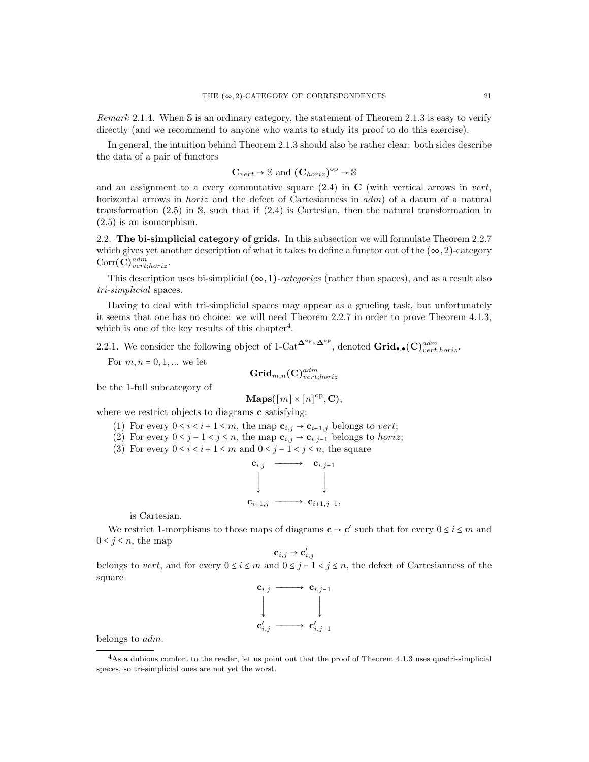*Remark* 2.1.4. When $\mathbb{S}$ is an ordinary category, the statement of Theorem 2.1.3 is easy to verify directly (and we recommend to anyone who wants to study its proof to do this exercise).

In general, the intuition behind Theorem 2.1.3 should also be rather clear: both sides describe the data of a pair of functors

$$\mathbf{C}_{vert} \to \mathbb{S} \text{ and } (\mathbf{C}_{horiz})^{\mathrm{op}} \to \mathbb{S}$$

and an assignment to a every commutative square (2.4) in $\mathbf{C}$ (with vertical arrows in *vert*, horizontal arrows in *horiz* and the defect of Cartesianness in *adm*) of a datum of a natural transformation (2.5) in $\mathbb{S}$, such that if (2.4) is Cartesian, then the natural transformation in (2.5) is an isomorphism.

## 2.2. The bi-simplicial category of grids.

In this subsection we will formulate Theorem 2.2.7 which gives yet another description of what it takes to define a functor out of the $(\infty,2)$-category $\mathrm{Corr}(\mathbf{C})^{adm}_{vert;horiz}$.

This description uses bi-simplicial $(\infty,1)$*-categories* (rather than spaces), and as a result also *tri-simplicial* spaces.

Having to deal with tri-simplicial spaces may appear as a grueling task, but unfortunately it seems that one has no choice: we will need Theorem 2.2.7 in order to prove Theorem 4.1.3, which is one of the key results of this chapter[4].

2.2.1. We consider the following object of $1\text{-Cat}^{\mathbf{\Delta}^{\mathrm{op}}\times\mathbf{\Delta}^{\mathrm{op}}}$, denoted $\mathbf{Grid}_{\bullet,\bullet}(\mathbf{C})^{adm}_{vert;horiz}$.

For $m,n = 0,1,...$ we let

$$\mathbf{Grid}_{m,n}(\mathbf{C})^{adm}_{vert;horiz}$$

be the 1-full subcategory of

$$\mathbf{Maps}([m]\times[n]^{\mathrm{op}},\mathbf{C}),$$

where we restrict objects to diagrams $\underline{\mathbf{c}}$ satisfying:

1. For every $0 \le i < i+1 \le m$, the map $\mathbf{c}_{i,j} \to \mathbf{c}_{i+1,j}$ belongs to *vert*;
2. For every $0 \le j-1 < j \le n$, the map $\mathbf{c}_{i,j} \to \mathbf{c}_{i,j-1}$ belongs to *horiz*;
3. For every $0 \le i < i+1 \le m$ and $0 \le j-1 < j \le n$, the square

$$\begin{array}{ccc}
\mathbf{c}_{i,j} & \longrightarrow & \mathbf{c}_{i,j-1} \\
\Big\downarrow & & \Big\downarrow \\
\mathbf{c}_{i+1,j} & \longrightarrow & \mathbf{c}_{i+1,j-1},
\end{array}$$

is Cartesian.

We restrict 1-morphisms to those maps of diagrams $\underline{\mathbf{c}} \to \underline{\mathbf{c}}'$ such that for every $0 \le i \le m$ and $0 \le j \le n$, the map

$$\mathbf{c}_{i,j} \to \mathbf{c}'_{i,j}$$

belongs to *vert*, and for every $0 \le i \le m$ and $0 \le j-1 < j \le n$, the defect of Cartesianness of the square

$$\begin{array}{ccc}
\mathbf{c}_{i,j} & \longrightarrow & \mathbf{c}_{i,j-1} \\
\Big\downarrow & & \Big\downarrow \\
\mathbf{c}'_{i,j} & \longrightarrow & \mathbf{c}'_{i,j-1}
\end{array}$$

belongs to *adm*.

[4]As a dubious comfort to the reader, let us point out that the proof of Theorem 4.1.3 uses quadri-simplicial spaces, so tri-simplicial ones are not yet the worst.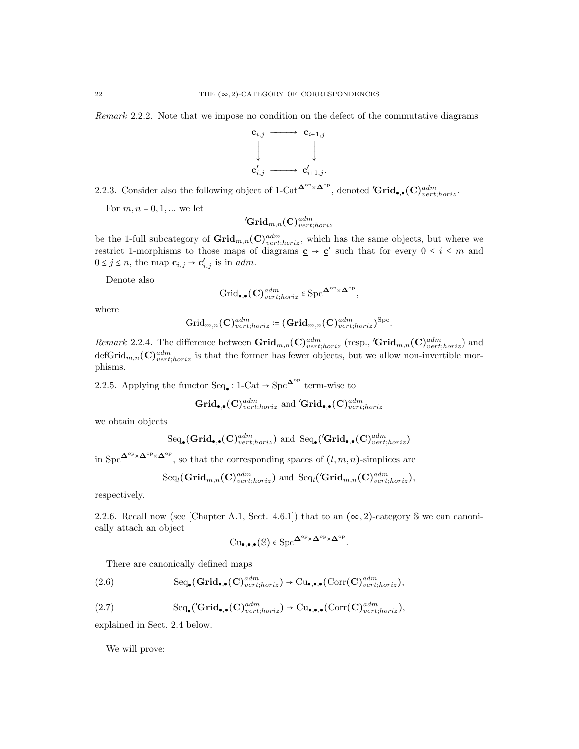*Remark* 2.2.2. Note that we impose no condition on the defect of the commutative diagrams

$$
\begin{array}{ccc}
\mathbf{c}_{i,j} & \longrightarrow & \mathbf{c}_{i+1,j} \\
\big\downarrow & & \big\downarrow \\
\mathbf{c}'_{i,j} & \longrightarrow & \mathbf{c}'_{i+1,j}.
\end{array}
$$

2.2.3. Consider also the following object of $1\text{-Cat}^{\mathbf{\Delta}^{\mathrm{op}}\times\mathbf{\Delta}^{\mathrm{op}}}$, denoted $'\mathbf{Grid}_{\bullet,\bullet}(\mathbf{C})^{adm}_{vert;horiz}$.

For $m, n = 0, 1, ...$ we let

$$'\mathbf{Grid}_{m,n}(\mathbf{C})^{adm}_{vert;horiz}$$

be the 1-full subcategory of $\mathbf{Grid}_{m,n}(\mathbf{C})^{adm}_{vert;horiz}$, which has the same objects, but where we restrict 1-morphisms to those maps of diagrams $\underline{\mathbf{c}} \to \underline{\mathbf{c}}'$ such that for every $0 \leq i \leq m$ and $0 \leq j \leq n$, the map $\mathbf{c}_{i,j} \to \mathbf{c}'_{i,j}$ is in $adm$.

Denote also

$$\mathrm{Grid}_{\bullet,\bullet}(\mathbf{C})^{adm}_{vert;horiz} \in \mathrm{Spc}^{\mathbf{\Delta}^{\mathrm{op}}\times\mathbf{\Delta}^{\mathrm{op}}},$$

where

$$\mathrm{Grid}_{m,n}(\mathbf{C})^{adm}_{vert;horiz} := (\mathbf{Grid}_{m,n}(\mathbf{C})^{adm}_{vert;horiz})^{\mathrm{Spc}}.$$

*Remark* 2.2.4. The difference between $\mathbf{Grid}_{m,n}(\mathbf{C})^{adm}_{vert;horiz}$ (resp., $'\mathbf{Grid}_{m,n}(\mathbf{C})^{adm}_{vert;horiz}$) and $\mathrm{defGrid}_{m,n}(\mathbf{C})^{adm}_{vert;horiz}$ is that the former has fewer objects, but we allow non-invertible morphisms.

2.2.5. Applying the functor $\mathrm{Seq}_\bullet : 1\text{-Cat} \to \mathrm{Spc}^{\mathbf{\Delta}^{\mathrm{op}}}$ term-wise to

$$\mathbf{Grid}_{\bullet,\bullet}(\mathbf{C})^{adm}_{vert;horiz} \text{ and } '\mathbf{Grid}_{\bullet,\bullet}(\mathbf{C})^{adm}_{vert;horiz}$$

we obtain objects

$$\mathrm{Seq}_\bullet(\mathbf{Grid}_{\bullet,\bullet}(\mathbf{C})^{adm}_{vert;horiz}) \text{ and } \mathrm{Seq}_\bullet('\mathbf{Grid}_{\bullet,\bullet}(\mathbf{C})^{adm}_{vert;horiz})$$

in $\mathrm{Spc}^{\mathbf{\Delta}^{\mathrm{op}}\times\mathbf{\Delta}^{\mathrm{op}}\times\mathbf{\Delta}^{\mathrm{op}}}$, so that the corresponding spaces of $(l,m,n)$-simplices are

$$\mathrm{Seq}_l(\mathbf{Grid}_{m,n}(\mathbf{C})^{adm}_{vert;horiz}) \text{ and } \mathrm{Seq}_l('\mathbf{Grid}_{m,n}(\mathbf{C})^{adm}_{vert;horiz}),$$

respectively.

2.2.6. Recall now (see [Chapter A.1, Sect. 4.6.1]) that to an $(\infty,2)$-category $\mathbb{S}$ we can canonically attach an object

$$\mathrm{Cu}_{\bullet,\bullet,\bullet}(\mathbb{S}) \in \mathrm{Spc}^{\mathbf{\Delta}^{\mathrm{op}}\times\mathbf{\Delta}^{\mathrm{op}}\times\mathbf{\Delta}^{\mathrm{op}}}.$$

There are canonically defined maps

$$\mathrm{Seq}_\bullet(\mathbf{Grid}_{\bullet,\bullet}(\mathbf{C})^{adm}_{vert;horiz}) \to \mathrm{Cu}_{\bullet,\bullet,\bullet}(\mathrm{Corr}(\mathbf{C})^{adm}_{vert;horiz}), \tag{2.6}$$

$$\mathrm{Seq}_\bullet('\mathbf{Grid}_{\bullet,\bullet}(\mathbf{C})^{adm}_{vert;horiz}) \to \mathrm{Cu}_{\bullet,\bullet,\bullet}(\mathrm{Corr}(\mathbf{C})^{adm}_{vert;horiz}), \tag{2.7}$$

explained in Sect. 2.4 below.

We will prove: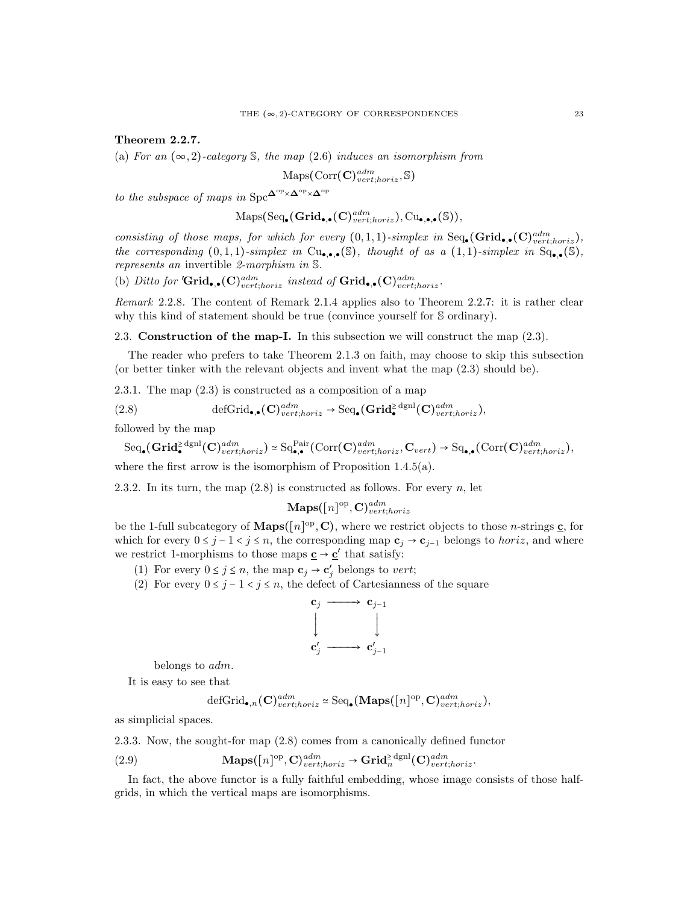**Theorem 2.2.7.**

(a) *For an $(\infty,2)$-category $\mathbb{S}$, the map (2.6) induces an isomorphism from*

$$\mathrm{Maps}(\mathrm{Corr}(\mathbf{C})^{adm}_{vert;horiz}, \mathbb{S})$$

*to the subspace of maps in* $\mathrm{Spc}^{\mathbf{\Delta}^{\mathrm{op}}\times\mathbf{\Delta}^{\mathrm{op}}\times\mathbf{\Delta}^{\mathrm{op}}}$

$$\mathrm{Maps}(\mathrm{Seq}_\bullet(\mathbf{Grid}_{\bullet,\bullet}(\mathbf{C})^{adm}_{vert;horiz}), \mathrm{Cu}_{\bullet,\bullet,\bullet}(\mathbb{S})),$$

*consisting of those maps, for which for every $(0,1,1)$-simplex in $\mathrm{Seq}_\bullet(\mathbf{Grid}_{\bullet,\bullet}(\mathbf{C})^{adm}_{vert;horiz})$, the corresponding $(0,1,1)$-simplex in $\mathrm{Cu}_{\bullet,\bullet,\bullet}(\mathbb{S})$, thought of as a $(1,1)$-simplex in $\mathrm{Sq}_{\bullet,\bullet}(\mathbb{S})$, represents an* invertible *2-morphism in $\mathbb{S}$.*

(b) *Ditto for ${}'\mathbf{Grid}_{\bullet,\bullet}(\mathbf{C})^{adm}_{vert;horiz}$ instead of $\mathbf{Grid}_{\bullet,\bullet}(\mathbf{C})^{adm}_{vert;horiz}$.*

*Remark* 2.2.8. The content of Remark 2.1.4 applies also to Theorem 2.2.7: it is rather clear why this kind of statement should be true (convince yourself for $\mathbb{S}$ ordinary).

## 2.3. Construction of the map-I.

In this subsection we will construct the map (2.3).

The reader who prefers to take Theorem 2.1.3 on faith, may choose to skip this subsection (or better tinker with the relevant objects and invent what the map (2.3) should be).

2.3.1. The map (2.3) is constructed as a composition of a map

$$\mathrm{defGrid}_{\bullet,\bullet}(\mathbf{C})^{adm}_{vert;horiz} \to \mathrm{Seq}_\bullet(\mathbf{Grid}^{\geq\,\mathrm{dgnl}}_\bullet(\mathbf{C})^{adm}_{vert;horiz}), \tag{2.8}$$

followed by the map

$$\mathrm{Seq}_\bullet(\mathbf{Grid}^{\geq\,\mathrm{dgnl}}_\bullet(\mathbf{C})^{adm}_{vert;horiz}) \simeq \mathrm{Sq}^{\mathrm{Pair}}_{\bullet,\bullet}(\mathrm{Corr}(\mathbf{C})^{adm}_{vert;horiz}, \mathbf{C}_{vert}) \to \mathrm{Sq}_{\bullet,\bullet}(\mathrm{Corr}(\mathbf{C})^{adm}_{vert;horiz}),$$

where the first arrow is the isomorphism of Proposition 1.4.5(a).

2.3.2. In its turn, the map (2.8) is constructed as follows. For every $n$, let

$$\mathbf{Maps}([n]^{\mathrm{op}}, \mathbf{C})^{adm}_{vert;horiz}$$

be the 1-full subcategory of $\mathbf{Maps}([n]^{\mathrm{op}}, \mathbf{C})$, where we restrict objects to those $n$-strings $\underline{\mathbf{c}}$, for which for every $0 \leq j-1 < j \leq n$, the corresponding map $\mathbf{c}_j \to \mathbf{c}_{j-1}$ belongs to *horiz*, and where we restrict 1-morphisms to those maps $\underline{\mathbf{c}} \to \underline{\mathbf{c}}'$ that satisfy:

1. For every $0 \leq j \leq n$, the map $\mathbf{c}_j \to \mathbf{c}'_j$ belongs to *vert*;
2. For every $0 \leq j-1 < j \leq n$, the defect of Cartesianness of the square

$$\begin{array}{ccc} \mathbf{c}_j & \longrightarrow & \mathbf{c}_{j-1} \\ \big\downarrow & & \big\downarrow \\ \mathbf{c}'_j & \longrightarrow & \mathbf{c}'_{j-1} \end{array}$$

belongs to *adm*.

It is easy to see that

$$\mathrm{defGrid}_{\bullet,n}(\mathbf{C})^{adm}_{vert;horiz} \simeq \mathrm{Seq}_\bullet(\mathbf{Maps}([n]^{\mathrm{op}}, \mathbf{C})^{adm}_{vert;horiz}),$$

as simplicial spaces.

2.3.3. Now, the sought-for map (2.8) comes from a canonically defined functor

$$\mathbf{Maps}([n]^{\mathrm{op}}, \mathbf{C})^{adm}_{vert;horiz} \to \mathbf{Grid}^{\geq\,\mathrm{dgnl}}_n(\mathbf{C})^{adm}_{vert;horiz}. \tag{2.9}$$

In fact, the above functor is a fully faithful embedding, whose image consists of those half-grids, in which the vertical maps are isomorphisms.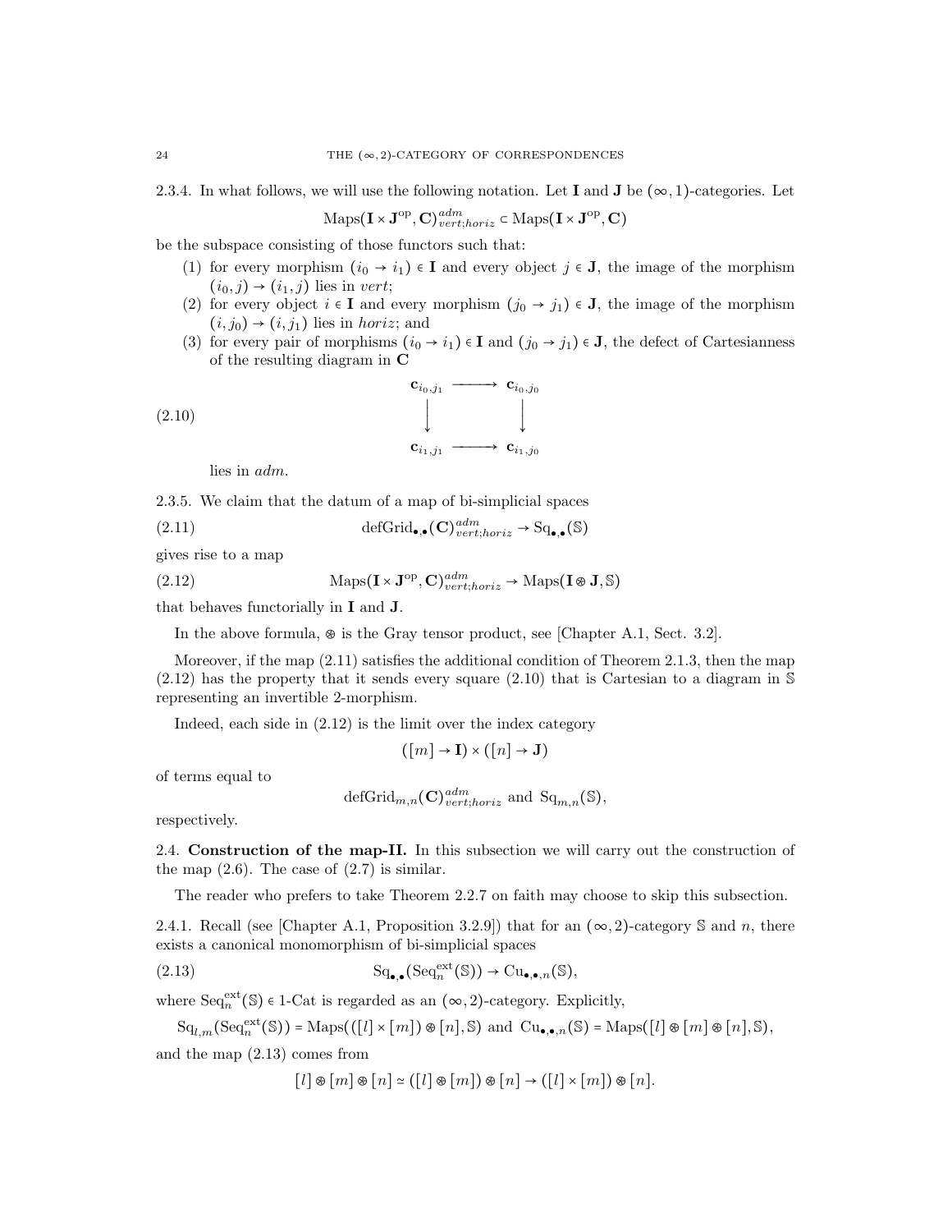2.3.4. In what follows, we will use the following notation. Let $\mathbf{I}$ and $\mathbf{J}$ be $(\infty,1)$-categories. Let

$$\mathrm{Maps}(\mathbf{I}\times\mathbf{J}^{\mathrm{op}},\mathbf{C})^{adm}_{vert;horiz}\subset\mathrm{Maps}(\mathbf{I}\times\mathbf{J}^{\mathrm{op}},\mathbf{C})$$

be the subspace consisting of those functors such that:

(1) for every morphism $(i_0\to i_1)\in\mathbf{I}$ and every object $j\in\mathbf{J}$, the image of the morphism $(i_0,j)\to(i_1,j)$ lies in *vert*;
(2) for every object $i\in\mathbf{I}$ and every morphism $(j_0\to j_1)\in\mathbf{J}$, the image of the morphism $(i,j_0)\to(i,j_1)$ lies in *horiz*; and
(3) for every pair of morphisms $(i_0\to i_1)\in\mathbf{I}$ and $(j_0\to j_1)\in\mathbf{J}$, the defect of Cartesianness of the resulting diagram in $\mathbf{C}$

$$\begin{array}{ccc}\mathbf{c}_{i_0,j_1} & \longrightarrow & \mathbf{c}_{i_0,j_0}\\ \big\downarrow & & \big\downarrow\\ \mathbf{c}_{i_1,j_1} & \longrightarrow & \mathbf{c}_{i_1,j_0}\end{array}\tag{2.10}$$

lies in *adm*.

2.3.5. We claim that the datum of a map of bi-simplicial spaces

$$\mathrm{defGrid}_{\bullet,\bullet}(\mathbf{C})^{adm}_{vert;horiz}\to\mathrm{Sq}_{\bullet,\bullet}(\mathbb{S})\tag{2.11}$$

gives rise to a map

$$\mathrm{Maps}(\mathbf{I}\times\mathbf{J}^{\mathrm{op}},\mathbf{C})^{adm}_{vert;horiz}\to\mathrm{Maps}(\mathbf{I}\circledast\mathbf{J},\mathbb{S})\tag{2.12}$$

that behaves functorially in $\mathbf{I}$ and $\mathbf{J}$.

In the above formula, $\circledast$ is the Gray tensor product, see [Chapter A.1, Sect. 3.2].

Moreover, if the map (2.11) satisfies the additional condition of Theorem 2.1.3, then the map (2.12) has the property that it sends every square (2.10) that is Cartesian to a diagram in $\mathbb{S}$ representing an invertible 2-morphism.

Indeed, each side in (2.12) is the limit over the index category

$$([m]\to\mathbf{I})\times([n]\to\mathbf{J})$$

of terms equal to

$$\mathrm{defGrid}_{m,n}(\mathbf{C})^{adm}_{vert;horiz}\text{ and }\mathrm{Sq}_{m,n}(\mathbb{S}),$$

respectively.

## 2.4. Construction of the map-II.

In this subsection we will carry out the construction of the map (2.6). The case of (2.7) is similar.

The reader who prefers to take Theorem 2.2.7 on faith may choose to skip this subsection.

2.4.1. Recall (see [Chapter A.1, Proposition 3.2.9]) that for an $(\infty,2)$-category $\mathbb{S}$ and $n$, there exists a canonical monomorphism of bi-simplicial spaces

$$\mathrm{Sq}_{\bullet,\bullet}(\mathrm{Seq}^{\mathrm{ext}}_n(\mathbb{S}))\to\mathrm{Cu}_{\bullet,\bullet,n}(\mathbb{S}),\tag{2.13}$$

where $\mathrm{Seq}^{\mathrm{ext}}_n(\mathbb{S})\in 1\text{-Cat}$ is regarded as an $(\infty,2)$-category. Explicitly,

$$\mathrm{Sq}_{l,m}(\mathrm{Seq}^{\mathrm{ext}}_n(\mathbb{S}))=\mathrm{Maps}(([l]\times[m])\circledast[n],\mathbb{S})\text{ and }\mathrm{Cu}_{\bullet,\bullet,n}(\mathbb{S})=\mathrm{Maps}([l]\circledast[m]\circledast[n],\mathbb{S}),$$

and the map (2.13) comes from

$$[l]\circledast[m]\circledast[n]\simeq([l]\circledast[m])\circledast[n]\to([l]\times[m])\circledast[n].$$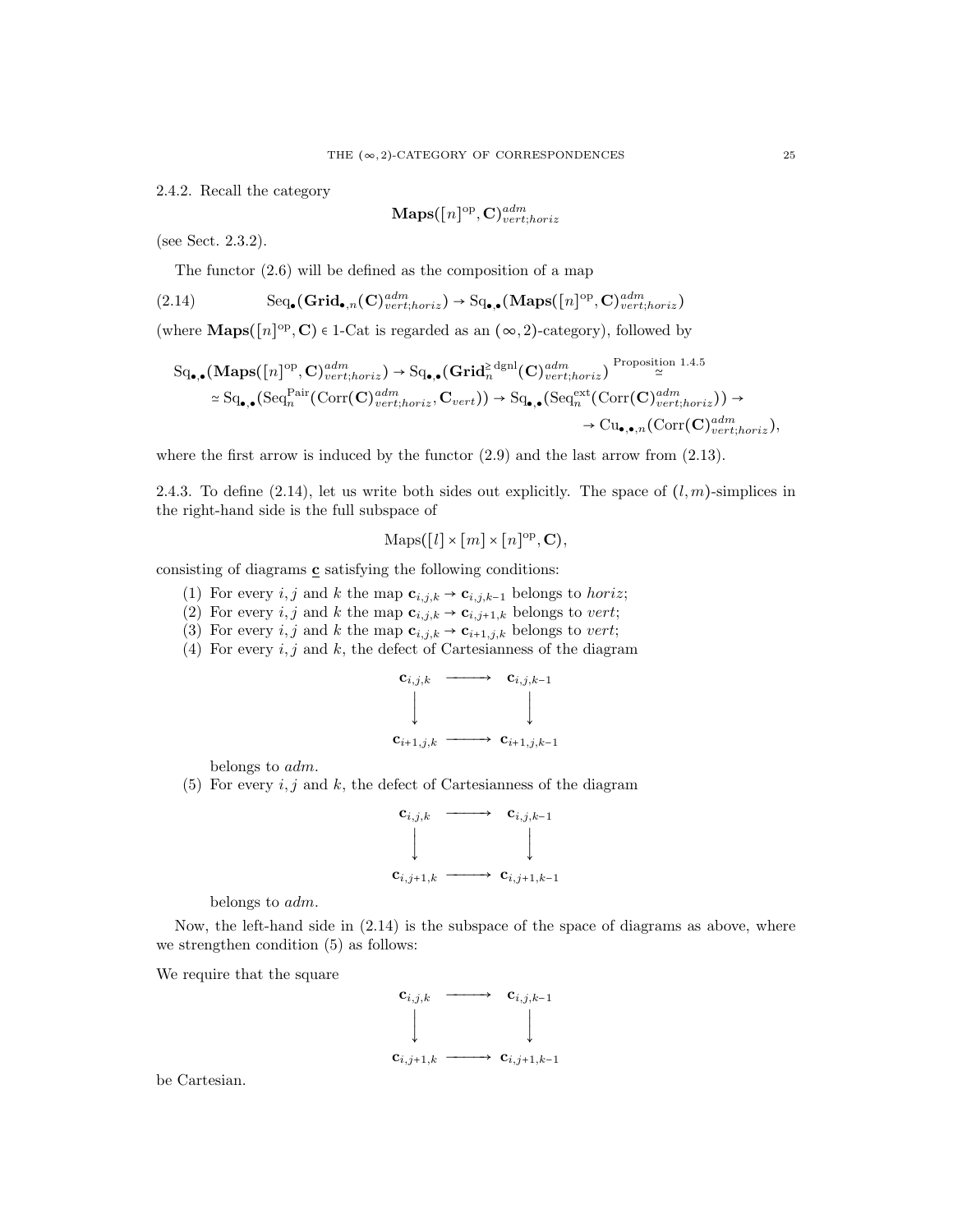2.4.2. Recall the category

$$\mathbf{Maps}([n]^{\mathrm{op}}, \mathbf{C})^{adm}_{vert;horiz}$$

(see Sect. 2.3.2).

The functor (2.6) will be defined as the composition of a map

$$\mathrm{Seq}_\bullet(\mathbf{Grid}_{\bullet,n}(\mathbf{C})^{adm}_{vert;horiz}) \to \mathrm{Sq}_{\bullet,\bullet}(\mathbf{Maps}([n]^{\mathrm{op}}, \mathbf{C})^{adm}_{vert;horiz}) \tag{2.14}$$

(where $\mathbf{Maps}([n]^{\mathrm{op}}, \mathbf{C}) \in$ 1-Cat is regarded as an $(\infty,2)$-category), followed by

$$\begin{aligned}
\mathrm{Sq}_{\bullet,\bullet}(\mathbf{Maps}([n]^{\mathrm{op}}, \mathbf{C})^{adm}_{vert;horiz}) &\to \mathrm{Sq}_{\bullet,\bullet}(\mathbf{Grid}^{\geq \mathrm{dgnl}}_n(\mathbf{C})^{adm}_{vert;horiz}) \overset{\text{Proposition 1.4.5}}{\simeq} \\
&\simeq \mathrm{Sq}_{\bullet,\bullet}(\mathrm{Seq}^{\mathrm{Pair}}_n(\mathrm{Corr}(\mathbf{C})^{adm}_{vert;horiz}, \mathbf{C}_{vert})) \to \mathrm{Sq}_{\bullet,\bullet}(\mathrm{Seq}^{\mathrm{ext}}_n(\mathrm{Corr}(\mathbf{C})^{adm}_{vert;horiz})) \to \\
&\to \mathrm{Cu}_{\bullet,\bullet,n}(\mathrm{Corr}(\mathbf{C})^{adm}_{vert;horiz}),
\end{aligned}$$

where the first arrow is induced by the functor (2.9) and the last arrow from (2.13).

2.4.3. To define (2.14), let us write both sides out explicitly. The space of $(l,m)$-simplices in the right-hand side is the full subspace of

$$\mathrm{Maps}([l] \times [m] \times [n]^{\mathrm{op}}, \mathbf{C}),$$

consisting of diagrams $\underline{\mathbf{c}}$ satisfying the following conditions:

(1) For every $i,j$ and $k$ the map $\mathbf{c}_{i,j,k} \to \mathbf{c}_{i,j,k-1}$ belongs to *horiz*;
(2) For every $i,j$ and $k$ the map $\mathbf{c}_{i,j,k} \to \mathbf{c}_{i,j+1,k}$ belongs to *vert*;
(3) For every $i,j$ and $k$ the map $\mathbf{c}_{i,j,k} \to \mathbf{c}_{i+1,j,k}$ belongs to *vert*;
(4) For every $i,j$ and $k$, the defect of Cartesianness of the diagram

$$\begin{array}{ccc}
\mathbf{c}_{i,j,k} & \longrightarrow & \mathbf{c}_{i,j,k-1} \\
\big\downarrow & & \big\downarrow \\
\mathbf{c}_{i+1,j,k} & \longrightarrow & \mathbf{c}_{i+1,j,k-1}
\end{array}$$

belongs to *adm*.
(5) For every $i,j$ and $k$, the defect of Cartesianness of the diagram

$$\begin{array}{ccc}
\mathbf{c}_{i,j,k} & \longrightarrow & \mathbf{c}_{i,j,k-1} \\
\big\downarrow & & \big\downarrow \\
\mathbf{c}_{i,j+1,k} & \longrightarrow & \mathbf{c}_{i,j+1,k-1}
\end{array}$$

belongs to *adm*.

Now, the left-hand side in (2.14) is the subspace of the space of diagrams as above, where we strengthen condition (5) as follows:

We require that the square

$$\begin{array}{ccc}
\mathbf{c}_{i,j,k} & \longrightarrow & \mathbf{c}_{i,j,k-1} \\
\big\downarrow & & \big\downarrow \\
\mathbf{c}_{i,j+1,k} & \longrightarrow & \mathbf{c}_{i,j+1,k-1}
\end{array}$$

be Cartesian.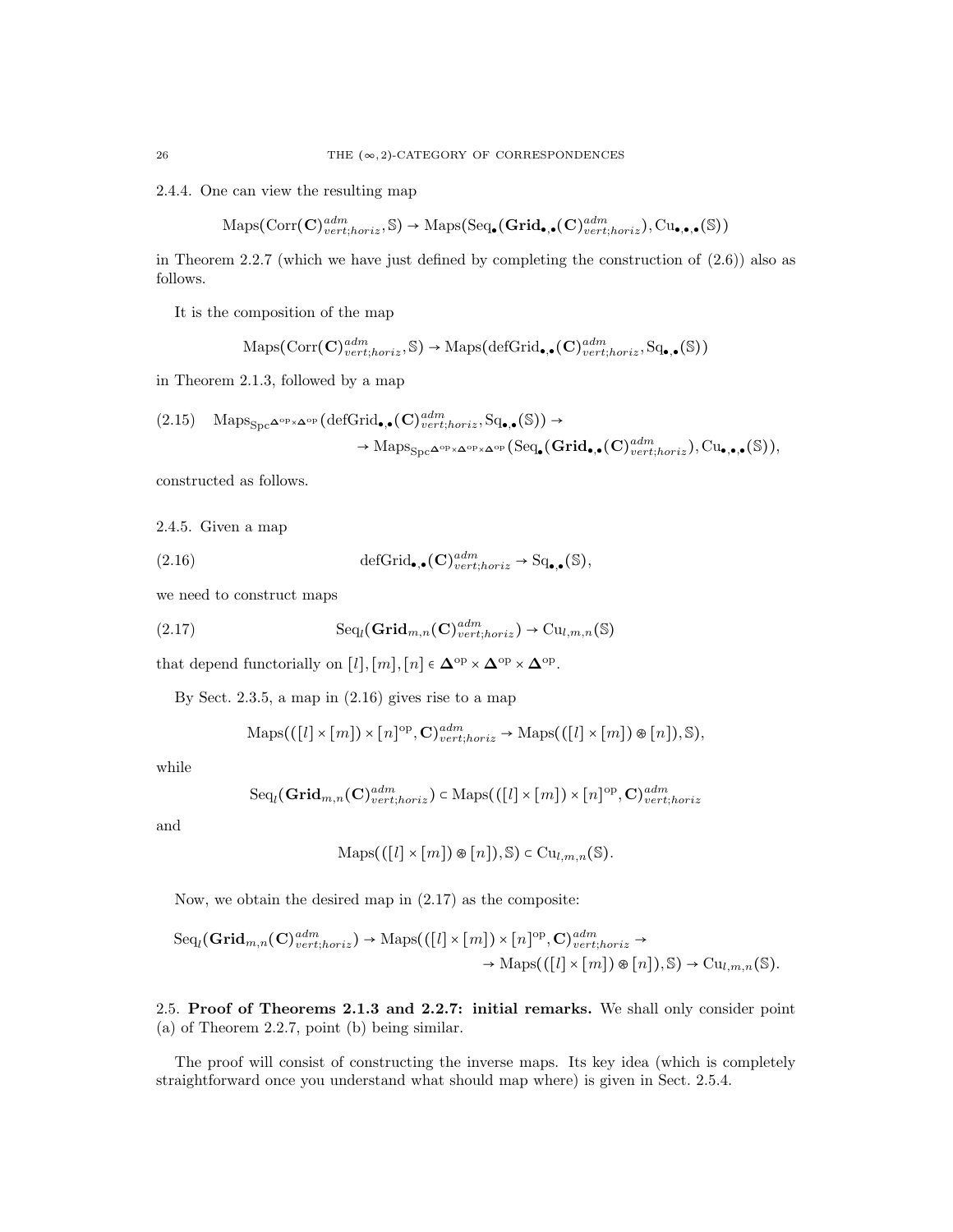2.4.4. One can view the resulting map

$$\mathrm{Maps}(\mathrm{Corr}(\mathbf{C})^{adm}_{vert;horiz}, \mathbb{S}) \to \mathrm{Maps}(\mathrm{Seq}_\bullet(\mathbf{Grid}_{\bullet,\bullet}(\mathbf{C})^{adm}_{vert;horiz}), \mathrm{Cu}_{\bullet,\bullet,\bullet}(\mathbb{S}))$$

in Theorem 2.2.7 (which we have just defined by completing the construction of (2.6)) also as follows.

It is the composition of the map

$$\mathrm{Maps}(\mathrm{Corr}(\mathbf{C})^{adm}_{vert;horiz}, \mathbb{S}) \to \mathrm{Maps}(\mathrm{defGrid}_{\bullet,\bullet}(\mathbf{C})^{adm}_{vert;horiz}, \mathrm{Sq}_{\bullet,\bullet}(\mathbb{S}))$$

in Theorem 2.1.3, followed by a map

$$\begin{aligned}(2.15) \quad \mathrm{Maps}_{\mathrm{Spc}^{\mathbf{\Delta}^{\mathrm{op}}\times\mathbf{\Delta}^{\mathrm{op}}}}(\mathrm{defGrid}_{\bullet,\bullet}(\mathbf{C})^{adm}_{vert;horiz}, \mathrm{Sq}_{\bullet,\bullet}(\mathbb{S})) \to \\ \to \mathrm{Maps}_{\mathrm{Spc}^{\mathbf{\Delta}^{\mathrm{op}}\times\mathbf{\Delta}^{\mathrm{op}}\times\mathbf{\Delta}^{\mathrm{op}}}}(\mathrm{Seq}_\bullet(\mathbf{Grid}_{\bullet,\bullet}(\mathbf{C})^{adm}_{vert;horiz}), \mathrm{Cu}_{\bullet,\bullet,\bullet}(\mathbb{S})),\end{aligned}$$

constructed as follows.

2.4.5. Given a map

$$(2.16) \qquad \mathrm{defGrid}_{\bullet,\bullet}(\mathbf{C})^{adm}_{vert;horiz} \to \mathrm{Sq}_{\bullet,\bullet}(\mathbb{S}),$$

we need to construct maps

$$(2.17) \qquad \mathrm{Seq}_l(\mathbf{Grid}_{m,n}(\mathbf{C})^{adm}_{vert;horiz}) \to \mathrm{Cu}_{l,m,n}(\mathbb{S})$$

that depend functorially on $[l],[m],[n] \in \mathbf{\Delta}^{\mathrm{op}}\times\mathbf{\Delta}^{\mathrm{op}}\times\mathbf{\Delta}^{\mathrm{op}}$.

By Sect. 2.3.5, a map in (2.16) gives rise to a map

$$\mathrm{Maps}(([l]\times[m])\times[n]^{\mathrm{op}}, \mathbf{C})^{adm}_{vert;horiz} \to \mathrm{Maps}(([l]\times[m])\circledast[n]), \mathbb{S}),$$

while

$$\mathrm{Seq}_l(\mathbf{Grid}_{m,n}(\mathbf{C})^{adm}_{vert;horiz}) \subset \mathrm{Maps}(([l]\times[m])\times[n]^{\mathrm{op}}, \mathbf{C})^{adm}_{vert;horiz}$$

and

$$\mathrm{Maps}(([l]\times[m])\circledast[n]), \mathbb{S}) \subset \mathrm{Cu}_{l,m,n}(\mathbb{S}).$$

Now, we obtain the desired map in (2.17) as the composite:

$$\begin{aligned}\mathrm{Seq}_l(\mathbf{Grid}_{m,n}(\mathbf{C})^{adm}_{vert;horiz}) \to \mathrm{Maps}(([l]\times[m])\times[n]^{\mathrm{op}}, \mathbf{C})^{adm}_{vert;horiz} \to \\ \to \mathrm{Maps}(([l]\times[m])\circledast[n]), \mathbb{S}) \to \mathrm{Cu}_{l,m,n}(\mathbb{S}).\end{aligned}$$

2.5. **Proof of Theorems 2.1.3 and 2.2.7: initial remarks.** We shall only consider point (a) of Theorem 2.2.7, point (b) being similar.

The proof will consist of constructing the inverse maps. Its key idea (which is completely straightforward once you understand what should map where) is given in Sect. 2.5.4.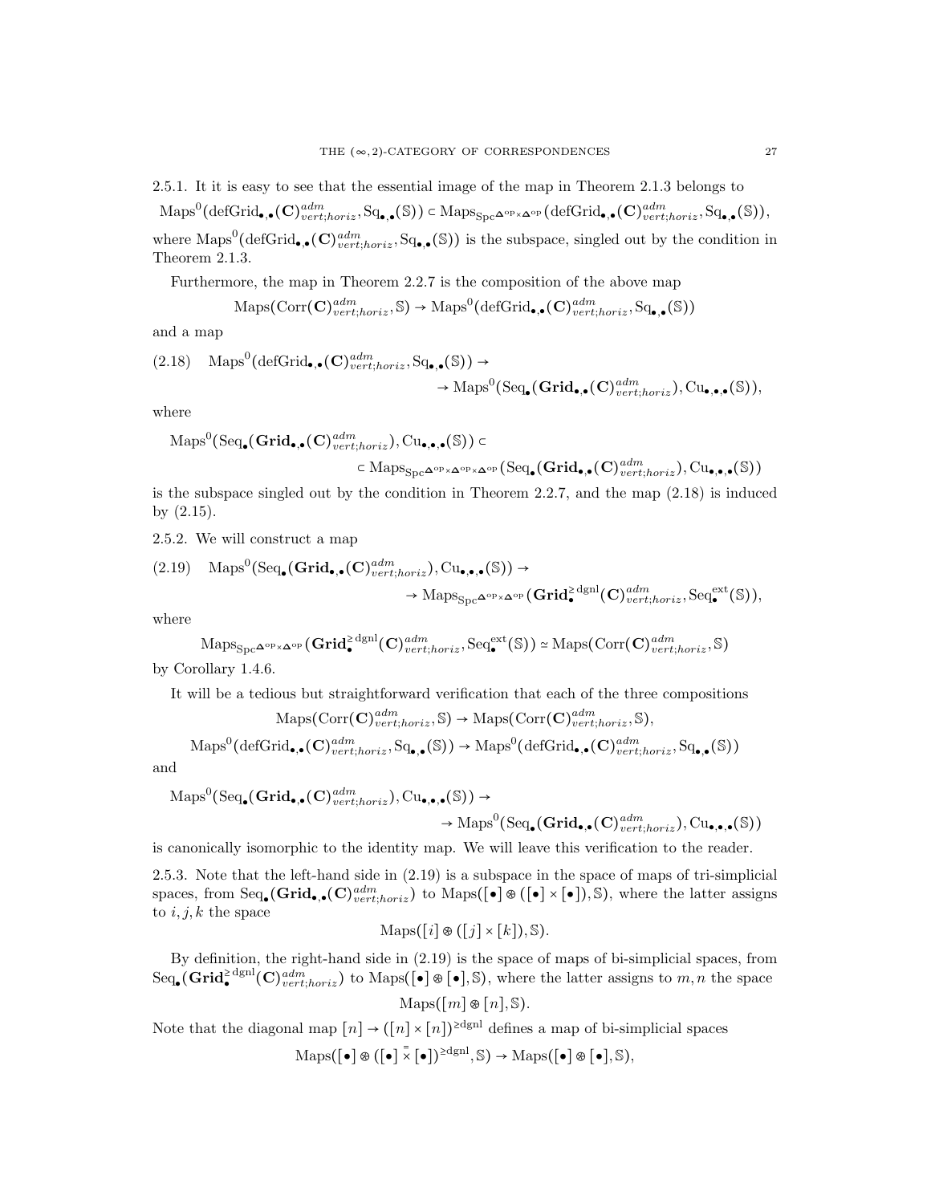2.5.1. It it is easy to see that the essential image of the map in Theorem 2.1.3 belongs to

$$\mathrm{Maps}^0(\mathrm{defGrid}_{\bullet,\bullet}(\mathbf{C})^{adm}_{vert;horiz}, \mathrm{Sq}_{\bullet,\bullet}(\mathbb{S})) \subset \mathrm{Maps}_{\mathrm{Spc}^{\mathbf{\Delta}^{\mathrm{op}}\times\mathbf{\Delta}^{\mathrm{op}}}}(\mathrm{defGrid}_{\bullet,\bullet}(\mathbf{C})^{adm}_{vert;horiz}, \mathrm{Sq}_{\bullet,\bullet}(\mathbb{S})),$$

where $\mathrm{Maps}^0(\mathrm{defGrid}_{\bullet,\bullet}(\mathbf{C})^{adm}_{vert;horiz}, \mathrm{Sq}_{\bullet,\bullet}(\mathbb{S}))$ is the subspace, singled out by the condition in Theorem 2.1.3.

Furthermore, the map in Theorem 2.2.7 is the composition of the above map

$$\mathrm{Maps}(\mathrm{Corr}(\mathbf{C})^{adm}_{vert;horiz}, \mathbb{S}) \to \mathrm{Maps}^0(\mathrm{defGrid}_{\bullet,\bullet}(\mathbf{C})^{adm}_{vert;horiz}, \mathrm{Sq}_{\bullet,\bullet}(\mathbb{S}))$$

and a map

$$(2.18)\quad \mathrm{Maps}^0(\mathrm{defGrid}_{\bullet,\bullet}(\mathbf{C})^{adm}_{vert;horiz}, \mathrm{Sq}_{\bullet,\bullet}(\mathbb{S})) \to \\ \to \mathrm{Maps}^0(\mathrm{Seq}_\bullet(\mathbf{Grid}_{\bullet,\bullet}(\mathbf{C})^{adm}_{vert;horiz}), \mathrm{Cu}_{\bullet,\bullet,\bullet}(\mathbb{S})),$$

where

$$\mathrm{Maps}^0(\mathrm{Seq}_\bullet(\mathbf{Grid}_{\bullet,\bullet}(\mathbf{C})^{adm}_{vert;horiz}), \mathrm{Cu}_{\bullet,\bullet,\bullet}(\mathbb{S})) \subset \\ \subset \mathrm{Maps}_{\mathrm{Spc}^{\mathbf{\Delta}^{\mathrm{op}}\times\mathbf{\Delta}^{\mathrm{op}}\times\mathbf{\Delta}^{\mathrm{op}}}}(\mathrm{Seq}_\bullet(\mathbf{Grid}_{\bullet,\bullet}(\mathbf{C})^{adm}_{vert;horiz}), \mathrm{Cu}_{\bullet,\bullet,\bullet}(\mathbb{S}))$$

is the subspace singled out by the condition in Theorem 2.2.7, and the map (2.18) is induced by (2.15).

2.5.2. We will construct a map

$$(2.19)\quad \mathrm{Maps}^0(\mathrm{Seq}_\bullet(\mathbf{Grid}_{\bullet,\bullet}(\mathbf{C})^{adm}_{vert;horiz}), \mathrm{Cu}_{\bullet,\bullet,\bullet}(\mathbb{S})) \to \\ \to \mathrm{Maps}_{\mathrm{Spc}^{\mathbf{\Delta}^{\mathrm{op}}\times\mathbf{\Delta}^{\mathrm{op}}}}(\mathbf{Grid}^{\geq \mathrm{dgnl}}_\bullet(\mathbf{C})^{adm}_{vert;horiz}, \mathrm{Seq}^{\mathrm{ext}}_\bullet(\mathbb{S})),$$

where

$$\mathrm{Maps}_{\mathrm{Spc}^{\mathbf{\Delta}^{\mathrm{op}}\times\mathbf{\Delta}^{\mathrm{op}}}}(\mathbf{Grid}^{\geq \mathrm{dgnl}}_\bullet(\mathbf{C})^{adm}_{vert;horiz}, \mathrm{Seq}^{\mathrm{ext}}_\bullet(\mathbb{S})) \simeq \mathrm{Maps}(\mathrm{Corr}(\mathbf{C})^{adm}_{vert;horiz}, \mathbb{S})$$

by Corollary 1.4.6.

It will be a tedious but straightforward verification that each of the three compositions

$$\mathrm{Maps}(\mathrm{Corr}(\mathbf{C})^{adm}_{vert;horiz}, \mathbb{S}) \to \mathrm{Maps}(\mathrm{Corr}(\mathbf{C})^{adm}_{vert;horiz}, \mathbb{S}),$$

$$\mathrm{Maps}^0(\mathrm{defGrid}_{\bullet,\bullet}(\mathbf{C})^{adm}_{vert;horiz}, \mathrm{Sq}_{\bullet,\bullet}(\mathbb{S})) \to \mathrm{Maps}^0(\mathrm{defGrid}_{\bullet,\bullet}(\mathbf{C})^{adm}_{vert;horiz}, \mathrm{Sq}_{\bullet,\bullet}(\mathbb{S}))$$

and

$$\mathrm{Maps}^0(\mathrm{Seq}_\bullet(\mathbf{Grid}_{\bullet,\bullet}(\mathbf{C})^{adm}_{vert;horiz}), \mathrm{Cu}_{\bullet,\bullet,\bullet}(\mathbb{S})) \to \\ \to \mathrm{Maps}^0(\mathrm{Seq}_\bullet(\mathbf{Grid}_{\bullet,\bullet}(\mathbf{C})^{adm}_{vert;horiz}), \mathrm{Cu}_{\bullet,\bullet,\bullet}(\mathbb{S}))$$

is canonically isomorphic to the identity map. We will leave this verification to the reader.

2.5.3. Note that the left-hand side in (2.19) is a subspace in the space of maps of tri-simplicial spaces, from $\mathrm{Seq}_\bullet(\mathbf{Grid}_{\bullet,\bullet}(\mathbf{C})^{adm}_{vert;horiz})$ to $\mathrm{Maps}([\bullet]\circledast([\bullet]\times[\bullet]),\mathbb{S})$, where the latter assigns to $i,j,k$ the space

$$\mathrm{Maps}([i]\circledast([j]\times[k]),\mathbb{S}).$$

By definition, the right-hand side in (2.19) is the space of maps of bi-simplicial spaces, from $\mathrm{Seq}_\bullet(\mathbf{Grid}^{\geq \mathrm{dgnl}}_\bullet(\mathbf{C})^{adm}_{vert;horiz})$ to $\mathrm{Maps}([\bullet]\circledast[\bullet],\mathbb{S})$, where the latter assigns to $m,n$ the space

$$\mathrm{Maps}([m]\circledast[n],\mathbb{S}).$$

Note that the diagonal map $[n]\to([n]\times[n])^{\geq \mathrm{dgnl}}$ defines a map of bi-simplicial spaces

$$\mathrm{Maps}([\bullet]\circledast([\bullet]\overset{=}{\times}[\bullet])^{\geq \mathrm{dgnl}},\mathbb{S}) \to \mathrm{Maps}([\bullet]\circledast[\bullet],\mathbb{S}),$$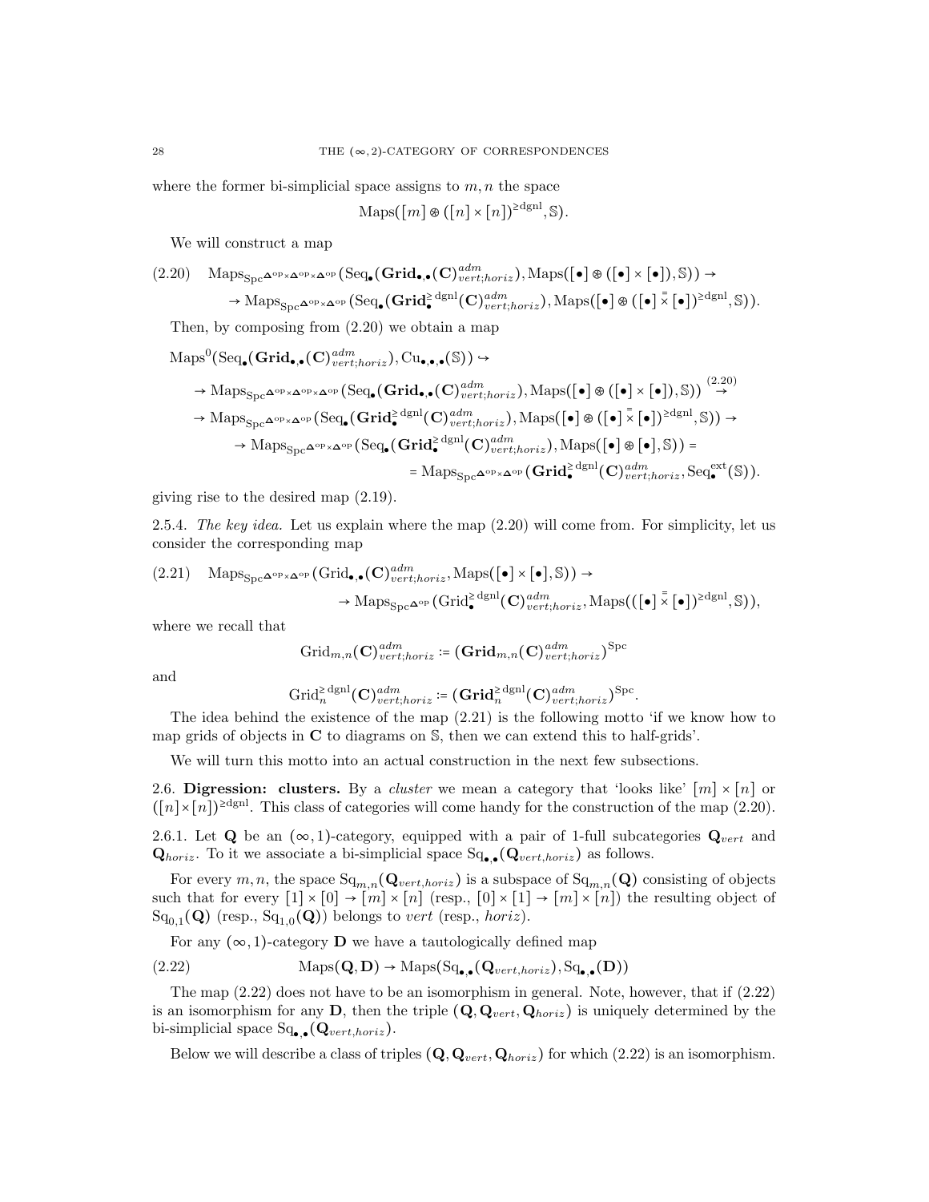where the former bi-simplicial space assigns to $m, n$ the space

$$\mathrm{Maps}([m] \circledast ([n] \times [n])^{\geq \mathrm{dgnl}}, \mathbb{S}).$$

We will construct a map

$$\begin{aligned}(2.20)\quad & \mathrm{Maps}_{\mathrm{Spc}^{\mathbf{\Delta}^{\mathrm{op}} \times \mathbf{\Delta}^{\mathrm{op}} \times \mathbf{\Delta}^{\mathrm{op}}}}(\mathrm{Seq}_\bullet(\mathbf{Grid}_{\bullet,\bullet}(\mathbf{C})^{adm}_{vert;horiz}), \mathrm{Maps}([\bullet] \circledast ([\bullet] \times [\bullet]), \mathbb{S})) \to \\ & \to \mathrm{Maps}_{\mathrm{Spc}^{\mathbf{\Delta}^{\mathrm{op}} \times \mathbf{\Delta}^{\mathrm{op}}}}(\mathrm{Seq}_\bullet(\mathbf{Grid}^{\geq \mathrm{dgnl}}_\bullet(\mathbf{C})^{adm}_{vert;horiz}), \mathrm{Maps}([\bullet] \circledast ([\bullet] \overset{=}{\times} [\bullet])^{\geq \mathrm{dgnl}}, \mathbb{S})).\end{aligned}$$

Then, by composing from (2.20) we obtain a map

$$\begin{aligned}& \mathrm{Maps}^0(\mathrm{Seq}_\bullet(\mathbf{Grid}_{\bullet,\bullet}(\mathbf{C})^{adm}_{vert;horiz}), \mathrm{Cu}_{\bullet,\bullet,\bullet}(\mathbb{S})) \hookrightarrow \\ & \to \mathrm{Maps}_{\mathrm{Spc}^{\mathbf{\Delta}^{\mathrm{op}} \times \mathbf{\Delta}^{\mathrm{op}} \times \mathbf{\Delta}^{\mathrm{op}}}}(\mathrm{Seq}_\bullet(\mathbf{Grid}_{\bullet,\bullet}(\mathbf{C})^{adm}_{vert;horiz}), \mathrm{Maps}([\bullet] \circledast ([\bullet] \times [\bullet]), \mathbb{S})) \overset{(2.20)}{\to} \\ & \to \mathrm{Maps}_{\mathrm{Spc}^{\mathbf{\Delta}^{\mathrm{op}} \times \mathbf{\Delta}^{\mathrm{op}}}}(\mathrm{Seq}_\bullet(\mathbf{Grid}^{\geq \mathrm{dgnl}}_\bullet(\mathbf{C})^{adm}_{vert;horiz}), \mathrm{Maps}([\bullet] \circledast ([\bullet] \overset{=}{\times} [\bullet])^{\geq \mathrm{dgnl}}, \mathbb{S})) \to \\ & \to \mathrm{Maps}_{\mathrm{Spc}^{\mathbf{\Delta}^{\mathrm{op}} \times \mathbf{\Delta}^{\mathrm{op}}}}(\mathrm{Seq}_\bullet(\mathbf{Grid}^{\geq \mathrm{dgnl}}_\bullet(\mathbf{C})^{adm}_{vert;horiz}), \mathrm{Maps}([\bullet] \circledast [\bullet], \mathbb{S})) = \\ & = \mathrm{Maps}_{\mathrm{Spc}^{\mathbf{\Delta}^{\mathrm{op}} \times \mathbf{\Delta}^{\mathrm{op}}}}(\mathbf{Grid}^{\geq \mathrm{dgnl}}_\bullet(\mathbf{C})^{adm}_{vert;horiz}, \mathrm{Seq}^{\mathrm{ext}}_\bullet(\mathbb{S})).\end{aligned}$$

giving rise to the desired map (2.19).

2.5.4. *The key idea.* Let us explain where the map (2.20) will come from. For simplicity, let us consider the corresponding map

$$\begin{aligned}(2.21)\quad & \mathrm{Maps}_{\mathrm{Spc}^{\mathbf{\Delta}^{\mathrm{op}} \times \mathbf{\Delta}^{\mathrm{op}}}}(\mathrm{Grid}_{\bullet,\bullet}(\mathbf{C})^{adm}_{vert;horiz}, \mathrm{Maps}([\bullet] \times [\bullet], \mathbb{S})) \to \\ & \to \mathrm{Maps}_{\mathrm{Spc}^{\mathbf{\Delta}^{\mathrm{op}}}}(\mathrm{Grid}^{\geq \mathrm{dgnl}}_\bullet(\mathbf{C})^{adm}_{vert;horiz}, \mathrm{Maps}(([\bullet] \overset{=}{\times} [\bullet])^{\geq \mathrm{dgnl}}, \mathbb{S})),\end{aligned}$$

where we recall that

$$\mathrm{Grid}_{m,n}(\mathbf{C})^{adm}_{vert;horiz} := (\mathbf{Grid}_{m,n}(\mathbf{C})^{adm}_{vert;horiz})^{\mathrm{Spc}}$$

and

$$\mathrm{Grid}^{\geq \mathrm{dgnl}}_n(\mathbf{C})^{adm}_{vert;horiz} := (\mathbf{Grid}^{\geq \mathrm{dgnl}}_n(\mathbf{C})^{adm}_{vert;horiz})^{\mathrm{Spc}}.$$

The idea behind the existence of the map (2.21) is the following motto 'if we know how to map grids of objects in $\mathbf{C}$ to diagrams on $\mathbb{S}$, then we can extend this to half-grids'.

We will turn this motto into an actual construction in the next few subsections.

## 2.6. Digression: clusters.

By a *cluster* we mean a category that 'looks like' $[m] \times [n]$ or $([n] \times [n])^{\geq \mathrm{dgnl}}$. This class of categories will come handy for the construction of the map (2.20).

2.6.1. Let $\mathbf{Q}$ be an $(\infty,1)$-category, equipped with a pair of 1-full subcategories $\mathbf{Q}_{vert}$ and $\mathbf{Q}_{horiz}$. To it we associate a bi-simplicial space $\mathrm{Sq}_{\bullet,\bullet}(\mathbf{Q}_{vert,horiz})$ as follows.

For every $m, n$, the space $\mathrm{Sq}_{m,n}(\mathbf{Q}_{vert,horiz})$ is a subspace of $\mathrm{Sq}_{m,n}(\mathbf{Q})$ consisting of objects such that for every $[1] \times [0] \to [m] \times [n]$ (resp., $[0] \times [1] \to [m] \times [n]$) the resulting object of $\mathrm{Sq}_{0,1}(\mathbf{Q})$ (resp., $\mathrm{Sq}_{1,0}(\mathbf{Q})$) belongs to *vert* (resp., *horiz*).

For any $(\infty,1)$-category $\mathbf{D}$ we have a tautologically defined map

$$(2.22)\qquad \mathrm{Maps}(\mathbf{Q}, \mathbf{D}) \to \mathrm{Maps}(\mathrm{Sq}_{\bullet,\bullet}(\mathbf{Q}_{vert,horiz}), \mathrm{Sq}_{\bullet,\bullet}(\mathbf{D}))$$

The map (2.22) does not have to be an isomorphism in general. Note, however, that if (2.22) is an isomorphism for any $\mathbf{D}$, then the triple $(\mathbf{Q}, \mathbf{Q}_{vert}, \mathbf{Q}_{horiz})$ is uniquely determined by the bi-simplicial space $\mathrm{Sq}_{\bullet,\bullet}(\mathbf{Q}_{vert,horiz})$.

Below we will describe a class of triples $(\mathbf{Q}, \mathbf{Q}_{vert}, \mathbf{Q}_{horiz})$ for which (2.22) is an isomorphism.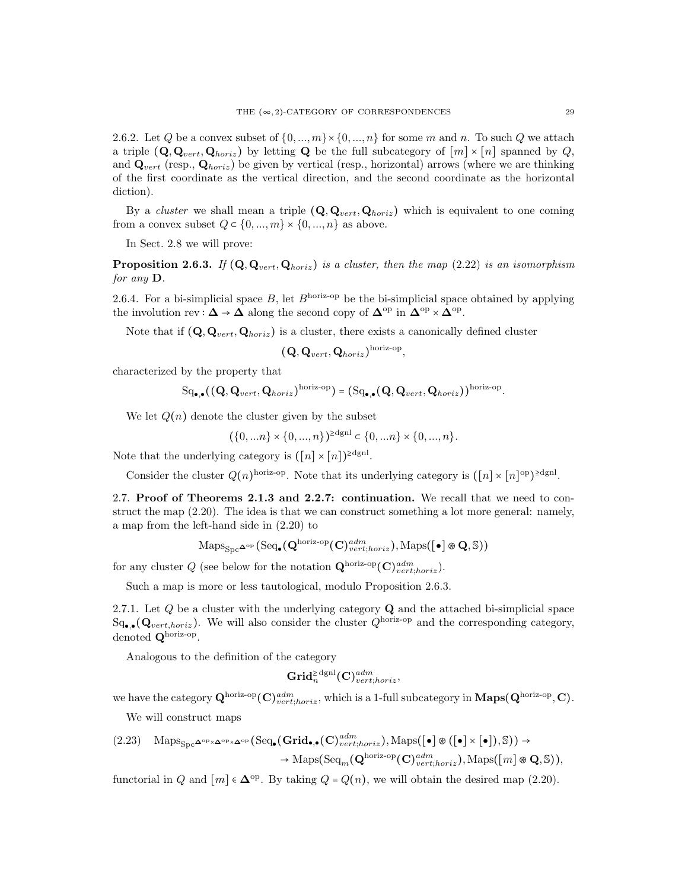2.6.2. Let $Q$ be a convex subset of $\{0,...,m\}\times\{0,...,n\}$ for some $m$ and $n$. To such $Q$ we attach a triple $(\mathbf{Q},\mathbf{Q}_{vert},\mathbf{Q}_{horiz})$ by letting $\mathbf{Q}$ be the full subcategory of $[m]\times[n]$ spanned by $Q$, and $\mathbf{Q}_{vert}$ (resp., $\mathbf{Q}_{horiz}$) be given by vertical (resp., horizontal) arrows (where we are thinking of the first coordinate as the vertical direction, and the second coordinate as the horizontal diction).

By a *cluster* we shall mean a triple $(\mathbf{Q},\mathbf{Q}_{vert},\mathbf{Q}_{horiz})$ which is equivalent to one coming from a convex subset $Q\subset\{0,...,m\}\times\{0,...,n\}$ as above.

In Sect. 2.8 we will prove:

**Proposition 2.6.3.** *If $(\mathbf{Q},\mathbf{Q}_{vert},\mathbf{Q}_{horiz})$ is a cluster, then the map (2.22) is an isomorphism for any $\mathbf{D}$.*

2.6.4. For a bi-simplicial space $B$, let $B^{\text{horiz-op}}$ be the bi-simplicial space obtained by applying the involution $\text{rev}:\mathbf{\Delta}\to\mathbf{\Delta}$ along the second copy of $\mathbf{\Delta}^{\text{op}}$ in $\mathbf{\Delta}^{\text{op}}\times\mathbf{\Delta}^{\text{op}}$.

Note that if $(\mathbf{Q},\mathbf{Q}_{vert},\mathbf{Q}_{horiz})$ is a cluster, there exists a canonically defined cluster

$$(\mathbf{Q},\mathbf{Q}_{vert},\mathbf{Q}_{horiz})^{\text{horiz-op}},$$

characterized by the property that

$$\text{Sq}_{\bullet,\bullet}((\mathbf{Q},\mathbf{Q}_{vert},\mathbf{Q}_{horiz})^{\text{horiz-op}})=(\text{Sq}_{\bullet,\bullet}(\mathbf{Q},\mathbf{Q}_{vert},\mathbf{Q}_{horiz}))^{\text{horiz-op}}.$$

We let $Q(n)$ denote the cluster given by the subset

$$(\{0,...n\}\times\{0,...,n\})^{\geq\text{dgnl}}\subset\{0,...n\}\times\{0,...,n\}.$$

Note that the underlying category is $([n]\times[n])^{\geq\text{dgnl}}$.

Consider the cluster $Q(n)^{\text{horiz-op}}$. Note that its underlying category is $([n]\times[n]^{\text{op}})^{\geq\text{dgnl}}$.

## 2.7. Proof of Theorems 2.1.3 and 2.2.7: continuation.

We recall that we need to construct the map (2.20). The idea is that we can construct something a lot more general: namely, a map from the left-hand side in (2.20) to

$$\text{Maps}_{\text{Spc}^{\mathbf{\Delta}^{\text{op}}}}(\text{Seq}_\bullet(\mathbf{Q}^{\text{horiz-op}}(\mathbf{C})^{adm}_{vert;horiz}),\text{Maps}([\bullet]\circledast\mathbf{Q},\mathbb{S}))$$

for any cluster $Q$ (see below for the notation $\mathbf{Q}^{\text{horiz-op}}(\mathbf{C})^{adm}_{vert;horiz}$).

Such a map is more or less tautological, modulo Proposition 2.6.3.

2.7.1. Let $Q$ be a cluster with the underlying category $\mathbf{Q}$ and the attached bi-simplicial space $\text{Sq}_{\bullet,\bullet}(\mathbf{Q}_{vert,horiz})$. We will also consider the cluster $Q^{\text{horiz-op}}$ and the corresponding category, denoted $\mathbf{Q}^{\text{horiz-op}}$.

Analogous to the definition of the category

$$\mathbf{Grid}^{\geq\text{dgnl}}_n(\mathbf{C})^{adm}_{vert;horiz},$$

we have the category $\mathbf{Q}^{\text{horiz-op}}(\mathbf{C})^{adm}_{vert;horiz}$, which is a 1-full subcategory in $\mathbf{Maps}(\mathbf{Q}^{\text{horiz-op}},\mathbf{C})$.

We will construct maps

$$\begin{aligned}(2.23)\quad \text{Maps}_{\text{Spc}^{\mathbf{\Delta}^{\text{op}}\times\mathbf{\Delta}^{\text{op}}\times\mathbf{\Delta}^{\text{op}}}}(\text{Seq}_\bullet(\mathbf{Grid}_{\bullet,\bullet}(\mathbf{C})^{adm}_{vert;horiz}),\text{Maps}([\bullet]\circledast([\bullet]\times[\bullet]),\mathbb{S}))\to\\ \to\text{Maps}(\text{Seq}_m(\mathbf{Q}^{\text{horiz-op}}(\mathbf{C})^{adm}_{vert;horiz}),\text{Maps}([m]\circledast\mathbf{Q},\mathbb{S})),\end{aligned}$$

functorial in $Q$ and $[m]\in\mathbf{\Delta}^{\text{op}}$. By taking $Q=Q(n)$, we will obtain the desired map (2.20).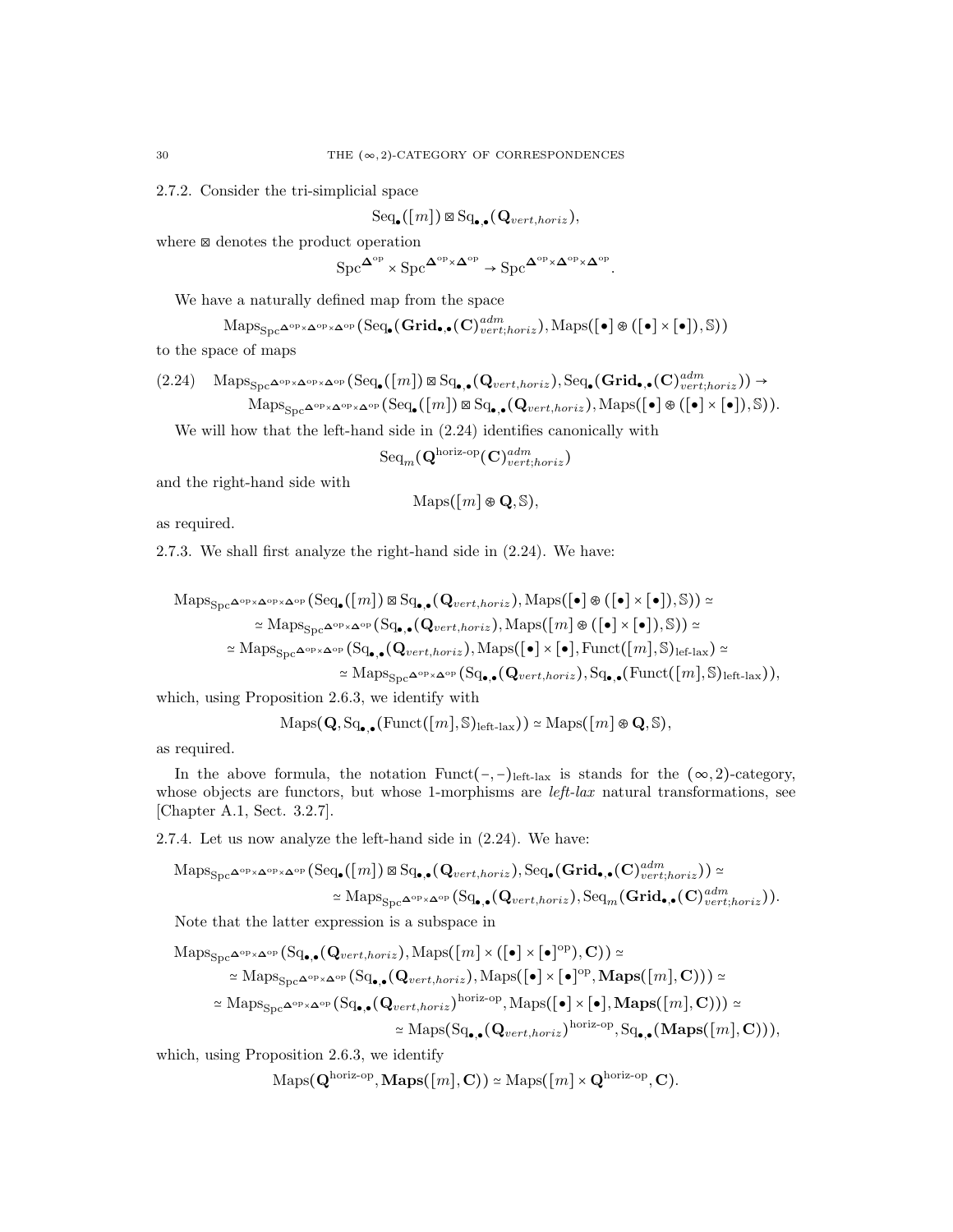2.7.2. Consider the tri-simplicial space

$$\mathrm{Seq}_\bullet([m]) \boxtimes \mathrm{Sq}_{\bullet,\bullet}(\mathbf{Q}_{vert,horiz}),$$

where $\boxtimes$ denotes the product operation

$$\mathrm{Spc}^{\mathbf{\Delta}^{\mathrm{op}}} \times \mathrm{Spc}^{\mathbf{\Delta}^{\mathrm{op}}\times\mathbf{\Delta}^{\mathrm{op}}} \to \mathrm{Spc}^{\mathbf{\Delta}^{\mathrm{op}}\times\mathbf{\Delta}^{\mathrm{op}}\times\mathbf{\Delta}^{\mathrm{op}}}.$$

We have a naturally defined map from the space

$$\mathrm{Maps}_{\mathrm{Spc}^{\mathbf{\Delta}^{\mathrm{op}}\times\mathbf{\Delta}^{\mathrm{op}}\times\mathbf{\Delta}^{\mathrm{op}}}}(\mathrm{Seq}_\bullet(\mathbf{Grid}_{\bullet,\bullet}(\mathbf{C})^{adm}_{vert;horiz}), \mathrm{Maps}([\bullet]\circledast([\bullet]\times[\bullet]),\mathbb{S}))$$

to the space of maps

$$\begin{aligned}(2.24)\quad &\mathrm{Maps}_{\mathrm{Spc}^{\mathbf{\Delta}^{\mathrm{op}}\times\mathbf{\Delta}^{\mathrm{op}}\times\mathbf{\Delta}^{\mathrm{op}}}}(\mathrm{Seq}_\bullet([m])\boxtimes \mathrm{Sq}_{\bullet,\bullet}(\mathbf{Q}_{vert,horiz}), \mathrm{Seq}_\bullet(\mathbf{Grid}_{\bullet,\bullet}(\mathbf{C})^{adm}_{vert;horiz})) \to \\ &\mathrm{Maps}_{\mathrm{Spc}^{\mathbf{\Delta}^{\mathrm{op}}\times\mathbf{\Delta}^{\mathrm{op}}\times\mathbf{\Delta}^{\mathrm{op}}}}(\mathrm{Seq}_\bullet([m])\boxtimes \mathrm{Sq}_{\bullet,\bullet}(\mathbf{Q}_{vert,horiz}), \mathrm{Maps}([\bullet]\circledast([\bullet]\times[\bullet]),\mathbb{S})).\end{aligned}$$

We will how that the left-hand side in (2.24) identifies canonically with

$$\mathrm{Seq}_m(\mathbf{Q}^{\text{horiz-op}}(\mathbf{C})^{adm}_{vert;horiz})$$

and the right-hand side with

$$\mathrm{Maps}([m]\circledast\mathbf{Q},\mathbb{S}),$$

as required.

2.7.3. We shall first analyze the right-hand side in (2.24). We have:

$$\begin{aligned}&\mathrm{Maps}_{\mathrm{Spc}^{\mathbf{\Delta}^{\mathrm{op}}\times\mathbf{\Delta}^{\mathrm{op}}\times\mathbf{\Delta}^{\mathrm{op}}}}(\mathrm{Seq}_\bullet([m])\boxtimes \mathrm{Sq}_{\bullet,\bullet}(\mathbf{Q}_{vert,horiz}), \mathrm{Maps}([\bullet]\circledast([\bullet]\times[\bullet]),\mathbb{S})) \simeq \\ &\simeq \mathrm{Maps}_{\mathrm{Spc}^{\mathbf{\Delta}^{\mathrm{op}}\times\mathbf{\Delta}^{\mathrm{op}}}}(\mathrm{Sq}_{\bullet,\bullet}(\mathbf{Q}_{vert,horiz}), \mathrm{Maps}([m]\circledast([\bullet]\times[\bullet]),\mathbb{S})) \simeq \\ &\simeq \mathrm{Maps}_{\mathrm{Spc}^{\mathbf{\Delta}^{\mathrm{op}}\times\mathbf{\Delta}^{\mathrm{op}}}}(\mathrm{Sq}_{\bullet,\bullet}(\mathbf{Q}_{vert,horiz}), \mathrm{Maps}([\bullet]\times[\bullet],\mathrm{Funct}([m],\mathbb{S})_{\text{lef-lax}}) \simeq \\ &\simeq \mathrm{Maps}_{\mathrm{Spc}^{\mathbf{\Delta}^{\mathrm{op}}\times\mathbf{\Delta}^{\mathrm{op}}}}(\mathrm{Sq}_{\bullet,\bullet}(\mathbf{Q}_{vert,horiz}), \mathrm{Sq}_{\bullet,\bullet}(\mathrm{Funct}([m],\mathbb{S})_{\text{left-lax}})),\end{aligned}$$

which, using Proposition 2.6.3, we identify with

$$\mathrm{Maps}(\mathbf{Q},\mathrm{Sq}_{\bullet,\bullet}(\mathrm{Funct}([m],\mathbb{S})_{\text{left-lax}})) \simeq \mathrm{Maps}([m]\circledast\mathbf{Q},\mathbb{S}),$$

as required.

In the above formula, the notation $\mathrm{Funct}(-,-)_{\text{left-lax}}$ is stands for the $(\infty,2)$-category, whose objects are functors, but whose 1-morphisms are *left-lax* natural transformations, see [Chapter A.1, Sect. 3.2.7].

2.7.4. Let us now analyze the left-hand side in (2.24). We have:

$$\begin{aligned}&\mathrm{Maps}_{\mathrm{Spc}^{\mathbf{\Delta}^{\mathrm{op}}\times\mathbf{\Delta}^{\mathrm{op}}\times\mathbf{\Delta}^{\mathrm{op}}}}(\mathrm{Seq}_\bullet([m])\boxtimes \mathrm{Sq}_{\bullet,\bullet}(\mathbf{Q}_{vert,horiz}), \mathrm{Seq}_\bullet(\mathbf{Grid}_{\bullet,\bullet}(\mathbf{C})^{adm}_{vert;horiz})) \simeq \\ &\simeq \mathrm{Maps}_{\mathrm{Spc}^{\mathbf{\Delta}^{\mathrm{op}}\times\mathbf{\Delta}^{\mathrm{op}}}}(\mathrm{Sq}_{\bullet,\bullet}(\mathbf{Q}_{vert,horiz}), \mathrm{Seq}_m(\mathbf{Grid}_{\bullet,\bullet}(\mathbf{C})^{adm}_{vert;horiz})).\end{aligned}$$

Note that the latter expression is a subspace in

$$\begin{aligned}&\mathrm{Maps}_{\mathrm{Spc}^{\mathbf{\Delta}^{\mathrm{op}}\times\mathbf{\Delta}^{\mathrm{op}}}}(\mathrm{Sq}_{\bullet,\bullet}(\mathbf{Q}_{vert,horiz}), \mathrm{Maps}([m]\times([\bullet]\times[\bullet]^{\mathrm{op}}),\mathbf{C})) \simeq \\ &\simeq \mathrm{Maps}_{\mathrm{Spc}^{\mathbf{\Delta}^{\mathrm{op}}\times\mathbf{\Delta}^{\mathrm{op}}}}(\mathrm{Sq}_{\bullet,\bullet}(\mathbf{Q}_{vert,horiz}), \mathrm{Maps}([\bullet]\times[\bullet]^{\mathrm{op}},\mathbf{Maps}([m],\mathbf{C}))) \simeq \\ &\simeq \mathrm{Maps}_{\mathrm{Spc}^{\mathbf{\Delta}^{\mathrm{op}}\times\mathbf{\Delta}^{\mathrm{op}}}}(\mathrm{Sq}_{\bullet,\bullet}(\mathbf{Q}_{vert,horiz})^{\text{horiz-op}}, \mathrm{Maps}([\bullet]\times[\bullet],\mathbf{Maps}([m],\mathbf{C}))) \simeq \\ &\simeq \mathrm{Maps}(\mathrm{Sq}_{\bullet,\bullet}(\mathbf{Q}_{vert,horiz})^{\text{horiz-op}}, \mathrm{Sq}_{\bullet,\bullet}(\mathbf{Maps}([m],\mathbf{C}))),\end{aligned}$$

which, using Proposition 2.6.3, we identify

$$\mathrm{Maps}(\mathbf{Q}^{\text{horiz-op}},\mathbf{Maps}([m],\mathbf{C})) \simeq \mathrm{Maps}([m]\times\mathbf{Q}^{\text{horiz-op}},\mathbf{C}).$$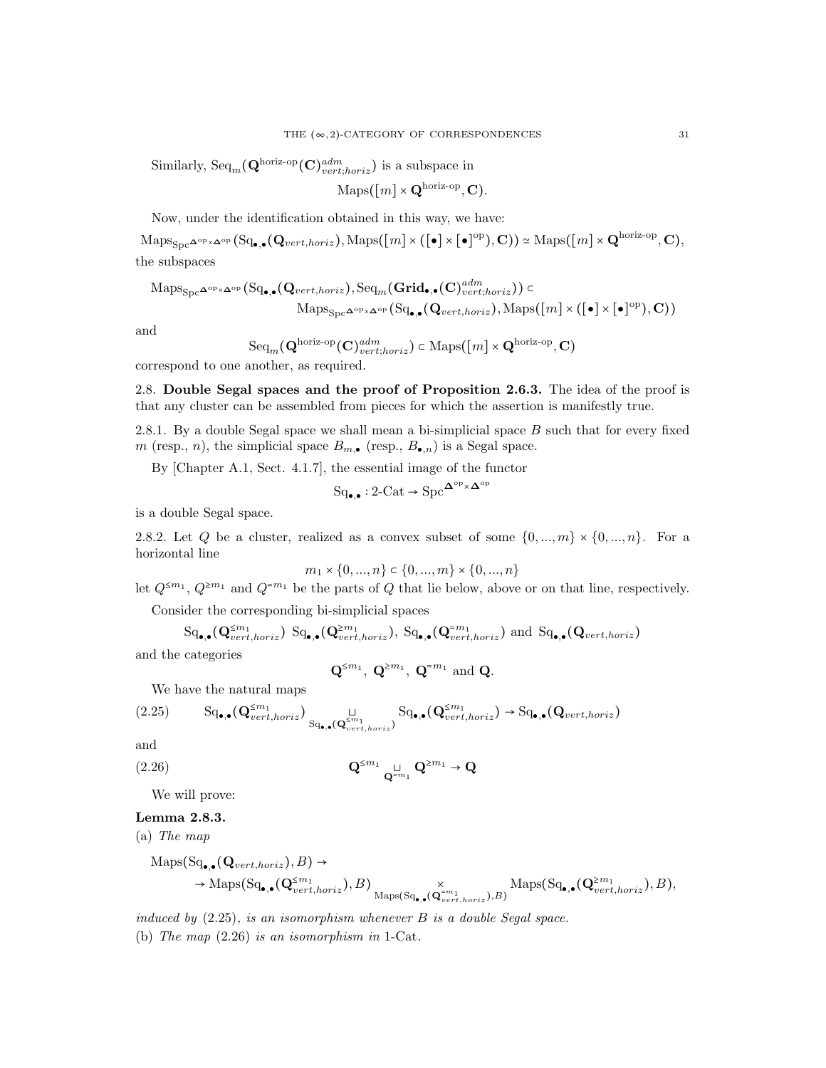Similarly, $\mathrm{Seq}_m(\mathbf{Q}^{\text{horiz-op}}(\mathbf{C})^{adm}_{vert;horiz})$ is a subspace in

$$\mathrm{Maps}([m] \times \mathbf{Q}^{\text{horiz-op}}, \mathbf{C}).$$

Now, under the identification obtained in this way, we have:

$$\mathrm{Maps}_{\mathrm{Spc}^{\mathbf{\Delta}^{\mathrm{op}} \times \mathbf{\Delta}^{\mathrm{op}}}}(\mathrm{Sq}_{\bullet,\bullet}(\mathbf{Q}_{vert,horiz}), \mathrm{Maps}([m] \times ([\bullet] \times [\bullet]^{\mathrm{op}}), \mathbf{C})) \simeq \mathrm{Maps}([m] \times \mathbf{Q}^{\text{horiz-op}}, \mathbf{C}),$$

the subspaces

$$\mathrm{Maps}_{\mathrm{Spc}^{\mathbf{\Delta}^{\mathrm{op}} \times \mathbf{\Delta}^{\mathrm{op}}}}(\mathrm{Sq}_{\bullet,\bullet}(\mathbf{Q}_{vert,horiz}), \mathrm{Seq}_m(\mathbf{Grid}_{\bullet,\bullet}(\mathbf{C})^{adm}_{vert;horiz})) \subset \mathrm{Maps}_{\mathrm{Spc}^{\mathbf{\Delta}^{\mathrm{op}} \times \mathbf{\Delta}^{\mathrm{op}}}}(\mathrm{Sq}_{\bullet,\bullet}(\mathbf{Q}_{vert,horiz}), \mathrm{Maps}([m] \times ([\bullet] \times [\bullet]^{\mathrm{op}}), \mathbf{C}))$$

and

$$\mathrm{Seq}_m(\mathbf{Q}^{\text{horiz-op}}(\mathbf{C})^{adm}_{vert;horiz}) \subset \mathrm{Maps}([m] \times \mathbf{Q}^{\text{horiz-op}}, \mathbf{C})$$

correspond to one another, as required.

## 2.8. Double Segal spaces and the proof of Proposition 2.6.3.

The idea of the proof is that any cluster can be assembled from pieces for which the assertion is manifestly true.

2.8.1. By a double Segal space we shall mean a bi-simplicial space $B$ such that for every fixed $m$ (resp., $n$), the simplicial space $B_{m,\bullet}$ (resp., $B_{\bullet,n}$) is a Segal space.

By [Chapter A.1, Sect. 4.1.7], the essential image of the functor

$$\mathrm{Sq}_{\bullet,\bullet} : 2\text{-Cat} \to \mathrm{Spc}^{\mathbf{\Delta}^{\mathrm{op}} \times \mathbf{\Delta}^{\mathrm{op}}}$$

is a double Segal space.

2.8.2. Let $Q$ be a cluster, realized as a convex subset of some $\{0,...,m\} \times \{0,...,n\}$. For a horizontal line

$$m_1 \times \{0,...,n\} \subset \{0,...,m\} \times \{0,...,n\}$$

let $Q^{\leq m_1}$, $Q^{\geq m_1}$ and $Q^{=m_1}$ be the parts of $Q$ that lie below, above or on that line, respectively.

Consider the corresponding bi-simplicial spaces

$$\mathrm{Sq}_{\bullet,\bullet}(\mathbf{Q}^{\leq m_1}_{vert,horiz})\ \mathrm{Sq}_{\bullet,\bullet}(\mathbf{Q}^{\geq m_1}_{vert,horiz}),\ \mathrm{Sq}_{\bullet,\bullet}(\mathbf{Q}^{= m_1}_{vert,horiz}) \text{ and } \mathrm{Sq}_{\bullet,\bullet}(\mathbf{Q}_{vert,horiz})$$

and the categories

$$\mathbf{Q}^{\leq m_1},\ \mathbf{Q}^{\geq m_1},\ \mathbf{Q}^{= m_1} \text{ and } \mathbf{Q}.$$

We have the natural maps

$$\mathrm{Sq}_{\bullet,\bullet}(\mathbf{Q}^{\leq m_1}_{vert,horiz}) \underset{\mathrm{Sq}_{\bullet,\bullet}(\mathbf{Q}^{\leq m_1}_{vert,horiz})}{\sqcup} \mathrm{Sq}_{\bullet,\bullet}(\mathbf{Q}^{\leq m_1}_{vert,horiz}) \to \mathrm{Sq}_{\bullet,\bullet}(\mathbf{Q}_{vert,horiz}) \tag{2.25}$$

and

$$\mathbf{Q}^{\leq m_1} \underset{\mathbf{Q}^{=m_1}}{\sqcup} \mathbf{Q}^{\geq m_1} \to \mathbf{Q} \tag{2.26}$$

We will prove:

**Lemma 2.8.3.**
(a) *The map*

$$\mathrm{Maps}(\mathrm{Sq}_{\bullet,\bullet}(\mathbf{Q}_{vert,horiz}), B) \to$$
$$\to \mathrm{Maps}(\mathrm{Sq}_{\bullet,\bullet}(\mathbf{Q}^{\leq m_1}_{vert,horiz}), B) \underset{\mathrm{Maps}(\mathrm{Sq}_{\bullet,\bullet}(\mathbf{Q}^{=m_1}_{vert,horiz}), B)}{\times} \mathrm{Maps}(\mathrm{Sq}_{\bullet,\bullet}(\mathbf{Q}^{\geq m_1}_{vert,horiz}), B),$$

*induced by* (2.25), *is an isomorphism whenever $B$ is a double Segal space.*
(b) *The map* (2.26) *is an isomorphism in* 1-Cat.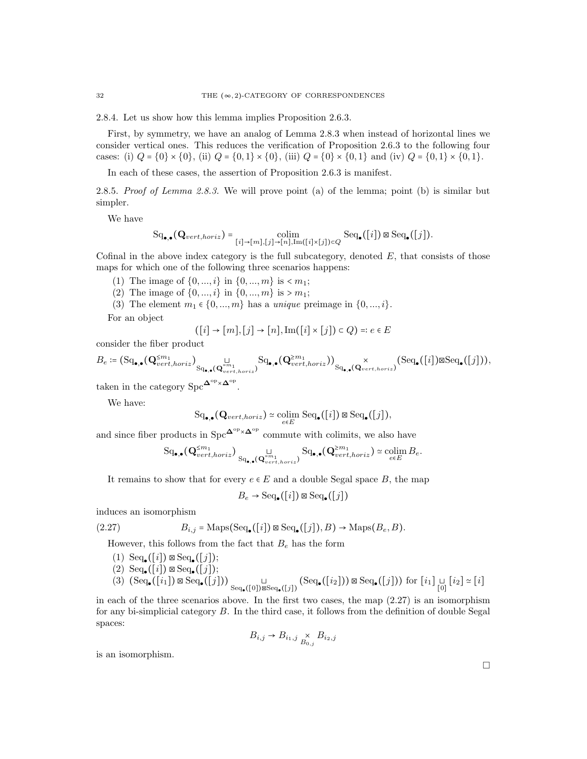2.8.4. Let us show how this lemma implies Proposition 2.6.3.

First, by symmetry, we have an analog of Lemma 2.8.3 when instead of horizontal lines we consider vertical ones. This reduces the verification of Proposition 2.6.3 to the following four cases: (i) $Q = \{0\} \times \{0\}$, (ii) $Q = \{0,1\} \times \{0\}$, (iii) $Q = \{0\} \times \{0,1\}$ and (iv) $Q = \{0,1\} \times \{0,1\}$.

In each of these cases, the assertion of Proposition 2.6.3 is manifest.

2.8.5. *Proof of Lemma 2.8.3.* We will prove point (a) of the lemma; point (b) is similar but simpler.

We have

$$\mathrm{Sq}_{\bullet,\bullet}(\mathbf{Q}_{vert,horiz}) = \underset{[i]\to[m],[j]\to[n],\mathrm{Im}([i]\times[j])\subset Q}{\mathrm{colim}} \mathrm{Seq}_\bullet([i]) \boxtimes \mathrm{Seq}_\bullet([j]).$$

Cofinal in the above index category is the full subcategory, denoted $E$, that consists of those maps for which one of the following three scenarios happens:

(1) The image of $\{0,...,i\}$ in $\{0,...,m\}$ is $< m_1$;
(2) The image of $\{0,...,i\}$ in $\{0,...,m\}$ is $> m_1$;
(3) The element $m_1 \in \{0,...,m\}$ has a *unique* preimage in $\{0,...,i\}$.

For an object

$$([i]\to[m],[j]\to[n],\mathrm{Im}([i]\times[j])\subset Q) =: e \in E$$

consider the fiber product

$$B_e := (\mathrm{Sq}_{\bullet,\bullet}(\mathbf{Q}^{\leq m_1}_{vert,horiz}) \underset{\mathrm{Sq}_{\bullet,\bullet}(\mathbf{Q}^{=m_1}_{vert,horiz})}{\sqcup} \mathrm{Sq}_{\bullet,\bullet}(\mathbf{Q}^{\geq m_1}_{vert,horiz})) \underset{\mathrm{Sq}_{\bullet,\bullet}(\mathbf{Q}_{vert,horiz})}{\times} (\mathrm{Seq}_\bullet([i]) \boxtimes \mathrm{Seq}_\bullet([j])),$$

taken in the category $\mathrm{Spc}^{\mathbf{\Delta}^{\mathrm{op}}\times\mathbf{\Delta}^{\mathrm{op}}}$.

We have:

$$\mathrm{Sq}_{\bullet,\bullet}(\mathbf{Q}_{vert,horiz}) \simeq \underset{e\in E}{\mathrm{colim}}\, \mathrm{Seq}_\bullet([i]) \boxtimes \mathrm{Seq}_\bullet([j]),$$

and since fiber products in $\mathrm{Spc}^{\mathbf{\Delta}^{\mathrm{op}}\times\mathbf{\Delta}^{\mathrm{op}}}$ commute with colimits, we also have

$$\mathrm{Sq}_{\bullet,\bullet}(\mathbf{Q}^{\leq m_1}_{vert,horiz}) \underset{\mathrm{Sq}_{\bullet,\bullet}(\mathbf{Q}^{=m_1}_{vert,horiz})}{\sqcup} \mathrm{Sq}_{\bullet,\bullet}(\mathbf{Q}^{\geq m_1}_{vert,horiz}) \simeq \underset{e\in E}{\mathrm{colim}}\, B_e.$$

It remains to show that for every $e \in E$ and a double Segal space $B$, the map

$$B_e \to \mathrm{Seq}_\bullet([i]) \boxtimes \mathrm{Seq}_\bullet([j])$$

induces an isomorphism

$$B_{i,j} = \mathrm{Maps}(\mathrm{Seq}_\bullet([i]) \boxtimes \mathrm{Seq}_\bullet([j]), B) \to \mathrm{Maps}(B_e, B). \tag{2.27}$$

However, this follows from the fact that $B_e$ has the form

(1) $\mathrm{Seq}_\bullet([i]) \boxtimes \mathrm{Seq}_\bullet([j])$;
(2) $\mathrm{Seq}_\bullet([i]) \boxtimes \mathrm{Seq}_\bullet([j])$;
(3) $(\mathrm{Seq}_\bullet([i_1]) \boxtimes \mathrm{Seq}_\bullet([j])) \underset{\mathrm{Seq}_\bullet([0])\boxtimes\mathrm{Seq}_\bullet([j])}{\sqcup} (\mathrm{Seq}_\bullet([i_2])) \boxtimes \mathrm{Seq}_\bullet([j]))$ for $[i_1] \underset{[0]}{\sqcup} [i_2] \simeq [i]$

in each of the three scenarios above. In the first two cases, the map (2.27) is an isomorphism for any bi-simplicial category $B$. In the third case, it follows from the definition of double Segal spaces:

$$B_{i,j} \to B_{i_1,j} \underset{B_{0,j}}{\times} B_{i_2,j}$$

is an isomorphism.

□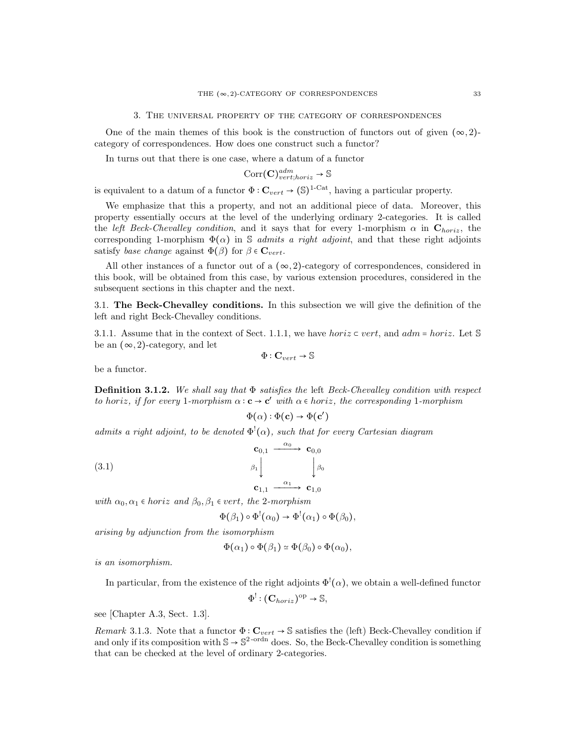## 3. The universal property of the category of correspondences

One of the main themes of this book is the construction of functors out of given $(\infty,2)$-category of correspondences. How does one construct such a functor?

In turns out that there is one case, where a datum of a functor

$$\mathrm{Corr}(\mathbf{C})^{adm}_{vert;horiz} \to \mathbb{S}$$

is equivalent to a datum of a functor $\Phi : \mathbf{C}_{vert} \to (\mathbb{S})^{1\text{-Cat}}$, having a particular property.

We emphasize that this a property, and not an additional piece of data. Moreover, this property essentially occurs at the level of the underlying ordinary 2-categories. It is called the *left Beck-Chevalley condition*, and it says that for every 1-morphism $\alpha$ in $\mathbf{C}_{horiz}$, the corresponding 1-morphism $\Phi(\alpha)$ in $\mathbb{S}$ *admits a right adjoint*, and that these right adjoints satisfy *base change* against $\Phi(\beta)$ for $\beta \in \mathbf{C}_{vert}$.

All other instances of a functor out of a $(\infty,2)$-category of correspondences, considered in this book, will be obtained from this case, by various extension procedures, considered in the subsequent sections in this chapter and the next.

### 3.1. **The Beck-Chevalley conditions.**

In this subsection we will give the definition of the left and right Beck-Chevalley conditions.

3.1.1. Assume that in the context of Sect. 1.1.1, we have $horiz \subset vert$, and $adm = horiz$. Let $\mathbb{S}$ be an $(\infty,2)$-category, and let

$$\Phi : \mathbf{C}_{vert} \to \mathbb{S}$$

be a functor.

**Definition 3.1.2.** *We shall say that $\Phi$ satisfies the* left *Beck-Chevalley condition with respect to horiz, if for every 1-morphism $\alpha : \mathbf{c} \to \mathbf{c}'$ with $\alpha \in horiz$, the corresponding 1-morphism*

$$\Phi(\alpha) : \Phi(\mathbf{c}) \to \Phi(\mathbf{c}')$$

*admits a right adjoint, to be denoted $\Phi^!(\alpha)$, such that for every Cartesian diagram*

$$\begin{array}{ccc} \mathbf{c}_{0,1} & \xrightarrow{\alpha_0} & \mathbf{c}_{0,0} \\ {\scriptstyle\beta_1}\downarrow & & \downarrow{\scriptstyle\beta_0} \\ \mathbf{c}_{1,1} & \xrightarrow{\alpha_1} & \mathbf{c}_{1,0} \end{array} \tag{3.1}$$

*with $\alpha_0, \alpha_1 \in horiz$ and $\beta_0, \beta_1 \in vert$, the 2-morphism*

$$\Phi(\beta_1) \circ \Phi^!(\alpha_0) \to \Phi^!(\alpha_1) \circ \Phi(\beta_0),$$

*arising by adjunction from the isomorphism*

$$\Phi(\alpha_1) \circ \Phi(\beta_1) \simeq \Phi(\beta_0) \circ \Phi(\alpha_0),$$

*is an isomorphism.*

In particular, from the existence of the right adjoints $\Phi^!(\alpha)$, we obtain a well-defined functor

$$\Phi^! : (\mathbf{C}_{horiz})^{\mathrm{op}} \to \mathbb{S},$$

see [Chapter A.3, Sect. 1.3].

*Remark* 3.1.3. Note that a functor $\Phi : \mathbf{C}_{vert} \to \mathbb{S}$ satisfies the (left) Beck-Chevalley condition if and only if its composition with $\mathbb{S} \to \mathbb{S}^{2\text{-ordn}}$ does. So, the Beck-Chevalley condition is something that can be checked at the level of ordinary 2-categories.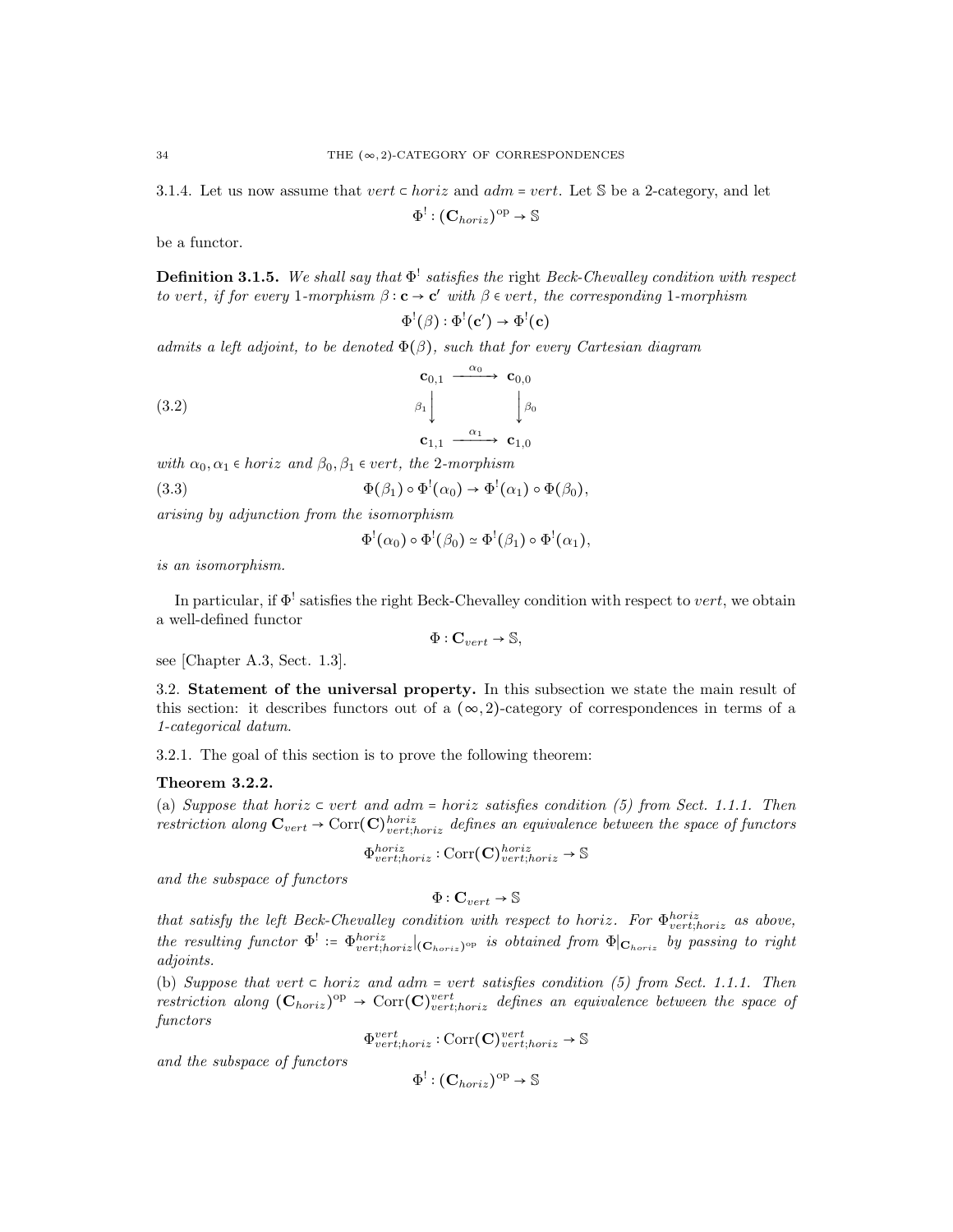3.1.4. Let us now assume that $vert \subset horiz$ and $adm = vert$. Let $\mathbb{S}$ be a 2-category, and let

$$\Phi^! : (\mathbf{C}_{horiz})^{\mathrm{op}} \to \mathbb{S}$$

be a functor.

**Definition 3.1.5.** *We shall say that $\Phi^!$ satisfies the* right *Beck-Chevalley condition with respect to vert, if for every 1-morphism $\beta : \mathbf{c} \to \mathbf{c}'$ with $\beta \in vert$, the corresponding 1-morphism*

$$\Phi^!(\beta) : \Phi^!(\mathbf{c}') \to \Phi^!(\mathbf{c})$$

*admits a left adjoint, to be denoted $\Phi(\beta)$, such that for every Cartesian diagram*

$$\begin{array}{ccc} \mathbf{c}_{0,1} & \xrightarrow{\alpha_0} & \mathbf{c}_{0,0} \\ {\scriptstyle \beta_1}\downarrow & & \downarrow{\scriptstyle \beta_0} \\ \mathbf{c}_{1,1} & \xrightarrow{\alpha_1} & \mathbf{c}_{1,0} \end{array} \tag{3.2}$$

*with $\alpha_0, \alpha_1 \in horiz$ and $\beta_0, \beta_1 \in vert$, the 2-morphism*

$$\Phi(\beta_1) \circ \Phi^!(\alpha_0) \to \Phi^!(\alpha_1) \circ \Phi(\beta_0), \tag{3.3}$$

*arising by adjunction from the isomorphism*

$$\Phi^!(\alpha_0) \circ \Phi^!(\beta_0) \simeq \Phi^!(\beta_1) \circ \Phi^!(\alpha_1),$$

*is an isomorphism.*

In particular, if $\Phi^!$ satisfies the right Beck-Chevalley condition with respect to $vert$, we obtain a well-defined functor

$$\Phi : \mathbf{C}_{vert} \to \mathbb{S},$$

see [Chapter A.3, Sect. 1.3].

## 3.2. Statement of the universal property.

In this subsection we state the main result of this section: it describes functors out of a $(\infty, 2)$-category of correspondences in terms of a *1-categorical datum*.

3.2.1. The goal of this section is to prove the following theorem:

**Theorem 3.2.2.**

(a) *Suppose that $horiz \subset vert$ and $adm = horiz$ satisfies condition (5) from Sect. 1.1.1. Then restriction along $\mathbf{C}_{vert} \to \mathrm{Corr}(\mathbf{C})^{horiz}_{vert;horiz}$ defines an equivalence between the space of functors*

$$\Phi^{horiz}_{vert;horiz} : \mathrm{Corr}(\mathbf{C})^{horiz}_{vert;horiz} \to \mathbb{S}$$

*and the subspace of functors*

$$\Phi : \mathbf{C}_{vert} \to \mathbb{S}$$

*that satisfy the left Beck-Chevalley condition with respect to horiz. For $\Phi^{horiz}_{vert;horiz}$ as above, the resulting functor $\Phi^! := \Phi^{horiz}_{vert;horiz}|_{(\mathbf{C}_{horiz})^{\mathrm{op}}}$ is obtained from $\Phi|_{\mathbf{C}_{horiz}}$ by passing to right adjoints.*

(b) *Suppose that $vert \subset horiz$ and $adm = vert$ satisfies condition (5) from Sect. 1.1.1. Then restriction along $(\mathbf{C}_{horiz})^{\mathrm{op}} \to \mathrm{Corr}(\mathbf{C})^{vert}_{vert;horiz}$ defines an equivalence between the space of functors*

$$\Phi^{vert}_{vert;horiz} : \mathrm{Corr}(\mathbf{C})^{vert}_{vert;horiz} \to \mathbb{S}$$

*and the subspace of functors*

$$\Phi^! : (\mathbf{C}_{horiz})^{\mathrm{op}} \to \mathbb{S}$$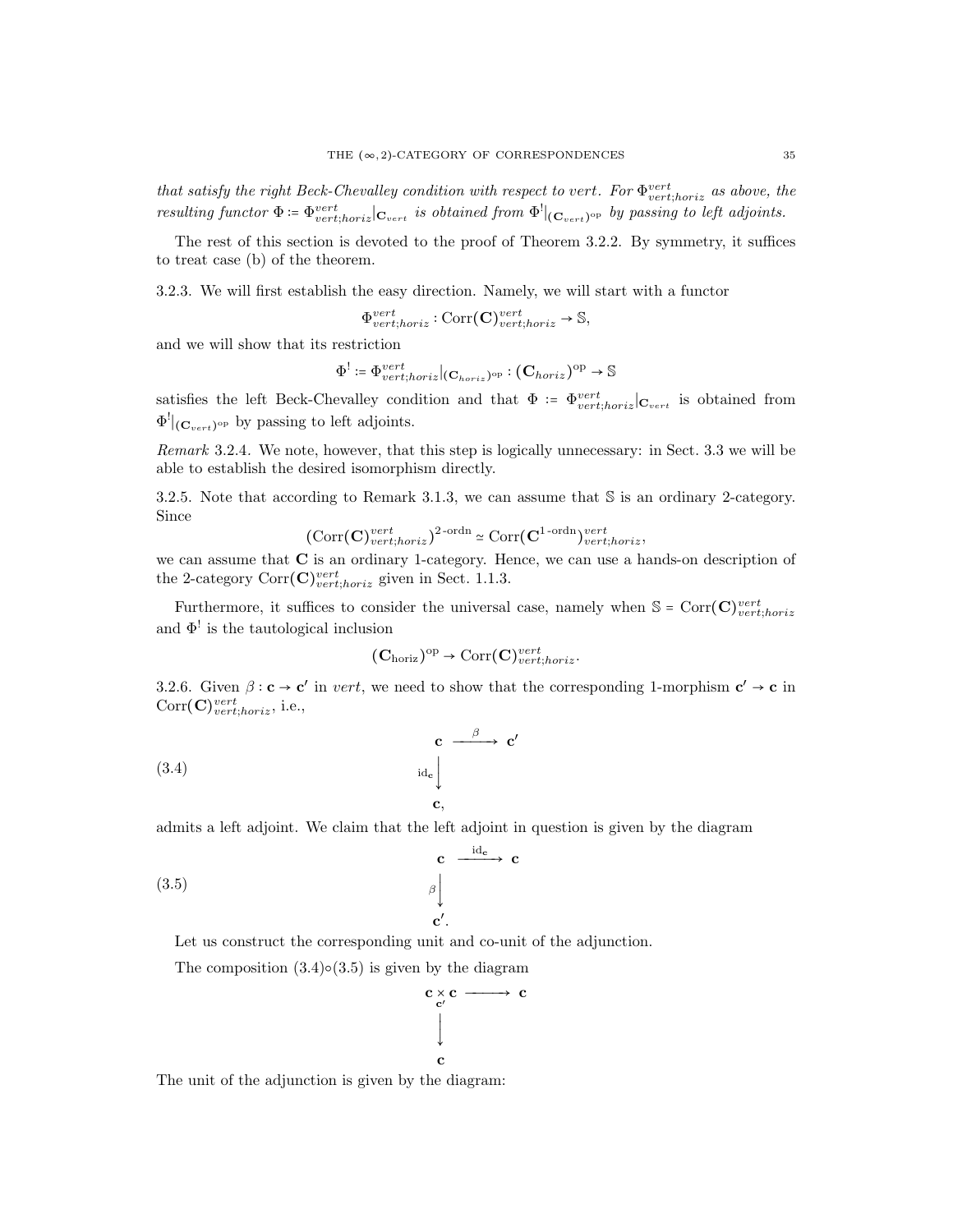*that satisfy the right Beck-Chevalley condition with respect to vert. For $\Phi^{vert}_{vert;horiz}$ as above, the resulting functor $\Phi := \Phi^{vert}_{vert;horiz}|_{\mathbf{C}_{vert}}$ is obtained from $\Phi^!|_{(\mathbf{C}_{vert})^{\mathrm{op}}}$ by passing to left adjoints.*

The rest of this section is devoted to the proof of Theorem 3.2.2. By symmetry, it suffices to treat case (b) of the theorem.

3.2.3. We will first establish the easy direction. Namely, we will start with a functor

$$\Phi^{vert}_{vert;horiz} : \mathrm{Corr}(\mathbf{C})^{vert}_{vert;horiz} \to \mathbb{S},$$

and we will show that its restriction

$$\Phi^! := \Phi^{vert}_{vert;horiz}|_{(\mathbf{C}_{horiz})^{\mathrm{op}}} : (\mathbf{C}_{horiz})^{\mathrm{op}} \to \mathbb{S}$$

satisfies the left Beck-Chevalley condition and that $\Phi := \Phi^{vert}_{vert;horiz}|_{\mathbf{C}_{vert}}$ is obtained from $\Phi^!|_{(\mathbf{C}_{vert})^{\mathrm{op}}}$ by passing to left adjoints.

*Remark* 3.2.4. We note, however, that this step is logically unnecessary: in Sect. 3.3 we will be able to establish the desired isomorphism directly.

3.2.5. Note that according to Remark 3.1.3, we can assume that $\mathbb{S}$ is an ordinary 2-category. Since

$$(\mathrm{Corr}(\mathbf{C})^{vert}_{vert;horiz})^{2\text{-ordn}} \simeq \mathrm{Corr}(\mathbf{C}^{1\text{-ordn}})^{vert}_{vert;horiz},$$

we can assume that $\mathbf{C}$ is an ordinary 1-category. Hence, we can use a hands-on description of the 2-category $\mathrm{Corr}(\mathbf{C})^{vert}_{vert;horiz}$ given in Sect. 1.1.3.

Furthermore, it suffices to consider the universal case, namely when $\mathbb{S} = \mathrm{Corr}(\mathbf{C})^{vert}_{vert;horiz}$ and $\Phi^!$ is the tautological inclusion

$$(\mathbf{C}_{\mathrm{horiz}})^{\mathrm{op}} \to \mathrm{Corr}(\mathbf{C})^{vert}_{vert;horiz}.$$

3.2.6. Given $\beta : \mathbf{c} \to \mathbf{c}'$ in *vert*, we need to show that the corresponding 1-morphism $\mathbf{c}' \to \mathbf{c}$ in $\mathrm{Corr}(\mathbf{C})^{vert}_{vert;horiz}$, i.e.,

$$\begin{array}{ccc} \mathbf{c} & \xrightarrow{\beta} & \mathbf{c}' \\ {\scriptstyle \mathrm{id}_{\mathbf{c}}}\big\downarrow & & \\ \mathbf{c}, & & \end{array} \tag{3.4}$$

admits a left adjoint. We claim that the left adjoint in question is given by the diagram

$$\begin{array}{ccc} \mathbf{c} & \xrightarrow{\mathrm{id}_{\mathbf{c}}} & \mathbf{c} \\ {\scriptstyle \beta}\big\downarrow & & \\ \mathbf{c}'. & & \end{array} \tag{3.5}$$

Let us construct the corresponding unit and co-unit of the adjunction.

The composition (3.4)$\circ$(3.5) is given by the diagram

$$\begin{array}{ccc} \mathbf{c} \underset{\mathbf{c}'}{\times} \mathbf{c} & \longrightarrow & \mathbf{c} \\ \big\downarrow & & \\ \mathbf{c} & & \end{array}$$

The unit of the adjunction is given by the diagram: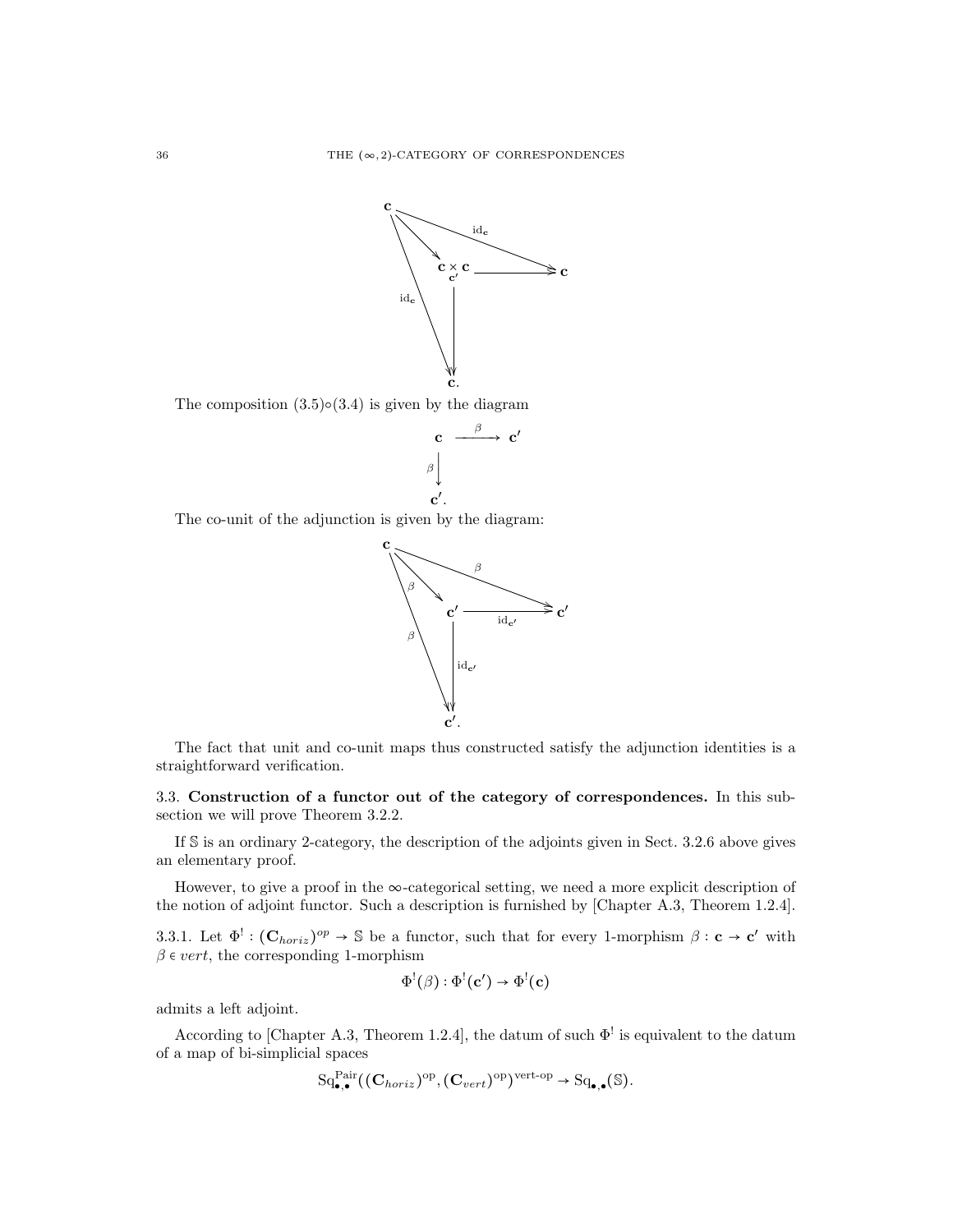$$
\begin{array}{ccc}
\mathbf{c} & & \\
& \searrow & \xrightarrow{\mathrm{id}_{\mathbf{c}}} \\
& \mathbf{c} \underset{\mathbf{c}'}{\times} \mathbf{c} & \longrightarrow \mathbf{c} \\
{\scriptstyle \mathrm{id}_{\mathbf{c}}} & \downarrow & \\
& \mathbf{c}. &
\end{array}
$$

The composition (3.5)∘(3.4) is given by the diagram

$$
\begin{array}{ccc}
\mathbf{c} & \xrightarrow{\beta} & \mathbf{c}' \\
{\scriptstyle \beta}\big\downarrow & & \\
\mathbf{c}'. & &
\end{array}
$$

The co-unit of the adjunction is given by the diagram:

$$
\begin{array}{ccc}
\mathbf{c} & & \\
& \overset{\beta}{\searrow} & \xrightarrow{\beta} \\
& \mathbf{c}' & \xrightarrow{\mathrm{id}_{\mathbf{c}'}} \mathbf{c}' \\
{\scriptstyle \beta} & \big\downarrow{\scriptstyle \mathrm{id}_{\mathbf{c}'}} & \\
& \mathbf{c}'. &
\end{array}
$$

The fact that unit and co-unit maps thus constructed satisfy the adjunction identities is a straightforward verification.

## 3.3. Construction of a functor out of the category of correspondences.

In this subsection we will prove Theorem 3.2.2.

If $\mathbb{S}$ is an ordinary 2-category, the description of the adjoints given in Sect. 3.2.6 above gives an elementary proof.

However, to give a proof in the $\infty$-categorical setting, we need a more explicit description of the notion of adjoint functor. Such a description is furnished by [Chapter A.3, Theorem 1.2.4].

3.3.1. Let $\Phi^! : (\mathbf{C}_{horiz})^{op} \to \mathbb{S}$ be a functor, such that for every 1-morphism $\beta : \mathbf{c} \to \mathbf{c}'$ with $\beta \in vert$, the corresponding 1-morphism

$$\Phi^!(\beta) : \Phi^!(\mathbf{c}') \to \Phi^!(\mathbf{c})$$

admits a left adjoint.

According to [Chapter A.3, Theorem 1.2.4], the datum of such $\Phi^!$ is equivalent to the datum of a map of bi-simplicial spaces

$$\mathrm{Sq}^{\mathrm{Pair}}_{\bullet,\bullet}((\mathbf{C}_{horiz})^{\mathrm{op}}, (\mathbf{C}_{vert})^{\mathrm{op}})^{\text{vert-op}} \to \mathrm{Sq}_{\bullet,\bullet}(\mathbb{S}).$$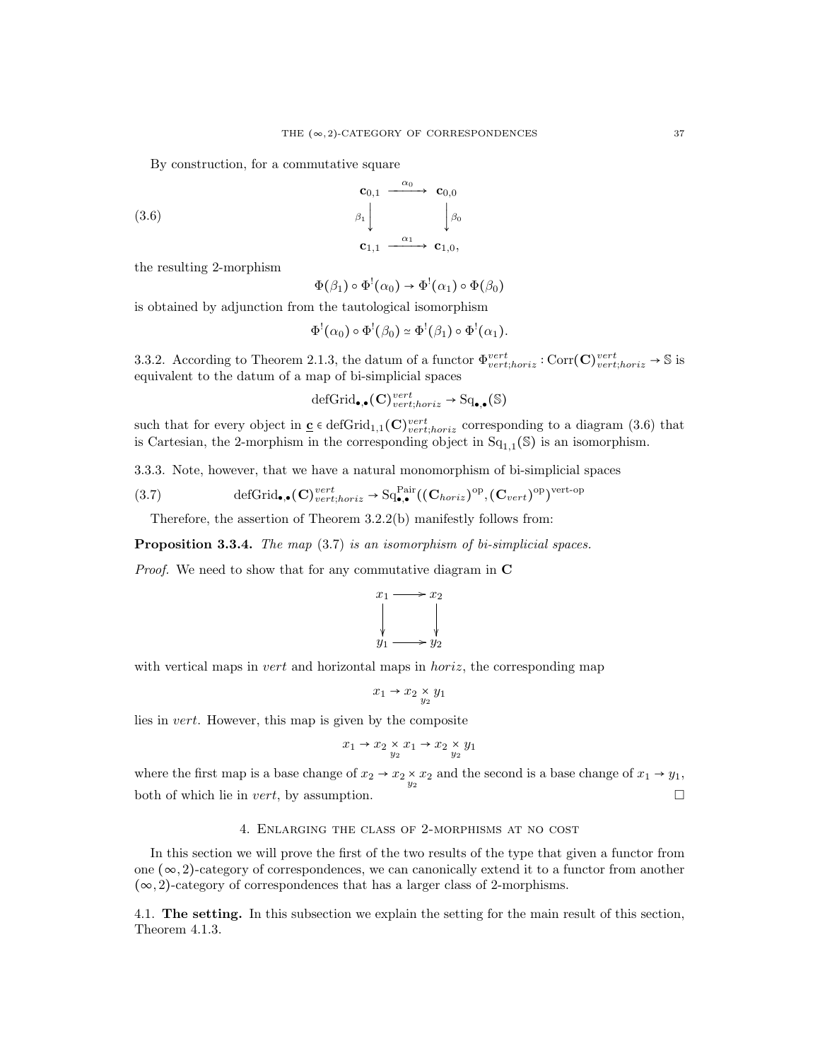By construction, for a commutative square

$$
\begin{array}{ccc}
\mathbf{c}_{0,1} & \xrightarrow{\alpha_0} & \mathbf{c}_{0,0} \\
{\scriptstyle \beta_1}\downarrow & & \downarrow{\scriptstyle \beta_0} \\
\mathbf{c}_{1,1} & \xrightarrow{\alpha_1} & \mathbf{c}_{1,0},
\end{array}
\tag{3.6}
$$

the resulting 2-morphism

$$\Phi(\beta_1) \circ \Phi^!(\alpha_0) \to \Phi^!(\alpha_1) \circ \Phi(\beta_0)$$

is obtained by adjunction from the tautological isomorphism

$$\Phi^!(\alpha_0) \circ \Phi^!(\beta_0) \simeq \Phi^!(\beta_1) \circ \Phi^!(\alpha_1).$$

3.3.2. According to Theorem 2.1.3, the datum of a functor $\Phi^{vert}_{vert;horiz} : \mathrm{Corr}(\mathbf{C})^{vert}_{vert;horiz} \to \mathbb{S}$ is equivalent to the datum of a map of bi-simplicial spaces

$$\mathrm{defGrid}_{\bullet,\bullet}(\mathbf{C})^{vert}_{vert;horiz} \to \mathrm{Sq}_{\bullet,\bullet}(\mathbb{S})$$

such that for every object in $\underline{\mathbf{c}} \in \mathrm{defGrid}_{1,1}(\mathbf{C})^{vert}_{vert;horiz}$ corresponding to a diagram (3.6) that is Cartesian, the 2-morphism in the corresponding object in $\mathrm{Sq}_{1,1}(\mathbb{S})$ is an isomorphism.

3.3.3. Note, however, that we have a natural monomorphism of bi-simplicial spaces

$$\mathrm{defGrid}_{\bullet,\bullet}(\mathbf{C})^{vert}_{vert;horiz} \to \mathrm{Sq}^{\mathrm{Pair}}_{\bullet,\bullet}((\mathbf{C}_{horiz})^{\mathrm{op}}, (\mathbf{C}_{vert})^{\mathrm{op}})^{\text{vert-op}} \tag{3.7}$$

Therefore, the assertion of Theorem 3.2.2(b) manifestly follows from:

**Proposition 3.3.4.** *The map (3.7) is an isomorphism of bi-simplicial spaces.*

*Proof.* We need to show that for any commutative diagram in $\mathbf{C}$

$$
\begin{array}{ccc}
x_1 & \longrightarrow & x_2 \\
\downarrow & & \downarrow \\
y_1 & \longrightarrow & y_2
\end{array}
$$

with vertical maps in *vert* and horizontal maps in *horiz*, the corresponding map

$$x_1 \to x_2 \underset{y_2}{\times} y_1$$

lies in *vert*. However, this map is given by the composite

$$x_1 \to x_2 \underset{y_2}{\times} x_1 \to x_2 \underset{y_2}{\times} y_1$$

where the first map is a base change of $x_2 \to x_2 \underset{y_2}{\times} x_2$ and the second is a base change of $x_1 \to y_1$, both of which lie in *vert*, by assumption. □

## 4. Enlarging the class of 2-morphisms at no cost

In this section we will prove the first of the two results of the type that given a functor from one $(\infty, 2)$-category of correspondences, we can canonically extend it to a functor from another $(\infty, 2)$-category of correspondences that has a larger class of 2-morphisms.

4.1. **The setting.** In this subsection we explain the setting for the main result of this section, Theorem 4.1.3.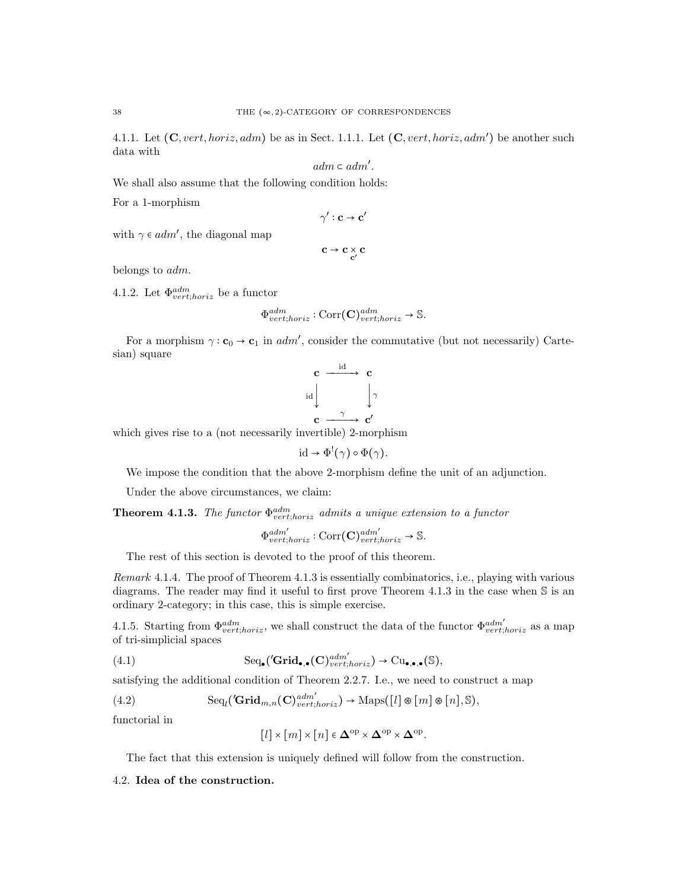4.1.1. Let $(\mathbf{C}, vert, horiz, adm)$ be as in Sect. 1.1.1. Let $(\mathbf{C}, vert, horiz, adm')$ be another such data with

$$adm \subset adm'.$$

We shall also assume that the following condition holds:

For a 1-morphism

$$\gamma' : \mathbf{c} \to \mathbf{c}'$$

with $\gamma \in adm'$, the diagonal map

$$\mathbf{c} \to \mathbf{c} \underset{\mathbf{c}'}{\times} \mathbf{c}$$

belongs to $adm$.

4.1.2. Let $\Phi^{adm}_{vert;horiz}$ be a functor

$$\Phi^{adm}_{vert;horiz} : \mathrm{Corr}(\mathbf{C})^{adm}_{vert;horiz} \to \mathbb{S}.$$

For a morphism $\gamma : \mathbf{c}_0 \to \mathbf{c}_1$ in $adm'$, consider the commutative (but not necessarily) Cartesian) square

$$\begin{array}{ccc} \mathbf{c} & \xrightarrow{\mathrm{id}} & \mathbf{c} \\ {\scriptstyle \mathrm{id}}\downarrow & & \downarrow{\scriptstyle \gamma} \\ \mathbf{c} & \xrightarrow{\gamma} & \mathbf{c}' \end{array}$$

which gives rise to a (not necessarily invertible) 2-morphism

$$\mathrm{id} \to \Phi^!(\gamma) \circ \Phi(\gamma).$$

We impose the condition that the above 2-morphism define the unit of an adjunction.

Under the above circumstances, we claim:

**Theorem 4.1.3.** *The functor $\Phi^{adm}_{vert;horiz}$ admits a unique extension to a functor*

$$\Phi^{adm'}_{vert;horiz} : \mathrm{Corr}(\mathbf{C})^{adm'}_{vert;horiz} \to \mathbb{S}.$$

The rest of this section is devoted to the proof of this theorem.

*Remark* 4.1.4. The proof of Theorem 4.1.3 is essentially combinatorics, i.e., playing with various diagrams. The reader may find it useful to first prove Theorem 4.1.3 in the case when $\mathbb{S}$ is an ordinary 2-category; in this case, this is simple exercise.

4.1.5. Starting from $\Phi^{adm}_{vert;horiz}$, we shall construct the data of the functor $\Phi^{adm'}_{vert;horiz}$ as a map of tri-simplicial spaces

$$\mathrm{Seq}_\bullet(\text{'}\mathbf{Grid}_{\bullet,\bullet}(\mathbf{C})^{adm'}_{vert;horiz}) \to \mathrm{Cu}_{\bullet,\bullet,\bullet}(\mathbb{S}), \tag{4.1}$$

satisfying the additional condition of Theorem 2.2.7. I.e., we need to construct a map

$$\mathrm{Seq}_l(\text{'}\mathbf{Grid}_{m,n}(\mathbf{C})^{adm'}_{vert;horiz}) \to \mathrm{Maps}([l] \circledast [m] \circledast [n], \mathbb{S}), \tag{4.2}$$

functorial in

$$[l] \times [m] \times [n] \in \mathbf{\Delta}^{\mathrm{op}} \times \mathbf{\Delta}^{\mathrm{op}} \times \mathbf{\Delta}^{\mathrm{op}}.$$

The fact that this extension is uniquely defined will follow from the construction.

## 4.2. **Idea of the construction.**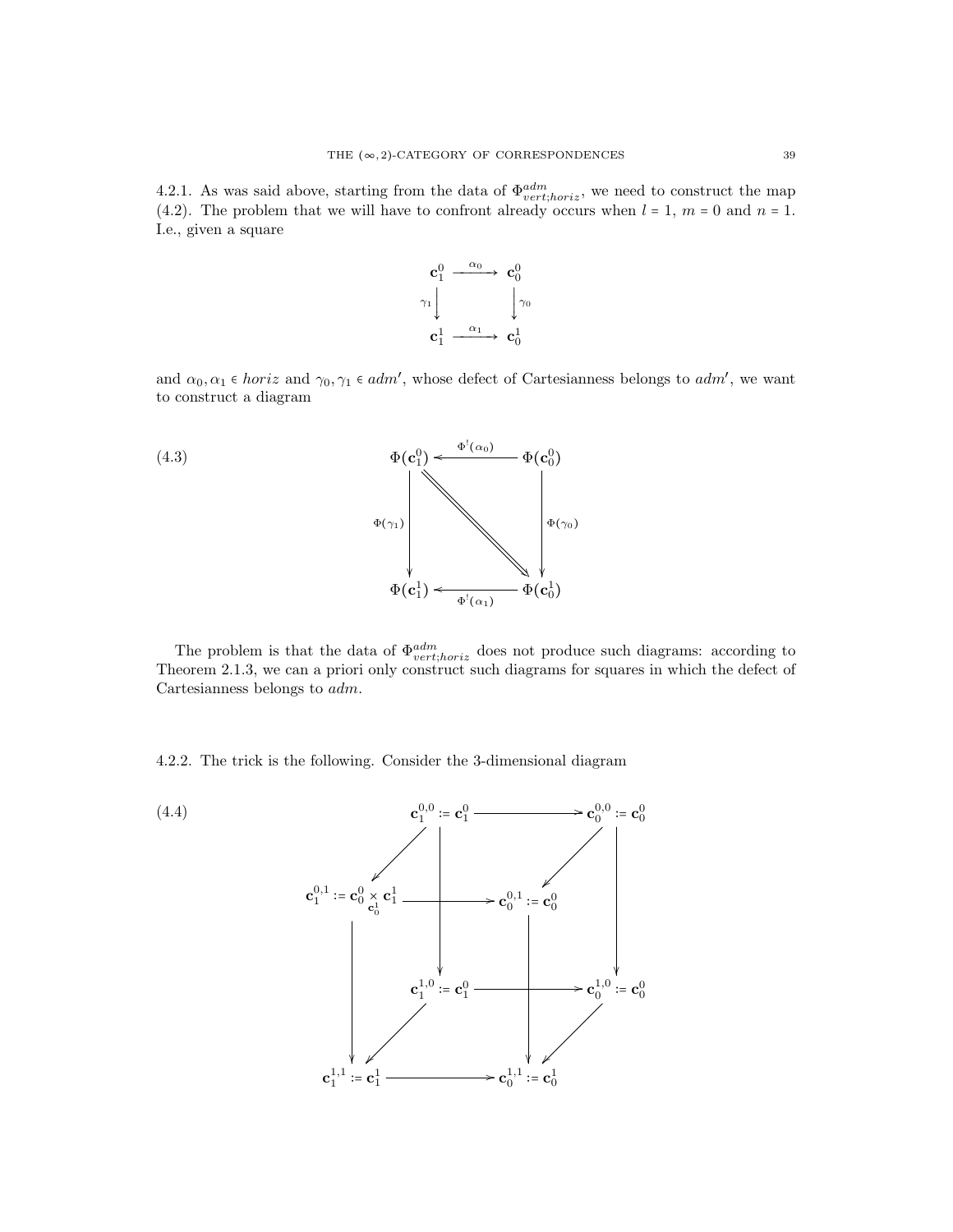4.2.1. As was said above, starting from the data of $\Phi^{adm}_{vert;horiz}$, we need to construct the map (4.2). The problem that we will have to confront already occurs when $l = 1$, $m = 0$ and $n = 1$. I.e., given a square

$$
\begin{array}{ccc}
\mathbf{c}^0_1 & \xrightarrow{\alpha_0} & \mathbf{c}^0_0 \\
{\scriptstyle\gamma_1}\downarrow & & \downarrow{\scriptstyle\gamma_0} \\
\mathbf{c}^1_1 & \xrightarrow{\alpha_1} & \mathbf{c}^1_0
\end{array}
$$

and $\alpha_0, \alpha_1 \in horiz$ and $\gamma_0, \gamma_1 \in adm'$, whose defect of Cartesianness belongs to $adm'$, we want to construct a diagram

$$
\begin{array}{ccc}
\Phi(\mathbf{c}^0_1) & \xleftarrow{\Phi^!(\alpha_0)} & \Phi(\mathbf{c}^0_0) \\
{\scriptstyle\Phi(\gamma_1)}\downarrow & \searrow\!\!\!\!\Rightarrow & \downarrow{\scriptstyle\Phi(\gamma_0)} \\
\Phi(\mathbf{c}^1_1) & \xleftarrow[\Phi^!(\alpha_1)]{} & \Phi(\mathbf{c}^1_0)
\end{array}
\tag{4.3}
$$

The problem is that the data of $\Phi^{adm}_{vert;horiz}$ does not produce such diagrams: according to Theorem 2.1.3, we can a priori only construct such diagrams for squares in which the defect of Cartesianness belongs to $adm$.

4.2.2. The trick is the following. Consider the 3-dimensional diagram

$$
\begin{array}{ccccccc}
 & \mathbf{c}^{0,0}_1 := \mathbf{c}^0_1 & & \longrightarrow & & \mathbf{c}^{0,0}_0 := \mathbf{c}^0_0 & \\
\swarrow & & \downarrow & & \swarrow & & \downarrow \\
\mathbf{c}^{0,1}_1 := \mathbf{c}^0_0 \underset{\mathbf{c}^1_0}{\times} \mathbf{c}^1_1 & & \longrightarrow & \mathbf{c}^{0,1}_0 := \mathbf{c}^0_0 & & & \\
\downarrow & & \mathbf{c}^{1,0}_1 := \mathbf{c}^0_1 & \longrightarrow & \downarrow & \mathbf{c}^{1,0}_0 := \mathbf{c}^0_0 & \\
 & \swarrow & & & & \swarrow & \\
\mathbf{c}^{1,1}_1 := \mathbf{c}^1_1 & & \longrightarrow & \mathbf{c}^{1,1}_0 := \mathbf{c}^1_0 & & &
\end{array}
\tag{4.4}
$$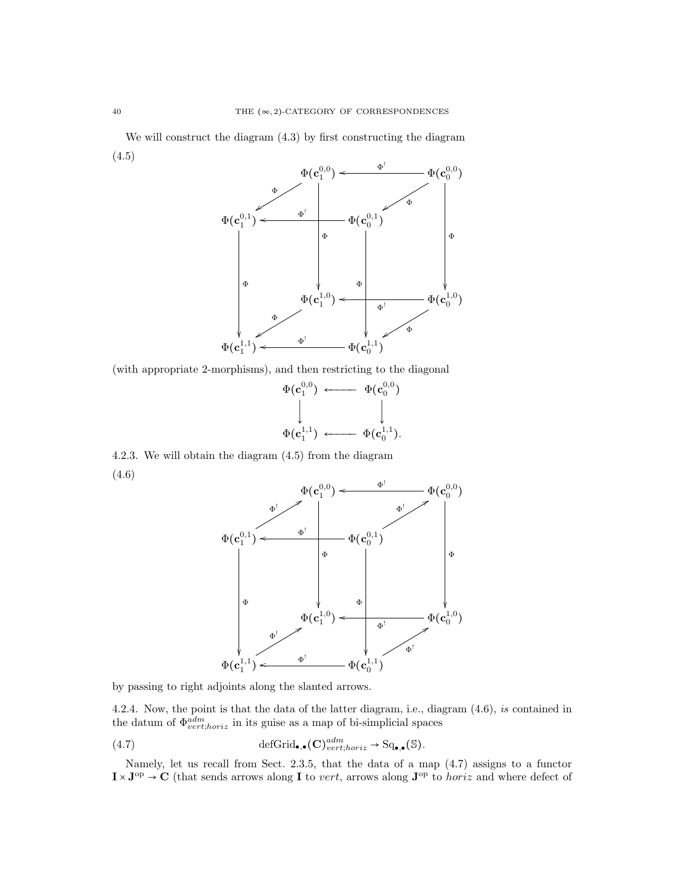We will construct the diagram (4.3) by first constructing the diagram

(4.5)

$$
\begin{array}{ccccc}
 & \Phi(\mathbf{c}_1^{0,0}) & \xleftarrow{\Phi^!} & & \Phi(\mathbf{c}_0^{0,0}) \\
\swarrow^{\Phi} & & & \swarrow^{\Phi} & \\
\Phi(\mathbf{c}_1^{0,1}) & \xleftarrow{\Phi^!} & \Phi(\mathbf{c}_0^{0,1}) & & \downarrow \Phi \\
\downarrow \Phi & \downarrow \Phi & \downarrow \Phi & & \\
 & \Phi(\mathbf{c}_1^{1,0}) & \xleftarrow{\Phi^!} & & \Phi(\mathbf{c}_0^{1,0}) \\
\swarrow^{\Phi} & & & \swarrow^{\Phi} & \\
\Phi(\mathbf{c}_1^{1,1}) & \xleftarrow{\Phi^!} & \Phi(\mathbf{c}_0^{1,1}) & &
\end{array}
$$

(with appropriate 2-morphisms), and then restricting to the diagonal

$$
\begin{array}{ccc}
\Phi(\mathbf{c}_1^{0,0}) & \longleftarrow & \Phi(\mathbf{c}_0^{0,0}) \\
\downarrow & & \downarrow \\
\Phi(\mathbf{c}_1^{1,1}) & \longleftarrow & \Phi(\mathbf{c}_0^{1,1}).
\end{array}
$$

4.2.3. We will obtain the diagram (4.5) from the diagram

(4.6)

$$
\begin{array}{ccccc}
 & \Phi(\mathbf{c}_1^{0,0}) & \xleftarrow{\Phi^!} & & \Phi(\mathbf{c}_0^{0,0}) \\
\nearrow^{\Phi^!} & & & \nearrow^{\Phi^!} & \\
\Phi(\mathbf{c}_1^{0,1}) & \xleftarrow{\Phi^!} & \Phi(\mathbf{c}_0^{0,1}) & & \downarrow \Phi \\
\downarrow \Phi & \downarrow \Phi & \downarrow \Phi & & \\
 & \Phi(\mathbf{c}_1^{1,0}) & \xleftarrow{\Phi^!} & & \Phi(\mathbf{c}_0^{1,0}) \\
\nearrow^{\Phi^!} & & & \nearrow^{\Phi^!} & \\
\Phi(\mathbf{c}_1^{1,1}) & \xleftarrow{\Phi^!} & \Phi(\mathbf{c}_0^{1,1}) & &
\end{array}
$$

by passing to right adjoints along the slanted arrows.

4.2.4. Now, the point is that the data of the latter diagram, i.e., diagram (4.6), *is* contained in the datum of $\Phi^{adm}_{vert;horiz}$ in its guise as a map of bi-simplicial spaces

$$
\text{defGrid}_{\bullet,\bullet}(\mathbf{C})^{adm}_{vert;horiz} \to \text{Sq}_{\bullet,\bullet}(\mathbb{S}). \tag{4.7}
$$

Namely, let us recall from Sect. 2.3.5, that the data of a map (4.7) assigns to a functor $\mathbf{I} \times \mathbf{J}^{\text{op}} \to \mathbf{C}$ (that sends arrows along $\mathbf{I}$ to *vert*, arrows along $\mathbf{J}^{\text{op}}$ to *horiz* and where defect of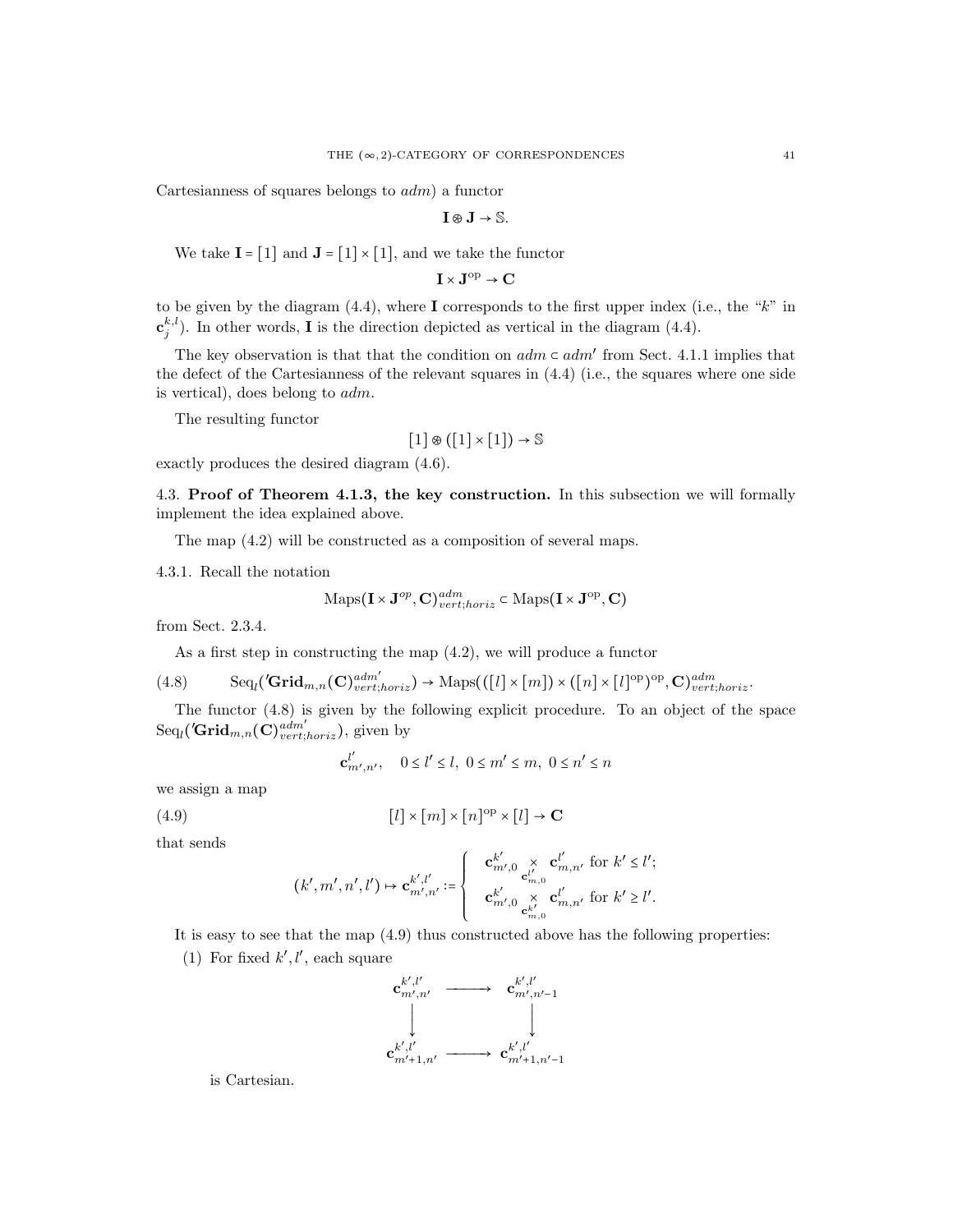Cartesianness of squares belongs to $adm$) a functor

$$\mathbf{I} \circledast \mathbf{J} \to \mathbb{S}.$$

We take $\mathbf{I} = [1]$ and $\mathbf{J} = [1] \times [1]$, and we take the functor

$$\mathbf{I} \times \mathbf{J}^{\mathrm{op}} \to \mathbf{C}$$

to be given by the diagram (4.4), where $\mathbf{I}$ corresponds to the first upper index (i.e., the "$k$" in $\mathbf{c}^{k,l}_j$). In other words, $\mathbf{I}$ is the direction depicted as vertical in the diagram (4.4).

The key observation is that that the condition on $adm \subset adm'$ from Sect. 4.1.1 implies that the defect of the Cartesianness of the relevant squares in (4.4) (i.e., the squares where one side is vertical), does belong to $adm$.

The resulting functor

$$[1] \circledast ([1] \times [1]) \to \mathbb{S}$$

exactly produces the desired diagram (4.6).

4.3. **Proof of Theorem 4.1.3, the key construction.** In this subsection we will formally implement the idea explained above.

The map (4.2) will be constructed as a composition of several maps.

4.3.1. Recall the notation

$$\mathrm{Maps}(\mathbf{I} \times \mathbf{J}^{op}, \mathbf{C})^{adm}_{vert;horiz} \subset \mathrm{Maps}(\mathbf{I} \times \mathbf{J}^{\mathrm{op}}, \mathbf{C})$$

from Sect. 2.3.4.

As a first step in constructing the map (4.2), we will produce a functor

$$\mathrm{Seq}_l('\mathbf{Grid}_{m,n}(\mathbf{C})^{adm'}_{vert;horiz}) \to \mathrm{Maps}(([l] \times [m]) \times ([n] \times [l]^{\mathrm{op}})^{\mathrm{op}}, \mathbf{C})^{adm}_{vert;horiz}. \tag{4.8}$$

The functor (4.8) is given by the following explicit procedure. To an object of the space $\mathrm{Seq}_l('\mathbf{Grid}_{m,n}(\mathbf{C})^{adm'}_{vert;horiz})$, given by

$$\mathbf{c}^{l'}_{m',n'}, \quad 0 \le l' \le l,\ 0 \le m' \le m,\ 0 \le n' \le n$$

we assign a map

$$[l] \times [m] \times [n]^{\mathrm{op}} \times [l] \to \mathbf{C} \tag{4.9}$$

that sends

$$(k', m', n', l') \mapsto \mathbf{c}^{k',l'}_{m',n'} := \begin{cases} \mathbf{c}^{k'}_{m',0} \underset{\mathbf{c}^{l'}_{m,0}}{\times} \mathbf{c}^{l'}_{m,n'} \text{ for } k' \le l'; \\ \mathbf{c}^{k'}_{m',0} \underset{\mathbf{c}^{k'}_{m,0}}{\times} \mathbf{c}^{l'}_{m,n'} \text{ for } k' \ge l'. \end{cases}$$

It is easy to see that the map (4.9) thus constructed above has the following properties:

(1) For fixed $k', l'$, each square

$$\begin{array}{ccc} \mathbf{c}^{k',l'}_{m',n'} & \longrightarrow & \mathbf{c}^{k',l'}_{m',n'-1} \\ \big\downarrow & & \big\downarrow \\ \mathbf{c}^{k',l'}_{m'+1,n'} & \longrightarrow & \mathbf{c}^{k',l'}_{m'+1,n'-1} \end{array}$$

is Cartesian.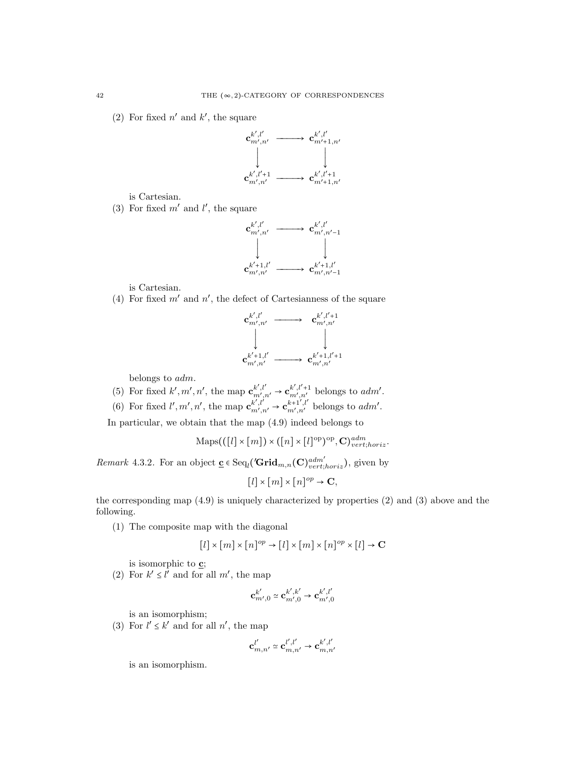(2) For fixed $n'$ and $k'$, the square

$$\begin{array}{ccc}
\mathbf{c}^{k',l'}_{m',n'} & \longrightarrow & \mathbf{c}^{k',l'}_{m'+1,n'} \\
\Big\downarrow & & \Big\downarrow \\
\mathbf{c}^{k',l'+1}_{m',n'} & \longrightarrow & \mathbf{c}^{k',l'+1}_{m'+1,n'}
\end{array}$$

is Cartesian.

(3) For fixed $m'$ and $l'$, the square

$$\begin{array}{ccc}
\mathbf{c}^{k',l'}_{m',n'} & \longrightarrow & \mathbf{c}^{k',l'}_{m',n'-1} \\
\Big\downarrow & & \Big\downarrow \\
\mathbf{c}^{k'+1,l'}_{m',n'} & \longrightarrow & \mathbf{c}^{k'+1,l'}_{m',n'-1}
\end{array}$$

is Cartesian.

(4) For fixed $m'$ and $n'$, the defect of Cartesianness of the square

$$\begin{array}{ccc}
\mathbf{c}^{k',l'}_{m',n'} & \longrightarrow & \mathbf{c}^{k',l'+1}_{m',n'} \\
\Big\downarrow & & \Big\downarrow \\
\mathbf{c}^{k'+1,l'}_{m',n'} & \longrightarrow & \mathbf{c}^{k'+1,l'+1}_{m',n'}
\end{array}$$

belongs to *adm*.

(5) For fixed $k', m', n'$, the map $\mathbf{c}^{k',l'}_{m',n'} \to \mathbf{c}^{k',l'+1}_{m',n'}$ belongs to $adm'$.

(6) For fixed $l', m', n'$, the map $\mathbf{c}^{k',l'}_{m',n'} \to \mathbf{c}^{k+1',l'}_{m',n'}$ belongs to $adm'$.

In particular, we obtain that the map (4.9) indeed belongs to

$$\mathrm{Maps}(([l]\times[m])\times([n]\times[l]^{\mathrm{op}})^{\mathrm{op}}, \mathbf{C})^{adm}_{vert;horiz}.$$

*Remark* 4.3.2. For an object $\underline{\mathbf{c}} \in \mathrm{Seq}_l({}'\mathbf{Grid}_{m,n}(\mathbf{C})^{adm'}_{vert;horiz})$, given by

$$[l]\times[m]\times[n]^{op} \to \mathbf{C},$$

the corresponding map (4.9) is uniquely characterized by properties (2) and (3) above and the following.

(1) The composite map with the diagonal

$$[l]\times[m]\times[n]^{op} \to [l]\times[m]\times[n]^{op}\times[l] \to \mathbf{C}$$

is isomorphic to $\underline{\mathbf{c}}$;

(2) For $k' \le l'$ and for all $m'$, the map

$$\mathbf{c}^{k'}_{m',0} \simeq \mathbf{c}^{k',k'}_{m',0} \to \mathbf{c}^{k',l'}_{m',0}$$

is an isomorphism;

(3) For $l' \le k'$ and for all $n'$, the map

$$\mathbf{c}^{l'}_{m,n'} \simeq \mathbf{c}^{l',l'}_{m,n'} \to \mathbf{c}^{k',l'}_{m,n'}$$

is an isomorphism.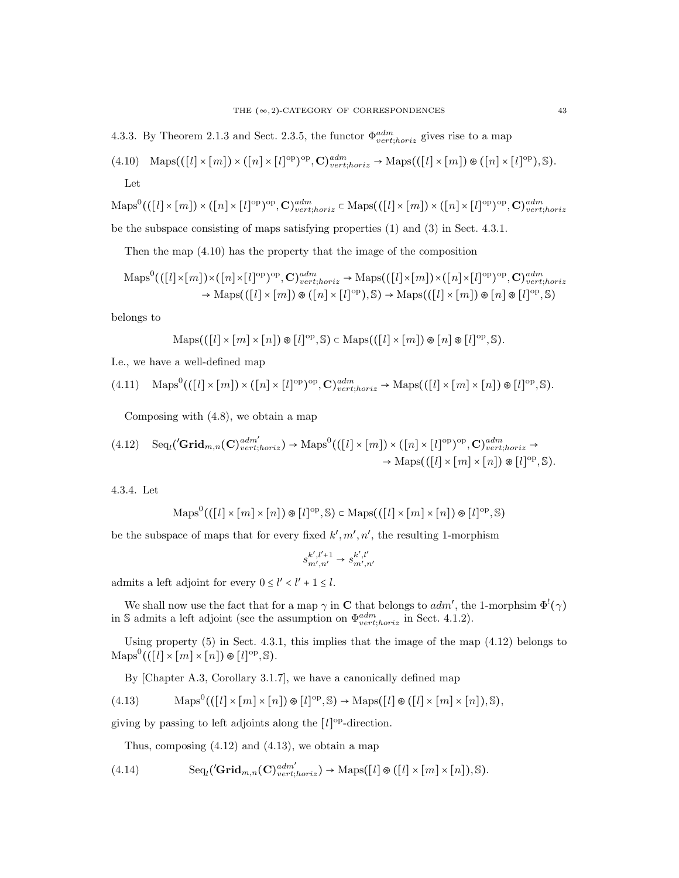4.3.3. By Theorem 2.1.3 and Sect. 2.3.5, the functor $\Phi^{adm}_{vert;horiz}$ gives rise to a map

$$\text{(4.10)}\quad \operatorname{Maps}(([l]\times[m])\times([n]\times[l]^{\mathrm{op}})^{\mathrm{op}},\mathbf{C})^{adm}_{vert;horiz}\to \operatorname{Maps}(([l]\times[m])\circledast([n]\times[l]^{\mathrm{op}}),\mathbb{S}).$$

Let

$$\operatorname{Maps}^0(([l]\times[m])\times([n]\times[l]^{\mathrm{op}})^{\mathrm{op}},\mathbf{C})^{adm}_{vert;horiz}\subset \operatorname{Maps}(([l]\times[m])\times([n]\times[l]^{\mathrm{op}})^{\mathrm{op}},\mathbf{C})^{adm}_{vert;horiz}$$

be the subspace consisting of maps satisfying properties (1) and (3) in Sect. 4.3.1.

Then the map (4.10) has the property that the image of the composition

$$\operatorname{Maps}^0(([l]\times[m])\times([n]\times[l]^{\mathrm{op}})^{\mathrm{op}},\mathbf{C})^{adm}_{vert;horiz}\to \operatorname{Maps}(([l]\times[m])\times([n]\times[l]^{\mathrm{op}})^{\mathrm{op}},\mathbf{C})^{adm}_{vert;horiz}$$
$$\to \operatorname{Maps}(([l]\times[m])\circledast([n]\times[l]^{\mathrm{op}}),\mathbb{S})\to \operatorname{Maps}(([l]\times[m])\circledast[n]\circledast[l]^{\mathrm{op}},\mathbb{S})$$

belongs to

$$\operatorname{Maps}(([l]\times[m]\times[n])\circledast[l]^{\mathrm{op}},\mathbb{S})\subset \operatorname{Maps}(([l]\times[m])\circledast[n]\circledast[l]^{\mathrm{op}},\mathbb{S}).$$

I.e., we have a well-defined map

$$\text{(4.11)}\quad \operatorname{Maps}^0(([l]\times[m])\times([n]\times[l]^{\mathrm{op}})^{\mathrm{op}},\mathbf{C})^{adm}_{vert;horiz}\to \operatorname{Maps}(([l]\times[m]\times[n])\circledast[l]^{\mathrm{op}},\mathbb{S}).$$

Composing with (4.8), we obtain a map

$$\text{(4.12)}\quad \operatorname{Seq}_l({}'\mathbf{Grid}_{m,n}(\mathbf{C})^{adm'}_{vert;horiz})\to \operatorname{Maps}^0(([l]\times[m])\times([n]\times[l]^{\mathrm{op}})^{\mathrm{op}},\mathbf{C})^{adm}_{vert;horiz}\to$$
$$\to \operatorname{Maps}(([l]\times[m]\times[n])\circledast[l]^{\mathrm{op}},\mathbb{S}).$$

4.3.4. Let

$$\operatorname{Maps}^0(([l]\times[m]\times[n])\circledast[l]^{\mathrm{op}},\mathbb{S})\subset \operatorname{Maps}(([l]\times[m]\times[n])\circledast[l]^{\mathrm{op}},\mathbb{S})$$

be the subspace of maps that for every fixed $k',m',n'$, the resulting 1-morphism

$$s^{k',l'+1}_{m',n'}\to s^{k',l'}_{m',n'}$$

admits a left adjoint for every $0\le l'<l'+1\le l$.

We shall now use the fact that for a map $\gamma$ in $\mathbf{C}$ that belongs to $adm'$, the 1-morphsim $\Phi^!(\gamma)$ in $\mathbb{S}$ admits a left adjoint (see the assumption on $\Phi^{adm}_{vert;horiz}$ in Sect. 4.1.2).

Using property (5) in Sect. 4.3.1, this implies that the image of the map (4.12) belongs to $\operatorname{Maps}^0(([l]\times[m]\times[n])\circledast[l]^{\mathrm{op}},\mathbb{S})$.

By [Chapter A.3, Corollary 3.1.7], we have a canonically defined map

$$\text{(4.13)}\qquad \operatorname{Maps}^0(([l]\times[m]\times[n])\circledast[l]^{\mathrm{op}},\mathbb{S})\to \operatorname{Maps}([l]\circledast([l]\times[m]\times[n]),\mathbb{S}),$$

giving by passing to left adjoints along the $[l]^{\mathrm{op}}$-direction.

Thus, composing (4.12) and (4.13), we obtain a map

$$\text{(4.14)}\qquad \operatorname{Seq}_l({}'\mathbf{Grid}_{m,n}(\mathbf{C})^{adm'}_{vert;horiz})\to \operatorname{Maps}([l]\circledast([l]\times[m]\times[n]),\mathbb{S}).$$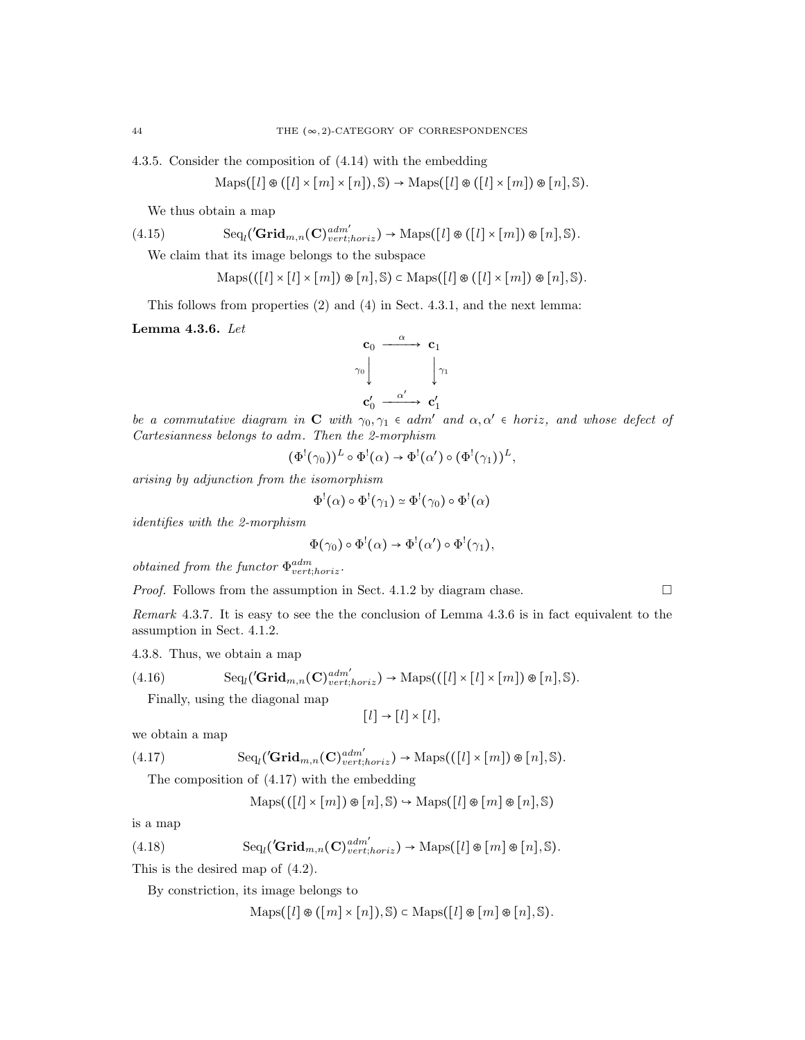4.3.5. Consider the composition of (4.14) with the embedding

$$\text{Maps}([l] \circledast ([l] \times [m] \times [n]), \mathbb{S}) \to \text{Maps}([l] \circledast ([l] \times [m]) \circledast [n], \mathbb{S}).$$

We thus obtain a map

$$\text{Seq}_l({}'\mathbf{Grid}_{m,n}(\mathbf{C})^{adm'}_{vert;horiz}) \to \text{Maps}([l] \circledast ([l] \times [m]) \circledast [n], \mathbb{S}). \tag{4.15}$$

We claim that its image belongs to the subspace

$$\text{Maps}(([l] \times [l] \times [m]) \circledast [n], \mathbb{S}) \subset \text{Maps}([l] \circledast ([l] \times [m]) \circledast [n], \mathbb{S}).$$

This follows from properties (2) and (4) in Sect. 4.3.1, and the next lemma:

**Lemma 4.3.6.** *Let*

$$\begin{array}{ccc} \mathbf{c}_0 & \xrightarrow{\alpha} & \mathbf{c}_1 \\ {\scriptstyle\gamma_0}\downarrow & & \downarrow{\scriptstyle\gamma_1} \\ \mathbf{c}'_0 & \xrightarrow{\alpha'} & \mathbf{c}'_1 \end{array}$$

*be a commutative diagram in* $\mathbf{C}$ *with* $\gamma_0, \gamma_1 \in adm'$ *and* $\alpha, \alpha' \in horiz$*, and whose defect of Cartesianness belongs to adm. Then the 2-morphism*

$$(\Phi^!(\gamma_0))^L \circ \Phi^!(\alpha) \to \Phi^!(\alpha') \circ (\Phi^!(\gamma_1))^L,$$

*arising by adjunction from the isomorphism*

$$\Phi^!(\alpha) \circ \Phi^!(\gamma_1) \simeq \Phi^!(\gamma_0) \circ \Phi^!(\alpha)$$

*identifies with the 2-morphism*

$$\Phi(\gamma_0) \circ \Phi^!(\alpha) \to \Phi^!(\alpha') \circ \Phi^!(\gamma_1),$$

*obtained from the functor* $\Phi^{adm}_{vert;horiz}$.

*Proof.* Follows from the assumption in Sect. 4.1.2 by diagram chase. □

*Remark* 4.3.7. It is easy to see the the conclusion of Lemma 4.3.6 is in fact equivalent to the assumption in Sect. 4.1.2.

4.3.8. Thus, we obtain a map

$$\text{Seq}_l({}'\mathbf{Grid}_{m,n}(\mathbf{C})^{adm'}_{vert;horiz}) \to \text{Maps}(([l] \times [l] \times [m]) \circledast [n], \mathbb{S}). \tag{4.16}$$

Finally, using the diagonal map

$$[l] \to [l] \times [l],$$

we obtain a map

$$\text{Seq}_l({}'\mathbf{Grid}_{m,n}(\mathbf{C})^{adm'}_{vert;horiz}) \to \text{Maps}(([l] \times [m]) \circledast [n], \mathbb{S}). \tag{4.17}$$

The composition of (4.17) with the embedding

$$\text{Maps}(([l] \times [m]) \circledast [n], \mathbb{S}) \hookrightarrow \text{Maps}([l] \circledast [m] \circledast [n], \mathbb{S})$$

is a map

$$\text{Seq}_l({}'\mathbf{Grid}_{m,n}(\mathbf{C})^{adm'}_{vert;horiz}) \to \text{Maps}([l] \circledast [m] \circledast [n], \mathbb{S}). \tag{4.18}$$

This is the desired map of (4.2).

By constriction, its image belongs to

$$\text{Maps}([l] \circledast ([m] \times [n]), \mathbb{S}) \subset \text{Maps}([l] \circledast [m] \circledast [n], \mathbb{S}).$$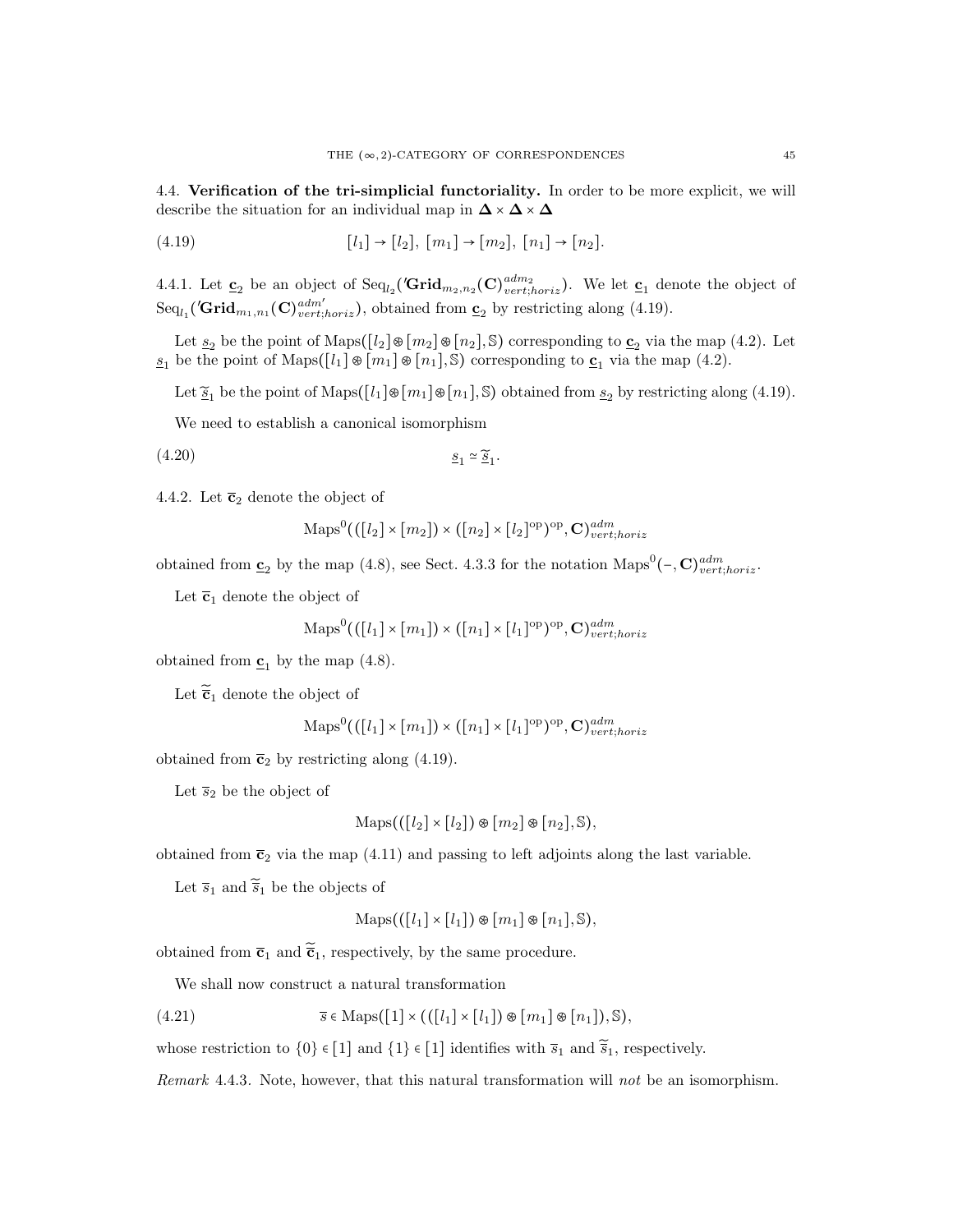4.4. **Verification of the tri-simplicial functoriality.** In order to be more explicit, we will describe the situation for an individual map in $\mathbf{\Delta} \times \mathbf{\Delta} \times \mathbf{\Delta}$

$$[l_1] \to [l_2],\ [m_1] \to [m_2],\ [n_1] \to [n_2]. \tag{4.19}$$

4.4.1. Let $\underline{\mathbf{c}}_2$ be an object of $\mathrm{Seq}_{l_2}({}'\mathbf{Grid}_{m_2,n_2}(\mathbf{C})^{adm_2}_{vert;horiz})$. We let $\underline{\mathbf{c}}_1$ denote the object of $\mathrm{Seq}_{l_1}({}'\mathbf{Grid}_{m_1,n_1}(\mathbf{C})^{adm'}_{vert;horiz})$, obtained from $\underline{\mathbf{c}}_2$ by restricting along (4.19).

Let $\underline{s}_2$ be the point of $\mathrm{Maps}([l_2] \circledast [m_2] \circledast [n_2], \mathbb{S})$ corresponding to $\underline{\mathbf{c}}_2$ via the map (4.2). Let $\underline{s}_1$ be the point of $\mathrm{Maps}([l_1] \circledast [m_1] \circledast [n_1], \mathbb{S})$ corresponding to $\underline{\mathbf{c}}_1$ via the map (4.2).

Let $\underline{\widetilde{s}}_1$ be the point of $\mathrm{Maps}([l_1] \circledast [m_1] \circledast [n_1], \mathbb{S})$ obtained from $\underline{s}_2$ by restricting along (4.19).

We need to establish a canonical isomorphism

$$\underline{s}_1 \simeq \underline{\widetilde{s}}_1. \tag{4.20}$$

4.4.2. Let $\overline{\mathbf{c}}_2$ denote the object of

$$\mathrm{Maps}^0(([l_2] \times [m_2]) \times ([n_2] \times [l_2]^{\mathrm{op}})^{\mathrm{op}}, \mathbf{C})^{adm}_{vert;horiz}$$

obtained from $\underline{\mathbf{c}}_2$ by the map (4.8), see Sect. 4.3.3 for the notation $\mathrm{Maps}^0(-, \mathbf{C})^{adm}_{vert;horiz}$.

Let $\overline{\mathbf{c}}_1$ denote the object of

$$\mathrm{Maps}^0(([l_1] \times [m_1]) \times ([n_1] \times [l_1]^{\mathrm{op}})^{\mathrm{op}}, \mathbf{C})^{adm}_{vert;horiz}$$

obtained from $\underline{\mathbf{c}}_1$ by the map (4.8).

Let $\widetilde{\overline{\mathbf{c}}}_1$ denote the object of

$$\mathrm{Maps}^0(([l_1] \times [m_1]) \times ([n_1] \times [l_1]^{\mathrm{op}})^{\mathrm{op}}, \mathbf{C})^{adm}_{vert;horiz}$$

obtained from $\overline{\mathbf{c}}_2$ by restricting along (4.19).

Let $\overline{s}_2$ be the object of

$$\mathrm{Maps}(([l_2] \times [l_2]) \circledast [m_2] \circledast [n_2], \mathbb{S}),$$

obtained from $\overline{\mathbf{c}}_2$ via the map (4.11) and passing to left adjoints along the last variable.

Let $\overline{s}_1$ and $\widetilde{\overline{s}}_1$ be the objects of

$$\mathrm{Maps}(([l_1] \times [l_1]) \circledast [m_1] \circledast [n_1], \mathbb{S}),$$

obtained from $\overline{\mathbf{c}}_1$ and $\widetilde{\overline{\mathbf{c}}}_1$, respectively, by the same procedure.

We shall now construct a natural transformation

$$\overline{s} \in \mathrm{Maps}([1] \times (([l_1] \times [l_1]) \circledast [m_1] \circledast [n_1]), \mathbb{S}), \tag{4.21}$$

whose restriction to $\{0\} \in [1]$ and $\{1\} \in [1]$ identifies with $\overline{s}_1$ and $\widetilde{\overline{s}}_1$, respectively.

*Remark* 4.4.3. Note, however, that this natural transformation will *not* be an isomorphism.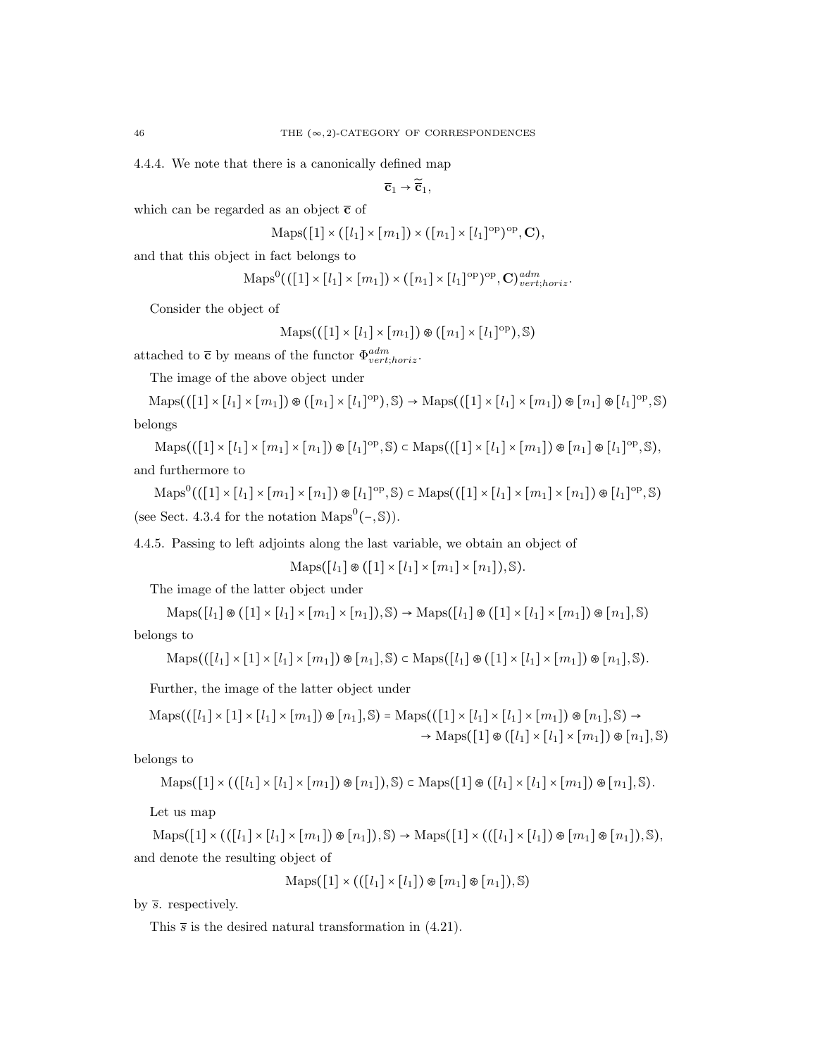4.4.4. We note that there is a canonically defined map

$$\overline{\mathbf{c}}_1 \to \widetilde{\overline{\mathbf{c}}}_1,$$

which can be regarded as an object $\overline{\mathbf{c}}$ of

$$\operatorname{Maps}([1] \times ([l_1] \times [m_1]) \times ([n_1] \times [l_1]^{\mathrm{op}})^{\mathrm{op}}, \mathbf{C}),$$

and that this object in fact belongs to

$$\operatorname{Maps}^0(([1] \times [l_1] \times [m_1]) \times ([n_1] \times [l_1]^{\mathrm{op}})^{\mathrm{op}}, \mathbf{C})^{adm}_{vert;horiz}.$$

Consider the object of

$$\operatorname{Maps}(([1] \times [l_1] \times [m_1]) \circledast ([n_1] \times [l_1]^{\mathrm{op}}), \mathbb{S})$$

attached to $\overline{\mathbf{c}}$ by means of the functor $\Phi^{adm}_{vert;horiz}$.

The image of the above object under

$$\operatorname{Maps}(([1] \times [l_1] \times [m_1]) \circledast ([n_1] \times [l_1]^{\mathrm{op}}), \mathbb{S}) \to \operatorname{Maps}(([1] \times [l_1] \times [m_1]) \circledast [n_1] \circledast [l_1]^{\mathrm{op}}, \mathbb{S})$$

belongs

$$\operatorname{Maps}(([1] \times [l_1] \times [m_1] \times [n_1]) \circledast [l_1]^{\mathrm{op}}, \mathbb{S}) \subset \operatorname{Maps}(([1] \times [l_1] \times [m_1]) \circledast [n_1] \circledast [l_1]^{\mathrm{op}}, \mathbb{S}),$$

and furthermore to

$$\operatorname{Maps}^0(([1] \times [l_1] \times [m_1] \times [n_1]) \circledast [l_1]^{\mathrm{op}}, \mathbb{S}) \subset \operatorname{Maps}(([1] \times [l_1] \times [m_1] \times [n_1]) \circledast [l_1]^{\mathrm{op}}, \mathbb{S})$$

(see Sect. 4.3.4 for the notation $\operatorname{Maps}^0(-, \mathbb{S})$).

4.4.5. Passing to left adjoints along the last variable, we obtain an object of

$$\operatorname{Maps}([l_1] \circledast ([1] \times [l_1] \times [m_1] \times [n_1]), \mathbb{S}).$$

The image of the latter object under

$$\operatorname{Maps}([l_1] \circledast ([1] \times [l_1] \times [m_1] \times [n_1]), \mathbb{S}) \to \operatorname{Maps}([l_1] \circledast ([1] \times [l_1] \times [m_1]) \circledast [n_1], \mathbb{S})$$

belongs to

$$\operatorname{Maps}(([l_1] \times [1] \times [l_1] \times [m_1]) \circledast [n_1], \mathbb{S}) \subset \operatorname{Maps}([l_1] \circledast ([1] \times [l_1] \times [m_1]) \circledast [n_1], \mathbb{S}).$$

Further, the image of the latter object under

$$\operatorname{Maps}(([l_1] \times [1] \times [l_1] \times [m_1]) \circledast [n_1], \mathbb{S}) = \operatorname{Maps}(([1] \times [l_1] \times [l_1] \times [m_1]) \circledast [n_1], \mathbb{S}) \to$$
$$\to \operatorname{Maps}([1] \circledast ([l_1] \times [l_1] \times [m_1]) \circledast [n_1], \mathbb{S})$$

belongs to

$$\operatorname{Maps}([1] \times (([l_1] \times [l_1] \times [m_1]) \circledast [n_1]), \mathbb{S}) \subset \operatorname{Maps}([1] \circledast ([l_1] \times [l_1] \times [m_1]) \circledast [n_1], \mathbb{S}).$$

Let us map

$$\operatorname{Maps}([1] \times (([l_1] \times [l_1] \times [m_1]) \circledast [n_1]), \mathbb{S}) \to \operatorname{Maps}([1] \times (([l_1] \times [l_1]) \circledast [m_1] \circledast [n_1]), \mathbb{S}),$$

and denote the resulting object of

$$\operatorname{Maps}([1] \times (([l_1] \times [l_1]) \circledast [m_1] \circledast [n_1]), \mathbb{S})$$

by $\overline{s}$. respectively.

This $\overline{s}$ is the desired natural transformation in (4.21).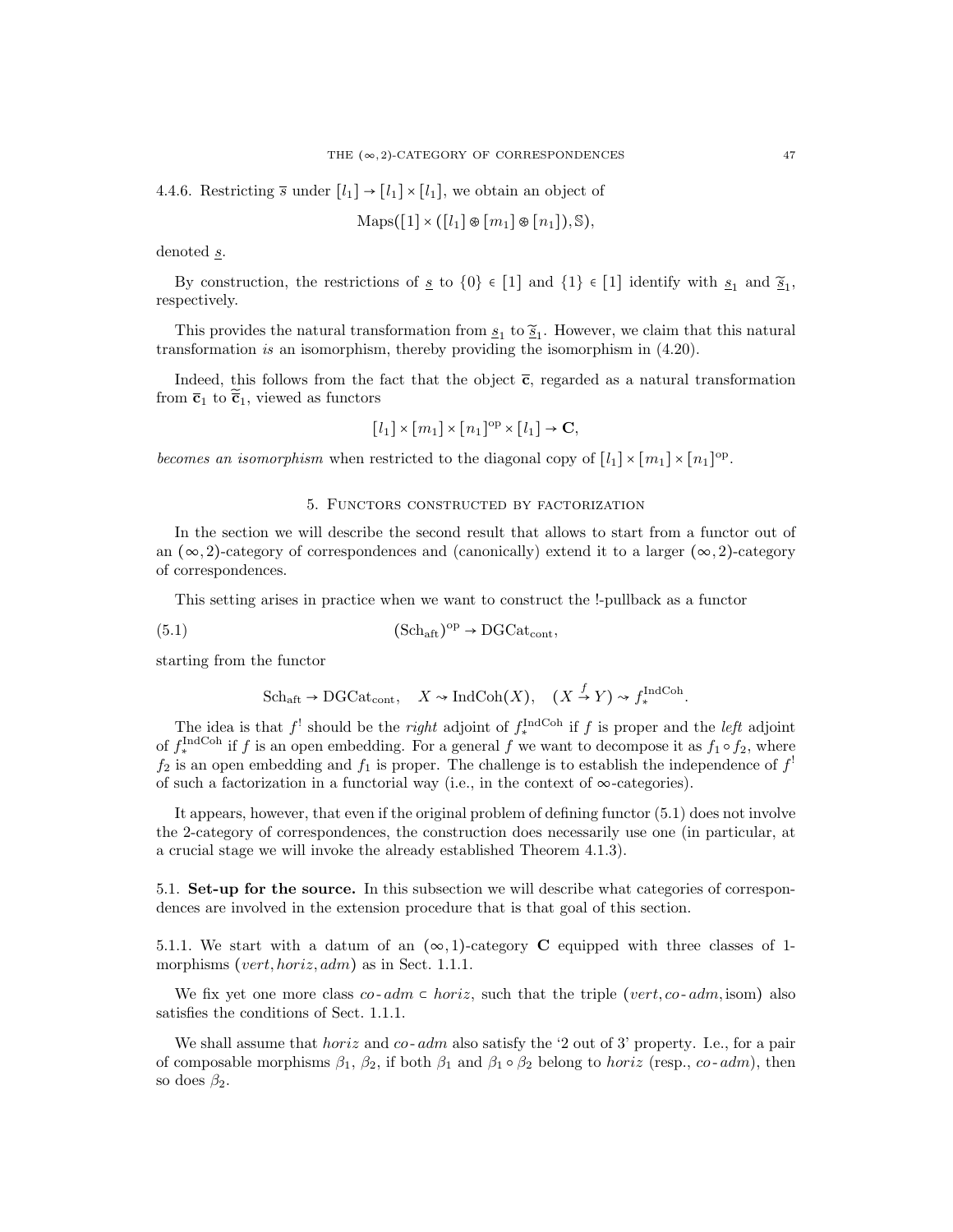4.4.6. Restricting $\overline{s}$ under $[l_1] \to [l_1] \times [l_1]$, we obtain an object of

$$\text{Maps}([1] \times ([l_1] \circledast [m_1] \circledast [n_1]), \mathbb{S}),$$

denoted $\underline{s}$.

By construction, the restrictions of $\underline{s}$ to $\{0\} \in [1]$ and $\{1\} \in [1]$ identify with $\underline{s}_1$ and $\widetilde{\underline{s}}_1$, respectively.

This provides the natural transformation from $\underline{s}_1$ to $\widetilde{\underline{s}}_1$. However, we claim that this natural transformation *is* an isomorphism, thereby providing the isomorphism in (4.20).

Indeed, this follows from the fact that the object $\overline{\mathbf{c}}$, regarded as a natural transformation from $\overline{\mathbf{c}}_1$ to $\widetilde{\overline{\mathbf{c}}}_1$, viewed as functors

$$[l_1] \times [m_1] \times [n_1]^{\text{op}} \times [l_1] \to \mathbf{C},$$

*becomes an isomorphism* when restricted to the diagonal copy of $[l_1] \times [m_1] \times [n_1]^{\text{op}}$.

## 5. Functors constructed by factorization

In the section we will describe the second result that allows to start from a functor out of an $(\infty, 2)$-category of correspondences and (canonically) extend it to a larger $(\infty, 2)$-category of correspondences.

This setting arises in practice when we want to construct the !-pullback as a functor

$$(\text{Sch}_{\text{aft}})^{\text{op}} \to \text{DGCat}_{\text{cont}}, \tag{5.1}$$

starting from the functor

$$\text{Sch}_{\text{aft}} \to \text{DGCat}_{\text{cont}}, \quad X \rightsquigarrow \text{IndCoh}(X), \quad (X \xrightarrow{f} Y) \rightsquigarrow f_*^{\text{IndCoh}}.$$

The idea is that $f^!$ should be the *right* adjoint of $f_*^{\text{IndCoh}}$ if $f$ is proper and the *left* adjoint of $f_*^{\text{IndCoh}}$ if $f$ is an open embedding. For a general $f$ we want to decompose it as $f_1 \circ f_2$, where $f_2$ is an open embedding and $f_1$ is proper. The challenge is to establish the independence of $f^!$ of such a factorization in a functorial way (i.e., in the context of $\infty$-categories).

It appears, however, that even if the original problem of defining functor (5.1) does not involve the 2-category of correspondences, the construction does necessarily use one (in particular, at a crucial stage we will invoke the already established Theorem 4.1.3).

**5.1. Set-up for the source.** In this subsection we will describe what categories of correspondences are involved in the extension procedure that is that goal of this section.

5.1.1. We start with a datum of an $(\infty, 1)$-category $\mathbf{C}$ equipped with three classes of 1-morphisms $(vert, horiz, adm)$ as in Sect. 1.1.1.

We fix yet one more class $co\text{-}adm \subset horiz$, such that the triple $(vert, co\text{-}adm, \text{isom})$ also satisfies the conditions of Sect. 1.1.1.

We shall assume that $horiz$ and $co\text{-}adm$ also satisfy the '2 out of 3' property. I.e., for a pair of composable morphisms $\beta_1$, $\beta_2$, if both $\beta_1$ and $\beta_1 \circ \beta_2$ belong to $horiz$ (resp., $co\text{-}adm$), then so does $\beta_2$.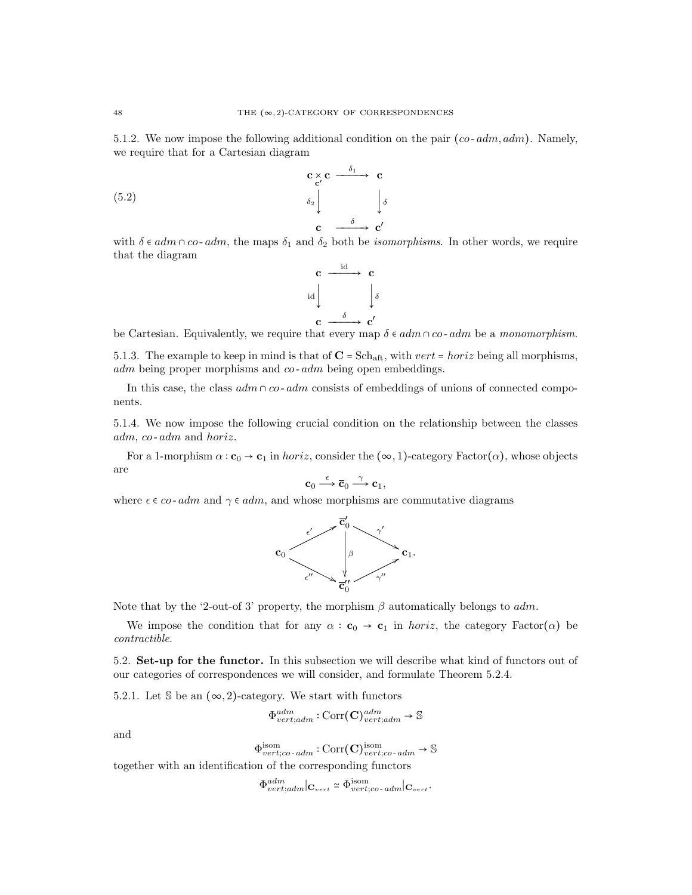5.1.2. We now impose the following additional condition on the pair $(co\text{-}adm, adm)$. Namely, we require that for a Cartesian diagram

$$
\begin{array}{ccc}
\mathbf{c} \underset{\mathbf{c}'}{\times} \mathbf{c} & \xrightarrow{\delta_1} & \mathbf{c} \\
{\scriptstyle \delta_2}\downarrow & & \downarrow{\scriptstyle \delta} \\
\mathbf{c} & \xrightarrow{\delta} & \mathbf{c}'
\end{array}
\tag{5.2}
$$

with $\delta \in adm \cap co\text{-}adm$, the maps $\delta_1$ and $\delta_2$ both be *isomorphisms*. In other words, we require that the diagram

$$
\begin{array}{ccc}
\mathbf{c} & \xrightarrow{\text{id}} & \mathbf{c} \\
{\scriptstyle \text{id}}\downarrow & & \downarrow{\scriptstyle \delta} \\
\mathbf{c} & \xrightarrow{\delta} & \mathbf{c}'
\end{array}
$$

be Cartesian. Equivalently, we require that every map $\delta \in adm \cap co\text{-}adm$ be a *monomorphism*.

5.1.3. The example to keep in mind is that of $\mathbf{C} = \text{Sch}_{\text{aft}}$, with $vert = horiz$ being all morphisms, $adm$ being proper morphisms and $co\text{-}adm$ being open embeddings.

In this case, the class $adm \cap co\text{-}adm$ consists of embeddings of unions of connected components.

5.1.4. We now impose the following crucial condition on the relationship between the classes $adm$, $co\text{-}adm$ and $horiz$.

For a 1-morphism $\alpha : \mathbf{c}_0 \to \mathbf{c}_1$ in $horiz$, consider the $(\infty,1)$-category $\text{Factor}(\alpha)$, whose objects are

$$\mathbf{c}_0 \xrightarrow{\epsilon} \overline{\mathbf{c}}_0 \xrightarrow{\gamma} \mathbf{c}_1,$$

where $\epsilon \in co\text{-}adm$ and $\gamma \in adm$, and whose morphisms are commutative diagrams

$$
\begin{array}{ccccc}
 & & \overline{\mathbf{c}}'_0 & & \\
 & \overset{\epsilon'}{\nearrow} & & \overset{\gamma'}{\searrow} & \\
\mathbf{c}_0 & & \downarrow{\scriptstyle \beta} & & \mathbf{c}_1. \\
 & \underset{\epsilon''}{\searrow} & & \underset{\gamma''}{\nearrow} & \\
 & & \overline{\mathbf{c}}''_0 & &
\end{array}
$$

Note that by the '2-out-of 3' property, the morphism $\beta$ automatically belongs to $adm$.

We impose the condition that for any $\alpha : \mathbf{c}_0 \to \mathbf{c}_1$ in $horiz$, the category $\text{Factor}(\alpha)$ be *contractible*.

## 5.2. Set-up for the functor.

In this subsection we will describe what kind of functors out of our categories of correspondences we will consider, and formulate Theorem 5.2.4.

5.2.1. Let $\mathbb{S}$ be an $(\infty,2)$-category. We start with functors

$$\Phi^{adm}_{vert;adm} : \text{Corr}(\mathbf{C})^{adm}_{vert;adm} \to \mathbb{S}$$

and

$$\Phi^{\text{isom}}_{vert;co\text{-}adm} : \text{Corr}(\mathbf{C})^{\text{isom}}_{vert;co\text{-}adm} \to \mathbb{S}$$

together with an identification of the corresponding functors

$$\Phi^{adm}_{vert;adm}|_{\mathbf{C}_{vert}} \simeq \Phi^{\text{isom}}_{vert;co\text{-}adm}|_{\mathbf{C}_{vert}}.$$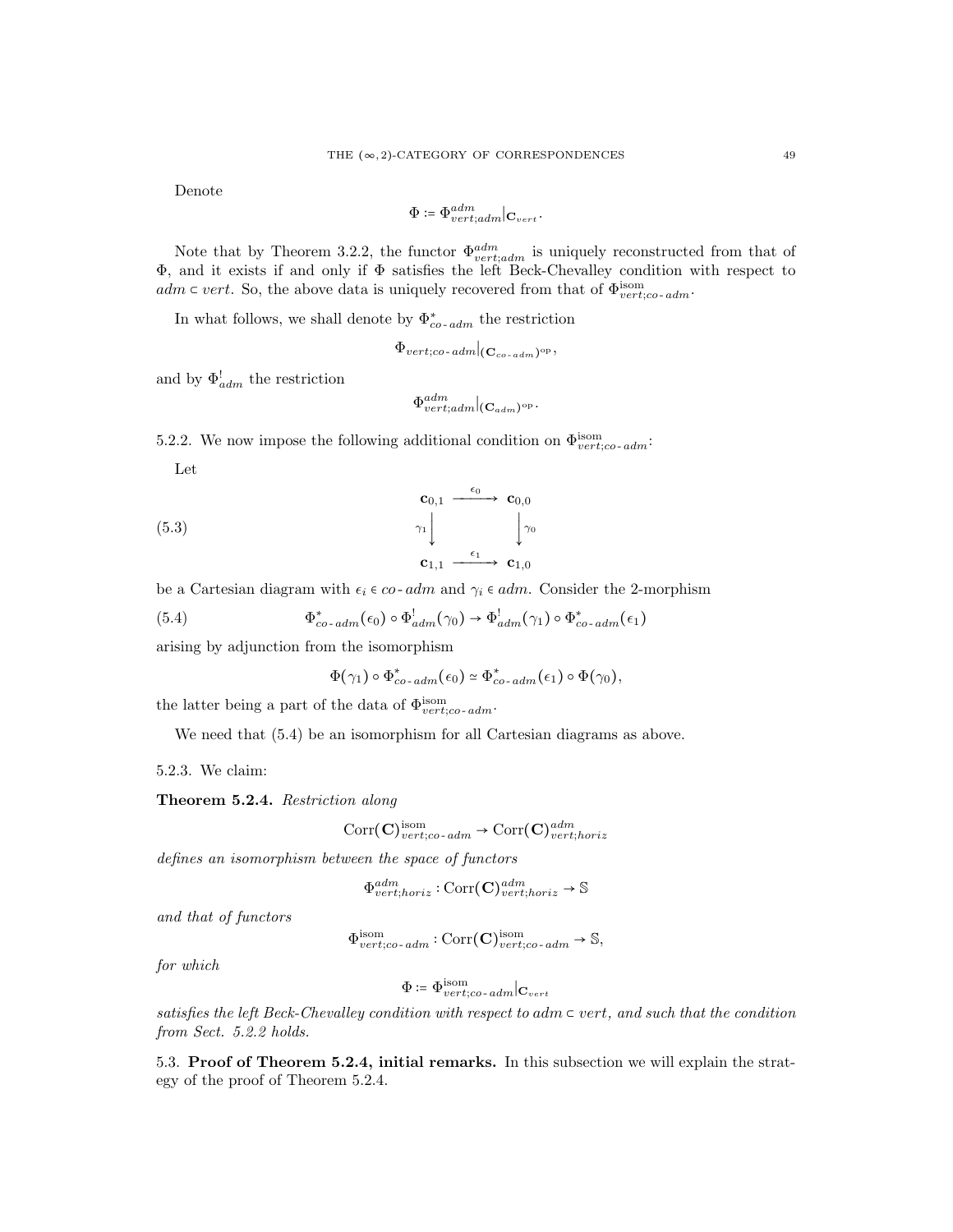Denote

$$\Phi := \Phi^{adm}_{vert;adm}|_{\mathbf{C}_{vert}}.$$

Note that by Theorem 3.2.2, the functor $\Phi^{adm}_{vert;adm}$ is uniquely reconstructed from that of $\Phi$, and it exists if and only if $\Phi$ satisfies the left Beck-Chevalley condition with respect to $adm \subset vert$. So, the above data is uniquely recovered from that of $\Phi^{\rm isom}_{vert;co\text{-}adm}$.

In what follows, we shall denote by $\Phi^*_{co\text{-}adm}$ the restriction

$$\Phi_{vert;co\text{-}adm}|_{(\mathbf{C}_{co\text{-}adm})^{\rm op}},$$

and by $\Phi^!_{adm}$ the restriction

$$\Phi^{adm}_{vert;adm}|_{(\mathbf{C}_{adm})^{\rm op}}.$$

5.2.2. We now impose the following additional condition on $\Phi^{\rm isom}_{vert;co\text{-}adm}$:

Let

$$\begin{array}{ccc} \mathbf{c}_{0,1} & \xrightarrow{\epsilon_0} & \mathbf{c}_{0,0} \\ {\scriptstyle\gamma_1}\downarrow & & \downarrow{\scriptstyle\gamma_0} \\ \mathbf{c}_{1,1} & \xrightarrow{\epsilon_1} & \mathbf{c}_{1,0} \end{array} \tag{5.3}$$

be a Cartesian diagram with $\epsilon_i \in co\text{-}adm$ and $\gamma_i \in adm$. Consider the 2-morphism

$$\Phi^*_{co\text{-}adm}(\epsilon_0) \circ \Phi^!_{adm}(\gamma_0) \to \Phi^!_{adm}(\gamma_1) \circ \Phi^*_{co\text{-}adm}(\epsilon_1) \tag{5.4}$$

arising by adjunction from the isomorphism

$$\Phi(\gamma_1) \circ \Phi^*_{co\text{-}adm}(\epsilon_0) \simeq \Phi^*_{co\text{-}adm}(\epsilon_1) \circ \Phi(\gamma_0),$$

the latter being a part of the data of $\Phi^{\rm isom}_{vert;co\text{-}adm}$.

We need that (5.4) be an isomorphism for all Cartesian diagrams as above.

5.2.3. We claim:

**Theorem 5.2.4.** *Restriction along*

$$\mathrm{Corr}(\mathbf{C})^{\rm isom}_{vert;co\text{-}adm} \to \mathrm{Corr}(\mathbf{C})^{adm}_{vert;horiz}$$

*defines an isomorphism between the space of functors*

$$\Phi^{adm}_{vert;horiz} : \mathrm{Corr}(\mathbf{C})^{adm}_{vert;horiz} \to \mathbb{S}$$

*and that of functors*

$$\Phi^{\rm isom}_{vert;co\text{-}adm} : \mathrm{Corr}(\mathbf{C})^{\rm isom}_{vert;co\text{-}adm} \to \mathbb{S},$$

*for which*

$$\Phi := \Phi^{\rm isom}_{vert;co\text{-}adm}|_{\mathbf{C}_{vert}}$$

*satisfies the left Beck-Chevalley condition with respect to $adm \subset vert$, and such that the condition from Sect. 5.2.2 holds.*

5.3. **Proof of Theorem 5.2.4, initial remarks.** In this subsection we will explain the strategy of the proof of Theorem 5.2.4.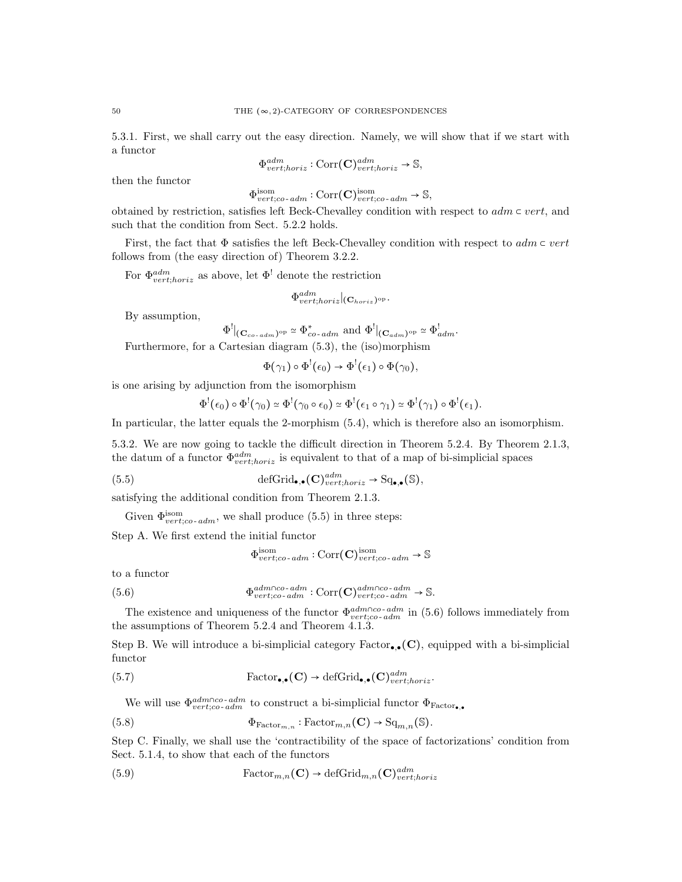5.3.1. First, we shall carry out the easy direction. Namely, we will show that if we start with a functor

$$\Phi^{adm}_{vert;horiz} : \mathrm{Corr}(\mathbf{C})^{adm}_{vert;horiz} \to \mathbb{S},$$

then the functor

$$\Phi^{\mathrm{isom}}_{vert;co\text{-}adm} : \mathrm{Corr}(\mathbf{C})^{\mathrm{isom}}_{vert;co\text{-}adm} \to \mathbb{S},$$

obtained by restriction, satisfies left Beck-Chevalley condition with respect to $adm \subset vert$, and such that the condition from Sect. 5.2.2 holds.

First, the fact that $\Phi$ satisfies the left Beck-Chevalley condition with respect to $adm \subset vert$ follows from (the easy direction of) Theorem 3.2.2.

For $\Phi^{adm}_{vert;horiz}$ as above, let $\Phi^!$ denote the restriction

$$\Phi^{adm}_{vert;horiz}|_{(\mathbf{C}_{horiz})^{\mathrm{op}}}.$$

By assumption,

$$\Phi^!|_{(\mathbf{C}_{co\text{-}adm})^{\mathrm{op}}} \simeq \Phi^*_{co\text{-}adm} \text{ and } \Phi^!|_{(\mathbf{C}_{adm})^{\mathrm{op}}} \simeq \Phi^!_{adm}.$$

Furthermore, for a Cartesian diagram (5.3), the (iso)morphism

$$\Phi(\gamma_1) \circ \Phi^!(\epsilon_0) \to \Phi^!(\epsilon_1) \circ \Phi(\gamma_0),$$

is one arising by adjunction from the isomorphism

$$\Phi^!(\epsilon_0) \circ \Phi^!(\gamma_0) \simeq \Phi^!(\gamma_0 \circ \epsilon_0) \simeq \Phi^!(\epsilon_1 \circ \gamma_1) \simeq \Phi^!(\gamma_1) \circ \Phi^!(\epsilon_1).$$

In particular, the latter equals the 2-morphism (5.4), which is therefore also an isomorphism.

5.3.2. We are now going to tackle the difficult direction in Theorem 5.2.4. By Theorem 2.1.3, the datum of a functor $\Phi^{adm}_{vert;horiz}$ is equivalent to that of a map of bi-simplicial spaces

$$\mathrm{defGrid}_{\bullet,\bullet}(\mathbf{C})^{adm}_{vert;horiz} \to \mathrm{Sq}_{\bullet,\bullet}(\mathbb{S}), \tag{5.5}$$

satisfying the additional condition from Theorem 2.1.3.

Given $\Phi^{\mathrm{isom}}_{vert;co\text{-}adm}$, we shall produce (5.5) in three steps:

Step A. We first extend the initial functor

$$\Phi^{\mathrm{isom}}_{vert;co\text{-}adm} : \mathrm{Corr}(\mathbf{C})^{\mathrm{isom}}_{vert;co\text{-}adm} \to \mathbb{S}$$

to a functor

$$\Phi^{adm\cap co\text{-}adm}_{vert;co\text{-}adm} : \mathrm{Corr}(\mathbf{C})^{adm\cap co\text{-}adm}_{vert;co\text{-}adm} \to \mathbb{S}. \tag{5.6}$$

The existence and uniqueness of the functor $\Phi^{adm\cap co\text{-}adm}_{vert;co\text{-}adm}$ in (5.6) follows immediately from the assumptions of Theorem 5.2.4 and Theorem 4.1.3.

Step B. We will introduce a bi-simplicial category $\mathrm{Factor}_{\bullet,\bullet}(\mathbf{C})$, equipped with a bi-simplicial functor

$$\mathrm{Factor}_{\bullet,\bullet}(\mathbf{C}) \to \mathrm{defGrid}_{\bullet,\bullet}(\mathbf{C})^{adm}_{vert;horiz}. \tag{5.7}$$

We will use $\Phi^{adm\cap co\text{-}adm}_{vert;co\text{-}adm}$ to construct a bi-simplicial functor $\Phi_{\mathrm{Factor}_{\bullet,\bullet}}$

$$\Phi_{\mathrm{Factor}_{m,n}} : \mathrm{Factor}_{m,n}(\mathbf{C}) \to \mathrm{Sq}_{m,n}(\mathbb{S}). \tag{5.8}$$

Step C. Finally, we shall use the 'contractibility of the space of factorizations' condition from Sect. 5.1.4, to show that each of the functors

$$\mathrm{Factor}_{m,n}(\mathbf{C}) \to \mathrm{defGrid}_{m,n}(\mathbf{C})^{adm}_{vert;horiz} \tag{5.9}$$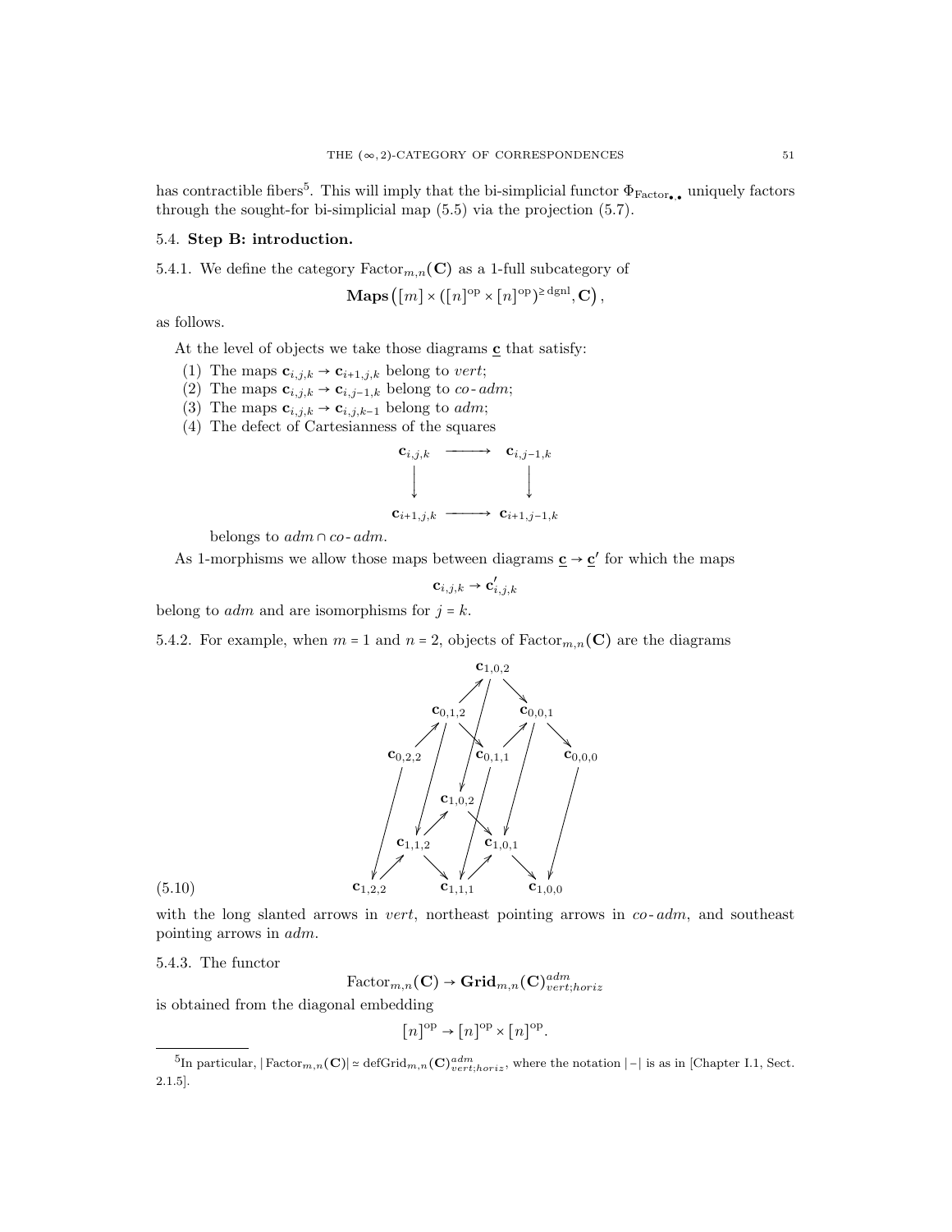has contractible fibers[5]. This will imply that the bi-simplicial functor $\Phi_{\text{Factor}_{\bullet,\bullet}}$ uniquely factors through the sought-for bi-simplicial map (5.5) via the projection (5.7).

## 5.4. Step B: introduction.

5.4.1. We define the category $\text{Factor}_{m,n}(\mathbf{C})$ as a 1-full subcategory of

$$\mathbf{Maps}\left([m] \times ([n]^{\text{op}} \times [n]^{\text{op}})^{\geq \text{dgnl}}, \mathbf{C}\right),$$

as follows.

At the level of objects we take those diagrams $\underline{\mathbf{c}}$ that satisfy:

1. The maps $\mathbf{c}_{i,j,k} \to \mathbf{c}_{i+1,j,k}$ belong to *vert*;
2. The maps $\mathbf{c}_{i,j,k} \to \mathbf{c}_{i,j-1,k}$ belong to *co-adm*;
3. The maps $\mathbf{c}_{i,j,k} \to \mathbf{c}_{i,j,k-1}$ belong to *adm*;
4. The defect of Cartesianness of the squares

$$\begin{array}{ccc} \mathbf{c}_{i,j,k} & \longrightarrow & \mathbf{c}_{i,j-1,k} \\ \downarrow & & \downarrow \\ \mathbf{c}_{i+1,j,k} & \longrightarrow & \mathbf{c}_{i+1,j-1,k} \end{array}$$

belongs to $adm \cap co\text{-}adm$.

As 1-morphisms we allow those maps between diagrams $\underline{\mathbf{c}} \to \underline{\mathbf{c}}'$ for which the maps

$$\mathbf{c}_{i,j,k} \to \mathbf{c}'_{i,j,k}$$

belong to *adm* and are isomorphisms for $j = k$.

5.4.2. For example, when $m = 1$ and $n = 2$, objects of $\text{Factor}_{m,n}(\mathbf{C})$ are the diagrams

$$(5.10)\qquad \begin{array}{ccccccccc} & & & & \mathbf{c}_{1,0,2} & & & & \\ & & & \nearrow & & \searrow & & & \\ & & \mathbf{c}_{0,1,2} & & & & \mathbf{c}_{0,0,1} & & \\ & \nearrow & & \searrow & & \nearrow & & \searrow & \\ \mathbf{c}_{0,2,2} & & & & \mathbf{c}_{0,1,1} & & & & \mathbf{c}_{0,0,0} \\ & & & & \mathbf{c}_{1,0,2} & & & & \\ & & & \nearrow & & \searrow & & & \\ & & \mathbf{c}_{1,1,2} & & & & \mathbf{c}_{1,0,1} & & \\ & \nearrow & & \searrow & & \nearrow & & \searrow & \\ \mathbf{c}_{1,2,2} & & & & \mathbf{c}_{1,1,1} & & & & \mathbf{c}_{1,0,0} \end{array}$$

with the long slanted arrows in *vert*, northeast pointing arrows in *co-adm*, and southeast pointing arrows in *adm*.

5.4.3. The functor

$$\text{Factor}_{m,n}(\mathbf{C}) \to \mathbf{Grid}_{m,n}(\mathbf{C})^{adm}_{vert;horiz}$$

is obtained from the diagonal embedding

$$[n]^{\text{op}} \to [n]^{\text{op}} \times [n]^{\text{op}}.$$

---

[5] In particular, $|\text{Factor}_{m,n}(\mathbf{C})| \simeq \text{defGrid}_{m,n}(\mathbf{C})^{adm}_{vert;horiz}$, where the notation $|-|$ is as in [Chapter I.1, Sect. 2.1.5].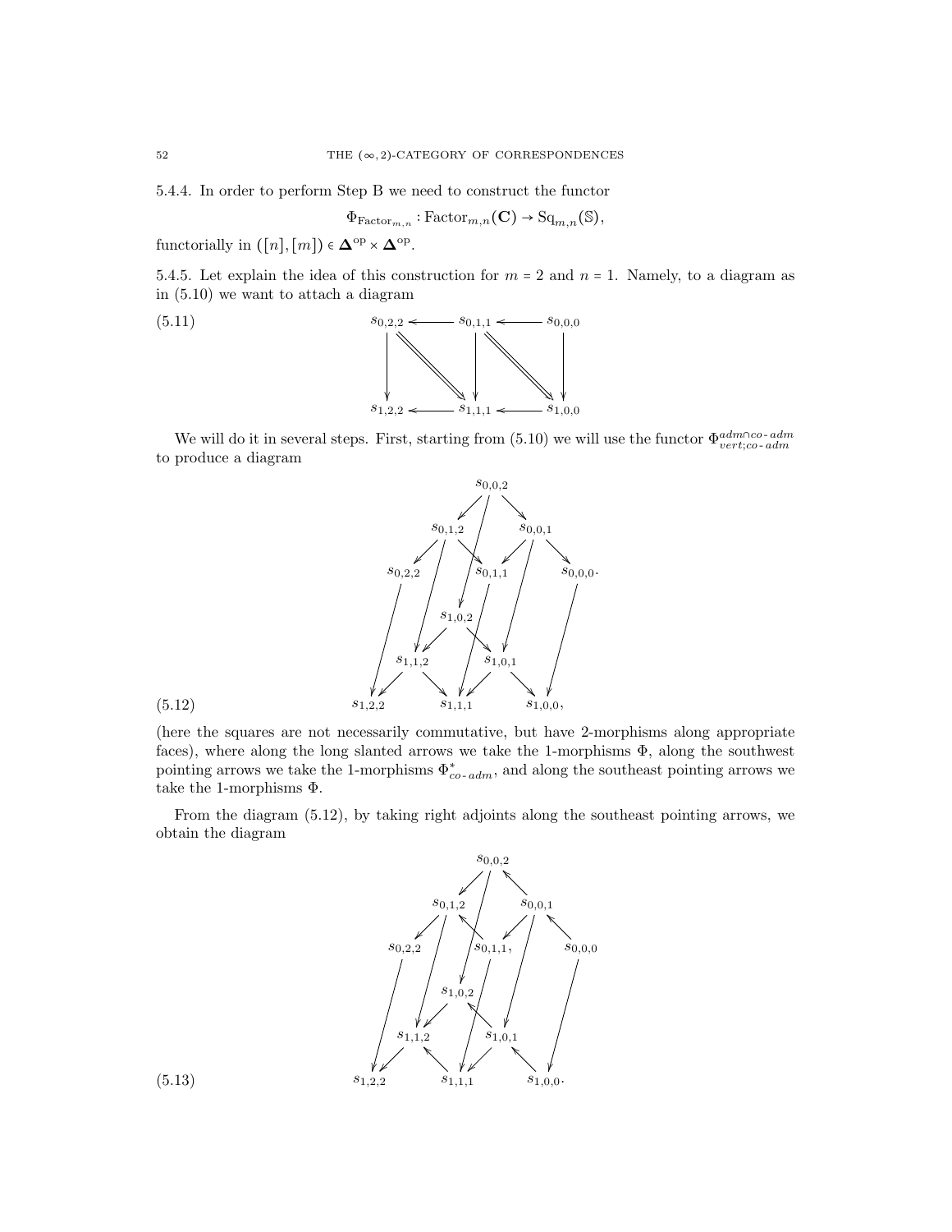5.4.4. In order to perform Step B we need to construct the functor

$$\Phi_{\mathrm{Factor}_{m,n}} : \mathrm{Factor}_{m,n}(\mathbf{C}) \to \mathrm{Sq}_{m,n}(\mathbb{S}),$$

functorially in $([n],[m]) \in \mathbf{\Delta}^{\mathrm{op}} \times \mathbf{\Delta}^{\mathrm{op}}$.

5.4.5. Let explain the idea of this construction for $m = 2$ and $n = 1$. Namely, to a diagram as in (5.10) we want to attach a diagram

$$
\begin{array}{ccccc}
s_{0,2,2} & \longleftarrow & s_{0,1,1} & \longleftarrow & s_{0,0,0} \\
\downarrow & \searrow\!\!\searrow & \downarrow & \searrow\!\!\searrow & \downarrow \\
s_{1,2,2} & \longleftarrow & s_{1,1,1} & \longleftarrow & s_{1,0,0}
\end{array}
\tag{5.11}
$$

We will do it in several steps. First, starting from (5.10) we will use the functor $\Phi^{adm \cap co\text{-}adm}_{vert;co\text{-}adm}$ to produce a diagram

$$
\begin{array}{c}
\text{top layer: } s_{0,0,2} \to s_{0,1,2},\ s_{0,0,2} \to s_{0,0,1};\ s_{0,1,2} \to s_{0,2,2},\ s_{0,1,2} \to s_{0,1,1};\ s_{0,0,1} \to s_{0,1,1},\ s_{0,0,1} \to s_{0,0,0}. \\
\text{bottom layer: } s_{1,0,2} \to s_{1,1,2},\ s_{1,0,2} \to s_{1,0,1};\ s_{1,1,2} \to s_{1,2,2},\ s_{1,1,2} \to s_{1,1,1};\ s_{1,0,1} \to s_{1,1,1},\ s_{1,0,1} \to s_{1,0,0}, \\
\text{slanted: } s_{0,i,j} \to s_{1,i,j}
\end{array}
\tag{5.12}
$$

(here the squares are not necessarily commutative, but have 2-morphisms along appropriate faces), where along the long slanted arrows we take the 1-morphisms $\Phi$, along the southwest pointing arrows we take the 1-morphisms $\Phi^*_{co\text{-}adm}$, and along the southeast pointing arrows we take the 1-morphisms $\Phi$.

From the diagram (5.12), by taking right adjoints along the southeast pointing arrows, we obtain the diagram

$$
\begin{array}{c}
\text{top layer: } s_{0,0,2} \to s_{0,1,2},\ s_{0,0,1} \to s_{0,0,2};\ s_{0,1,2} \to s_{0,2,2},\ s_{0,1,1} \to s_{0,1,2};\ s_{0,0,1} \to s_{0,1,1},\ s_{0,0,0} \to s_{0,0,1}. \\
\text{bottom layer: } s_{1,0,2} \to s_{1,1,2},\ s_{1,0,1} \to s_{1,0,2};\ s_{1,1,2} \to s_{1,2,2},\ s_{1,1,1} \to s_{1,1,2};\ s_{1,0,1} \to s_{1,1,1},\ s_{1,0,0} \to s_{1,0,1}. \\
\text{slanted: } s_{0,i,j} \to s_{1,i,j}
\end{array}
\tag{5.13}
$$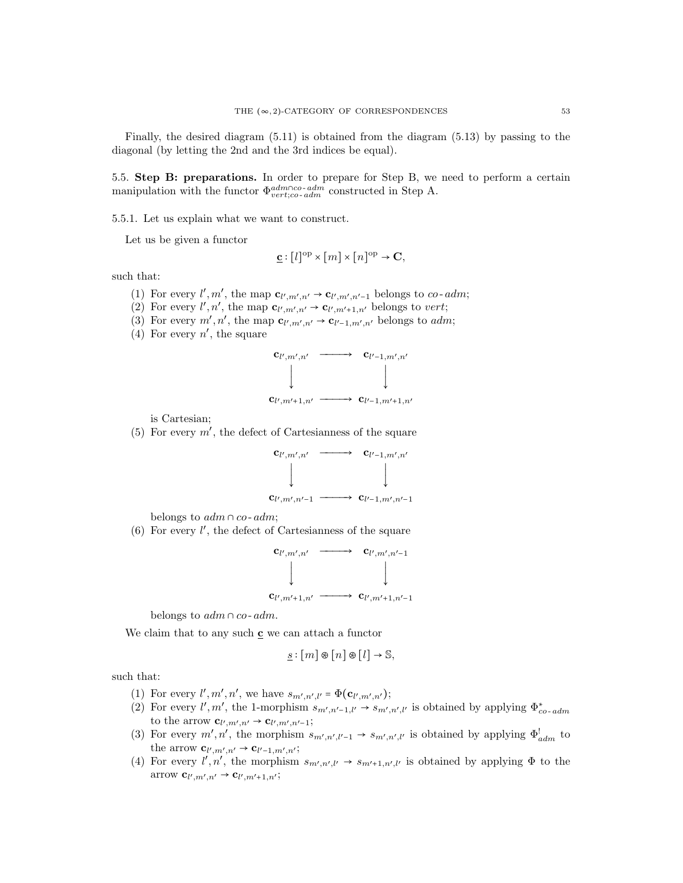Finally, the desired diagram (5.11) is obtained from the diagram (5.13) by passing to the diagonal (by letting the 2nd and the 3rd indices be equal).

### 5.5. Step B: preparations.

In order to prepare for Step B, we need to perform a certain manipulation with the functor $\Phi^{adm\cap co\text{-}adm}_{vert;co\text{-}adm}$ constructed in Step A.

5.5.1. Let us explain what we want to construct.

Let us be given a functor

$$\underline{\mathbf{c}} : [l]^{\mathrm{op}} \times [m] \times [n]^{\mathrm{op}} \to \mathbf{C},$$

such that:

1. For every $l', m'$, the map $\mathbf{c}_{l',m',n'} \to \mathbf{c}_{l',m',n'-1}$ belongs to *co-adm*;
2. For every $l', n'$, the map $\mathbf{c}_{l',m',n'} \to \mathbf{c}_{l',m'+1,n'}$ belongs to *vert*;
3. For every $m', n'$, the map $\mathbf{c}_{l',m',n'} \to \mathbf{c}_{l'-1,m',n'}$ belongs to *adm*;
4. For every $n'$, the square
$$\begin{array}{ccc} \mathbf{c}_{l',m',n'} & \longrightarrow & \mathbf{c}_{l'-1,m',n'} \\ \big\downarrow & & \big\downarrow \\ \mathbf{c}_{l',m'+1,n'} & \longrightarrow & \mathbf{c}_{l'-1,m'+1,n'} \end{array}$$
is Cartesian;
5. For every $m'$, the defect of Cartesianness of the square
$$\begin{array}{ccc} \mathbf{c}_{l',m',n'} & \longrightarrow & \mathbf{c}_{l'-1,m',n'} \\ \big\downarrow & & \big\downarrow \\ \mathbf{c}_{l',m',n'-1} & \longrightarrow & \mathbf{c}_{l'-1,m',n'-1} \end{array}$$
belongs to $adm \cap co\text{-}adm$;
6. For every $l'$, the defect of Cartesianness of the square
$$\begin{array}{ccc} \mathbf{c}_{l',m',n'} & \longrightarrow & \mathbf{c}_{l',m',n'-1} \\ \big\downarrow & & \big\downarrow \\ \mathbf{c}_{l',m'+1,n'} & \longrightarrow & \mathbf{c}_{l',m'+1,n'-1} \end{array}$$
belongs to $adm \cap co\text{-}adm$.

We claim that to any such $\underline{\mathbf{c}}$ we can attach a functor

$$\underline{s} : [m] \circledast [n] \circledast [l] \to \mathbb{S},$$

such that:

1. For every $l', m', n'$, we have $s_{m',n',l'} = \Phi(\mathbf{c}_{l',m',n'})$;
2. For every $l', m'$, the 1-morphism $s_{m',n'-1,l'} \to s_{m',n',l'}$ is obtained by applying $\Phi^*_{co\text{-}adm}$ to the arrow $\mathbf{c}_{l',m',n'} \to \mathbf{c}_{l',m',n'-1}$;
3. For every $m', n'$, the morphism $s_{m',n',l'-1} \to s_{m',n',l'}$ is obtained by applying $\Phi^!_{adm}$ to the arrow $\mathbf{c}_{l',m',n'} \to \mathbf{c}_{l'-1,m',n'}$;
4. For every $l', n'$, the morphism $s_{m',n',l'} \to s_{m'+1,n',l'}$ is obtained by applying $\Phi$ to the arrow $\mathbf{c}_{l',m',n'} \to \mathbf{c}_{l',m'+1,n'}$;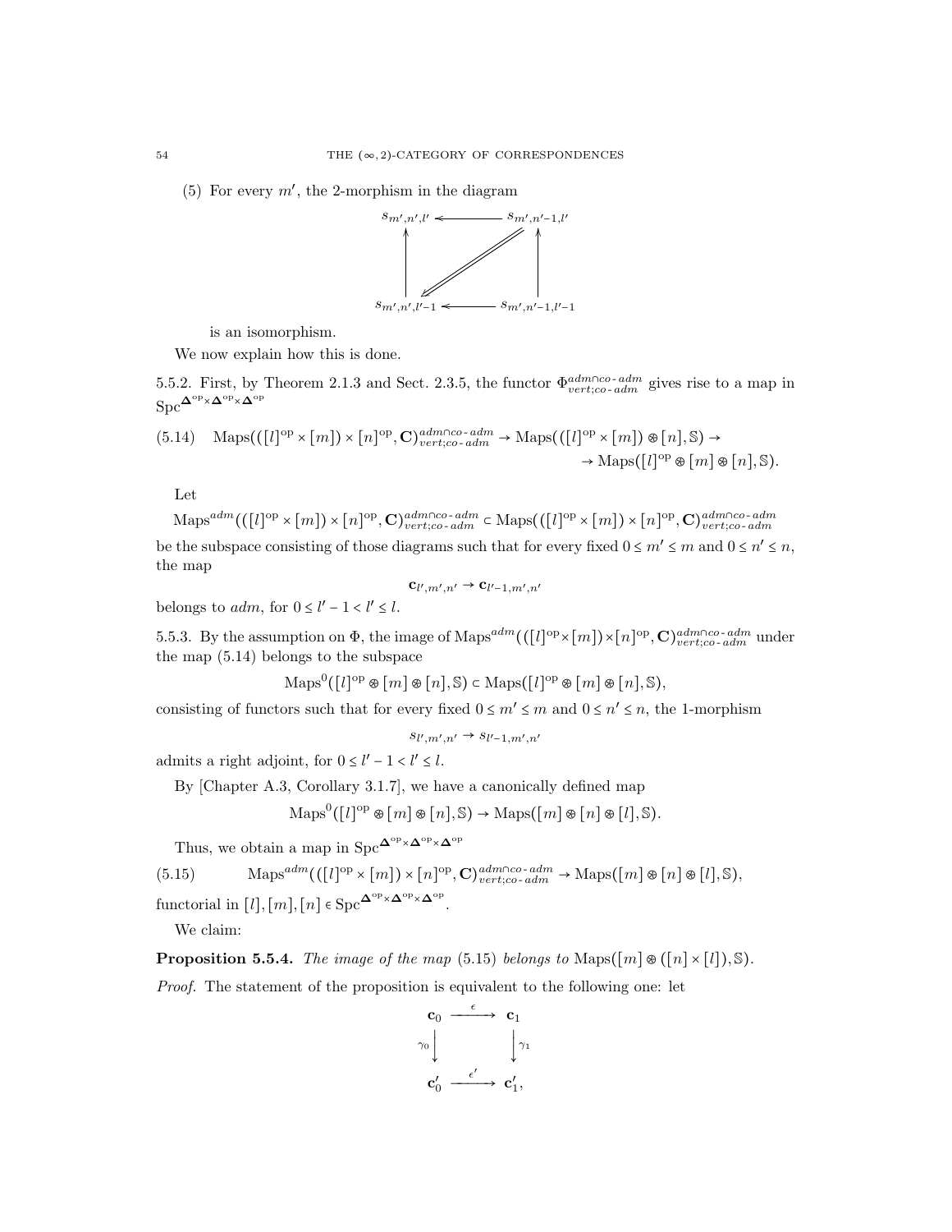(5) For every $m'$, the 2-morphism in the diagram

$$\begin{array}{ccc} s_{m',n',l'} & \longleftarrow & s_{m',n'-1,l'} \\ \uparrow & \swarrow\!\!\!\!\swarrow & \uparrow \\ s_{m',n',l'-1} & \longleftarrow & s_{m',n'-1,l'-1} \end{array}$$

is an isomorphism.

We now explain how this is done.

5.5.2. First, by Theorem 2.1.3 and Sect. 2.3.5, the functor $\Phi^{adm\cap co\text{-}adm}_{vert;co\text{-}adm}$ gives rise to a map in $\mathrm{Spc}^{\mathbf{\Delta}^{\mathrm{op}}\times\mathbf{\Delta}^{\mathrm{op}}\times\mathbf{\Delta}^{\mathrm{op}}}$

$$\text{(5.14)} \quad \mathrm{Maps}(([l]^{\mathrm{op}}\times[m])\times[n]^{\mathrm{op}},\mathbf{C})^{adm\cap co\text{-}adm}_{vert;co\text{-}adm} \to \mathrm{Maps}(([l]^{\mathrm{op}}\times[m])\circledast[n],\mathbb{S}) \to \\ \to \mathrm{Maps}([l]^{\mathrm{op}}\circledast[m]\circledast[n],\mathbb{S}).$$

Let

$$\mathrm{Maps}^{adm}(([l]^{\mathrm{op}}\times[m])\times[n]^{\mathrm{op}},\mathbf{C})^{adm\cap co\text{-}adm}_{vert;co\text{-}adm} \subset \mathrm{Maps}(([l]^{\mathrm{op}}\times[m])\times[n]^{\mathrm{op}},\mathbf{C})^{adm\cap co\text{-}adm}_{vert;co\text{-}adm}$$

be the subspace consisting of those diagrams such that for every fixed $0\leq m'\leq m$ and $0\leq n'\leq n$, the map

$$\mathbf{c}_{l',m',n'}\to\mathbf{c}_{l'-1,m',n'}$$

belongs to $adm$, for $0\leq l'-1<l'\leq l$.

5.5.3. By the assumption on $\Phi$, the image of $\mathrm{Maps}^{adm}(([l]^{\mathrm{op}}\times[m])\times[n]^{\mathrm{op}},\mathbf{C})^{adm\cap co\text{-}adm}_{vert;co\text{-}adm}$ under the map (5.14) belongs to the subspace

$$\mathrm{Maps}^0([l]^{\mathrm{op}}\circledast[m]\circledast[n],\mathbb{S})\subset\mathrm{Maps}([l]^{\mathrm{op}}\circledast[m]\circledast[n],\mathbb{S}),$$

consisting of functors such that for every fixed $0\leq m'\leq m$ and $0\leq n'\leq n$, the 1-morphism

$$s_{l',m',n'}\to s_{l'-1,m',n'}$$

admits a right adjoint, for $0\leq l'-1<l'\leq l$.

By [Chapter A.3, Corollary 3.1.7], we have a canonically defined map

$$\mathrm{Maps}^0([l]^{\mathrm{op}}\circledast[m]\circledast[n],\mathbb{S})\to\mathrm{Maps}([m]\circledast[n]\circledast[l],\mathbb{S}).$$

Thus, we obtain a map in $\mathrm{Spc}^{\mathbf{\Delta}^{\mathrm{op}}\times\mathbf{\Delta}^{\mathrm{op}}\times\mathbf{\Delta}^{\mathrm{op}}}$

$$\text{(5.15)} \qquad \mathrm{Maps}^{adm}(([l]^{\mathrm{op}}\times[m])\times[n]^{\mathrm{op}},\mathbf{C})^{adm\cap co\text{-}adm}_{vert;co\text{-}adm}\to\mathrm{Maps}([m]\circledast[n]\circledast[l],\mathbb{S}),$$

functorial in $[l],[m],[n]\in\mathrm{Spc}^{\mathbf{\Delta}^{\mathrm{op}}\times\mathbf{\Delta}^{\mathrm{op}}\times\mathbf{\Delta}^{\mathrm{op}}}$.

We claim:

**Proposition 5.5.4.** *The image of the map* (5.15) *belongs to* $\mathrm{Maps}([m]\circledast([n]\times[l]),\mathbb{S})$.

*Proof.* The statement of the proposition is equivalent to the following one: let

$$\begin{array}{ccc} \mathbf{c}_0 & \xrightarrow{\epsilon} & \mathbf{c}_1 \\ {\scriptstyle\gamma_0}\downarrow & & \downarrow{\scriptstyle\gamma_1} \\ \mathbf{c}'_0 & \xrightarrow{\epsilon'} & \mathbf{c}'_1, \end{array}$$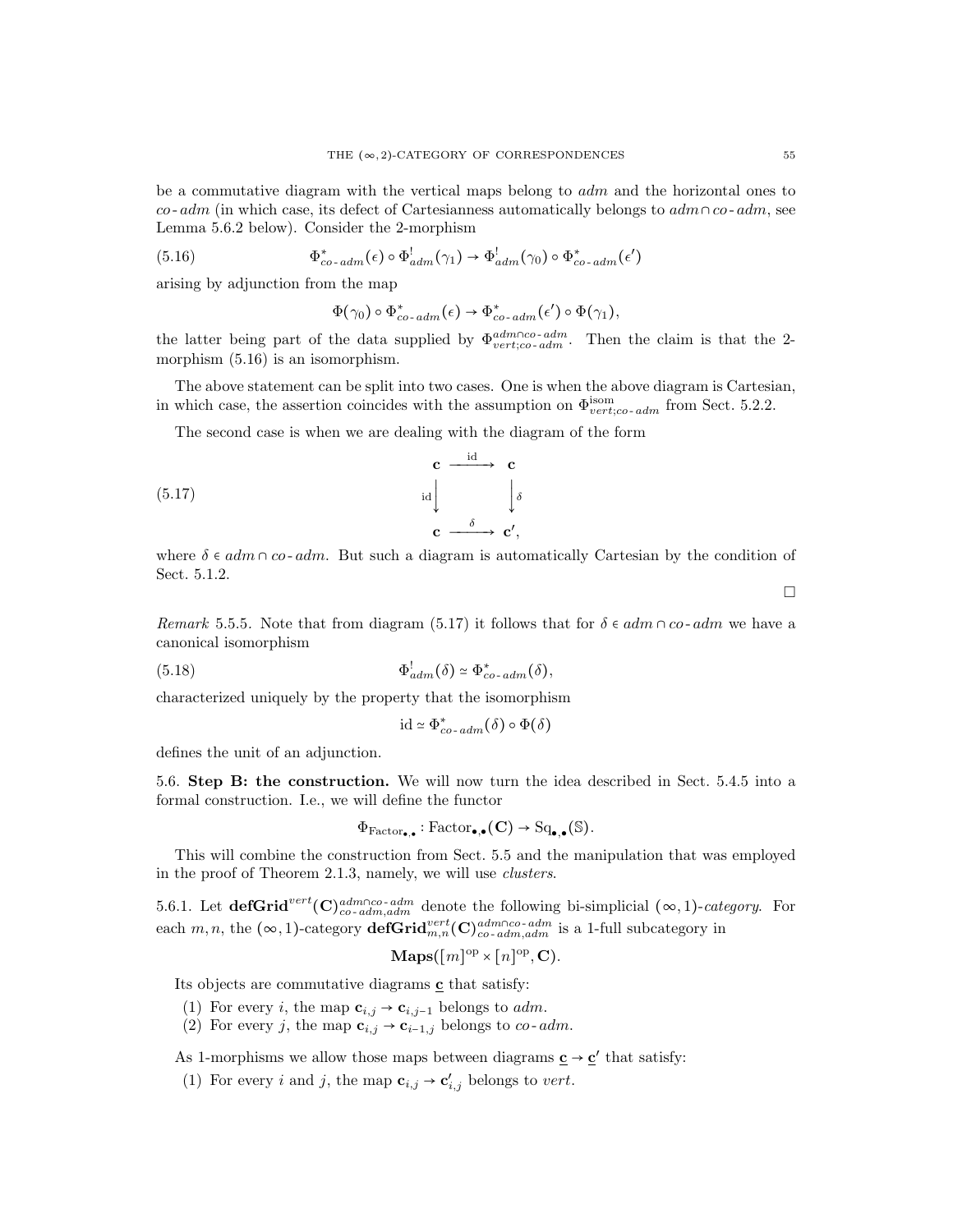be a commutative diagram with the vertical maps belong to *adm* and the horizontal ones to *co-adm* (in which case, its defect of Cartesianness automatically belongs to $adm \cap co\text{-}adm$, see Lemma 5.6.2 below). Consider the 2-morphism

$$\Phi^*_{co\text{-}adm}(\epsilon) \circ \Phi^!_{adm}(\gamma_1) \to \Phi^!_{adm}(\gamma_0) \circ \Phi^*_{co\text{-}adm}(\epsilon') \tag{5.16}$$

arising by adjunction from the map

$$\Phi(\gamma_0) \circ \Phi^*_{co\text{-}adm}(\epsilon) \to \Phi^*_{co\text{-}adm}(\epsilon') \circ \Phi(\gamma_1),$$

the latter being part of the data supplied by $\Phi^{adm \cap co\text{-}adm}_{vert;co\text{-}adm}$. Then the claim is that the 2-morphism (5.16) is an isomorphism.

The above statement can be split into two cases. One is when the above diagram is Cartesian, in which case, the assertion coincides with the assumption on $\Phi^{\mathrm{isom}}_{vert;co\text{-}adm}$ from Sect. 5.2.2.

The second case is when we are dealing with the diagram of the form

$$\begin{array}{ccc} \mathbf{c} & \xrightarrow{\mathrm{id}} & \mathbf{c} \\ {\scriptstyle \mathrm{id}}\downarrow & & \downarrow{\scriptstyle \delta} \\ \mathbf{c} & \xrightarrow{\delta} & \mathbf{c}', \end{array} \tag{5.17}$$

where $\delta \in adm \cap co\text{-}adm$. But such a diagram is automatically Cartesian by the condition of Sect. 5.1.2.

□

*Remark* 5.5.5. Note that from diagram (5.17) it follows that for $\delta \in adm \cap co\text{-}adm$ we have a canonical isomorphism

$$\Phi^!_{adm}(\delta) \simeq \Phi^*_{co\text{-}adm}(\delta), \tag{5.18}$$

characterized uniquely by the property that the isomorphism

$$\mathrm{id} \simeq \Phi^*_{co\text{-}adm}(\delta) \circ \Phi(\delta)$$

defines the unit of an adjunction.

## 5.6. Step B: the construction.

We will now turn the idea described in Sect. 5.4.5 into a formal construction. I.e., we will define the functor

$$\Phi_{\mathrm{Factor}_{\bullet,\bullet}} : \mathrm{Factor}_{\bullet,\bullet}(\mathbf{C}) \to \mathrm{Sq}_{\bullet,\bullet}(\mathbb{S}).$$

This will combine the construction from Sect. 5.5 and the manipulation that was employed in the proof of Theorem 2.1.3, namely, we will use *clusters*.

5.6.1. Let $\mathbf{defGrid}^{vert}(\mathbf{C})^{adm \cap co\text{-}adm}_{co\text{-}adm,adm}$ denote the following bi-simplicial $(\infty,1)$-*category*. For each $m,n$, the $(\infty,1)$-category $\mathbf{defGrid}^{vert}_{m,n}(\mathbf{C})^{adm \cap co\text{-}adm}_{co\text{-}adm,adm}$ is a 1-full subcategory in

$$\mathbf{Maps}([m]^{\mathrm{op}} \times [n]^{\mathrm{op}}, \mathbf{C}).$$

Its objects are commutative diagrams $\underline{\mathbf{c}}$ that satisfy:

1. For every $i$, the map $\mathbf{c}_{i,j} \to \mathbf{c}_{i,j-1}$ belongs to *adm*.
2. For every $j$, the map $\mathbf{c}_{i,j} \to \mathbf{c}_{i-1,j}$ belongs to *co-adm*.

As 1-morphisms we allow those maps between diagrams $\underline{\mathbf{c}} \to \underline{\mathbf{c}}'$ that satisfy:

1. For every $i$ and $j$, the map $\mathbf{c}_{i,j} \to \mathbf{c}'_{i,j}$ belongs to *vert*.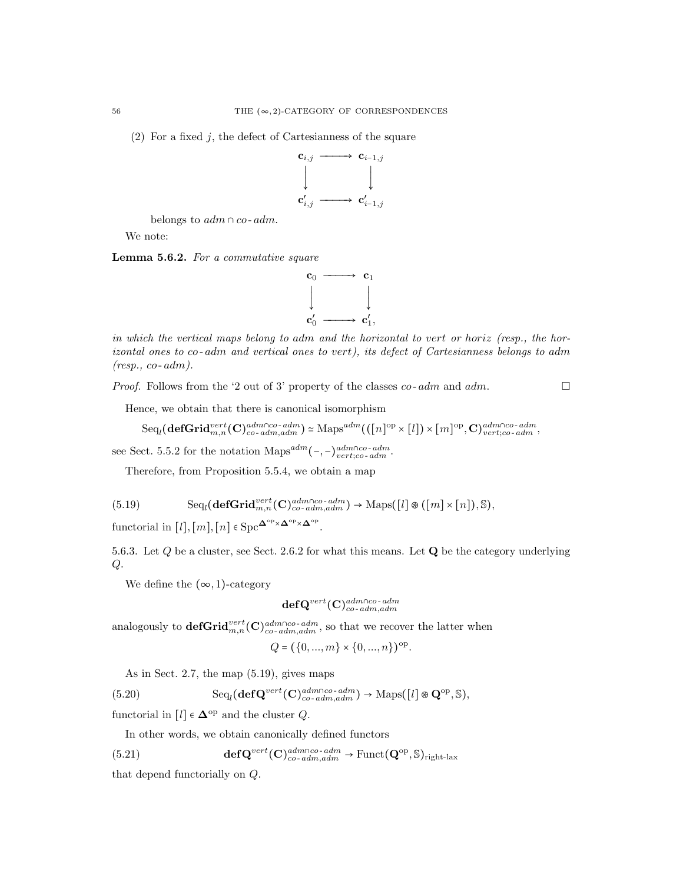(2) For a fixed $j$, the defect of Cartesianness of the square

$$\begin{array}{ccc} \mathbf{c}_{i,j} & \longrightarrow & \mathbf{c}_{i-1,j} \\ \big\downarrow & & \big\downarrow \\ \mathbf{c}'_{i,j} & \longrightarrow & \mathbf{c}'_{i-1,j} \end{array}$$

belongs to $adm \cap co\text{-}adm$.

We note:

**Lemma 5.6.2.** *For a commutative square*

$$\begin{array}{ccc} \mathbf{c}_0 & \longrightarrow & \mathbf{c}_1 \\ \big\downarrow & & \big\downarrow \\ \mathbf{c}'_0 & \longrightarrow & \mathbf{c}'_1, \end{array}$$

*in which the vertical maps belong to adm and the horizontal to vert or horiz (resp., the horizontal ones to co-adm and vertical ones to vert), its defect of Cartesianness belongs to adm (resp., co-adm).*

*Proof.* Follows from the '2 out of 3' property of the classes $co\text{-}adm$ and $adm$. □

Hence, we obtain that there is canonical isomorphism

$$\mathrm{Seq}_l(\mathbf{defGrid}^{vert}_{m,n}(\mathbf{C})^{adm \cap co\text{-}adm}_{co\text{-}adm,adm}) \simeq \mathrm{Maps}^{adm}(([n]^{\mathrm{op}} \times [l]) \times [m]^{\mathrm{op}}, \mathbf{C})^{adm \cap co\text{-}adm}_{vert;co\text{-}adm},$$

see Sect. 5.5.2 for the notation $\mathrm{Maps}^{adm}(-,-)^{adm \cap co\text{-}adm}_{vert;co\text{-}adm}$.

Therefore, from Proposition 5.5.4, we obtain a map

$$\mathrm{Seq}_l(\mathbf{defGrid}^{vert}_{m,n}(\mathbf{C})^{adm \cap co\text{-}adm}_{co\text{-}adm,adm}) \to \mathrm{Maps}([l] \circledast ([m] \times [n]), \mathbb{S}), \tag{5.19}$$

functorial in $[l],[m],[n] \in \mathrm{Spc}^{\mathbf{\Delta}^{\mathrm{op}} \times \mathbf{\Delta}^{\mathrm{op}} \times \mathbf{\Delta}^{\mathrm{op}}}$.

5.6.3. Let $Q$ be a cluster, see Sect. 2.6.2 for what this means. Let $\mathbf{Q}$ be the category underlying $Q$.

We define the $(\infty,1)$-category

$$\mathbf{defQ}^{vert}(\mathbf{C})^{adm \cap co\text{-}adm}_{co\text{-}adm,adm}$$

analogously to $\mathbf{defGrid}^{vert}_{m,n}(\mathbf{C})^{adm \cap co\text{-}adm}_{co\text{-}adm,adm}$, so that we recover the latter when

$$Q = (\{0,...,m\} \times \{0,...,n\})^{\mathrm{op}}.$$

As in Sect. 2.7, the map (5.19), gives maps

$$\mathrm{Seq}_l(\mathbf{defQ}^{vert}(\mathbf{C})^{adm \cap co\text{-}adm}_{co\text{-}adm,adm}) \to \mathrm{Maps}([l] \circledast \mathbf{Q}^{\mathrm{op}}, \mathbb{S}), \tag{5.20}$$

functorial in $[l] \in \mathbf{\Delta}^{\mathrm{op}}$ and the cluster $Q$.

In other words, we obtain canonically defined functors

$$\mathbf{defQ}^{vert}(\mathbf{C})^{adm \cap co\text{-}adm}_{co\text{-}adm,adm} \to \mathrm{Funct}(\mathbf{Q}^{\mathrm{op}}, \mathbb{S})_{\text{right-lax}} \tag{5.21}$$

that depend functorially on $Q$.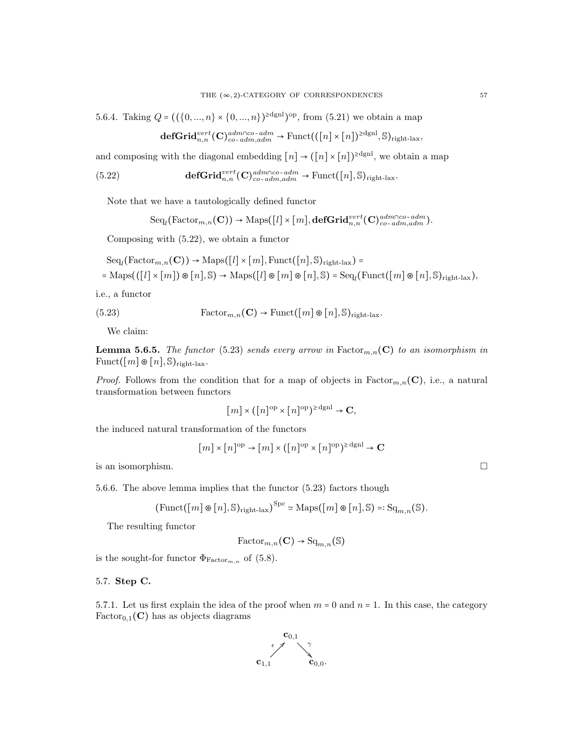5.6.4. Taking $Q = ((\{0,...,n\} \times \{0,...,n\})^{\geq \text{dgnl}})^{\text{op}}$, from (5.21) we obtain a map

$$\mathbf{defGrid}^{vert}_{n,n}(\mathbf{C})^{adm \cap co\text{-}adm}_{co\text{-}adm, adm} \to \text{Funct}(([n] \times [n])^{\geq \text{dgnl}}, \mathbb{S})_{\text{right-lax}},$$

and composing with the diagonal embedding $[n] \to ([n] \times [n])^{\geq \text{dgnl}}$, we obtain a map

$$\mathbf{defGrid}^{vert}_{n,n}(\mathbf{C})^{adm \cap co\text{-}adm}_{co\text{-}adm, adm} \to \text{Funct}([n], \mathbb{S})_{\text{right-lax}}. \tag{5.22}$$

Note that we have a tautologically defined functor

$$\text{Seq}_l(\text{Factor}_{m,n}(\mathbf{C})) \to \text{Maps}([l] \times [m], \mathbf{defGrid}^{vert}_{n,n}(\mathbf{C})^{adm \cap co\text{-}adm}_{co\text{-}adm, adm}).$$

Composing with (5.22), we obtain a functor

$$\text{Seq}_l(\text{Factor}_{m,n}(\mathbf{C})) \to \text{Maps}([l] \times [m], \text{Funct}([n], \mathbb{S})_{\text{right-lax}}) =$$
$$= \text{Maps}(([l] \times [m]) \circledast [n], \mathbb{S}) \to \text{Maps}([l] \circledast [m] \circledast [n], \mathbb{S}) = \text{Seq}_l(\text{Funct}([m] \circledast [n], \mathbb{S})_{\text{right-lax}}),$$

i.e., a functor

$$\text{Factor}_{m,n}(\mathbf{C}) \to \text{Funct}([m] \circledast [n], \mathbb{S})_{\text{right-lax}}. \tag{5.23}$$

We claim:

**Lemma 5.6.5.** *The functor* (5.23) *sends every arrow in* $\text{Factor}_{m,n}(\mathbf{C})$ *to an isomorphism in* $\text{Funct}([m] \circledast [n], \mathbb{S})_{\text{right-lax}}$.

*Proof.* Follows from the condition that for a map of objects in $\text{Factor}_{m,n}(\mathbf{C})$, i.e., a natural transformation between functors

$$[m] \times ([n]^{\text{op}} \times [n]^{\text{op}})^{\geq \text{dgnl}} \to \mathbf{C},$$

the induced natural transformation of the functors

$$[m] \times [n]^{\text{op}} \to [m] \times ([n]^{\text{op}} \times [n]^{\text{op}})^{\geq \text{dgnl}} \to \mathbf{C}$$

is an isomorphism. □

5.6.6. The above lemma implies that the functor (5.23) factors though

$$(\text{Funct}([m] \circledast [n], \mathbb{S})_{\text{right-lax}})^{\text{Spc}} \simeq \text{Maps}([m] \circledast [n], \mathbb{S}) =: \text{Sq}_{m,n}(\mathbb{S}).$$

The resulting functor

$$\text{Factor}_{m,n}(\mathbf{C}) \to \text{Sq}_{m,n}(\mathbb{S})$$

is the sought-for functor $\Phi_{\text{Factor}_{m,n}}$ of (5.8).

## 5.7. Step C.

5.7.1. Let us first explain the idea of the proof when $m = 0$ and $n = 1$. In this case, the category $\text{Factor}_{0,1}(\mathbf{C})$ has as objects diagrams

$$\begin{array}{ccc} & \mathbf{c}_{0,1} & \\ {}^{\epsilon}\nearrow & & \searrow^{\gamma} \\ \mathbf{c}_{1,1} & & \mathbf{c}_{0,0}. \end{array}$$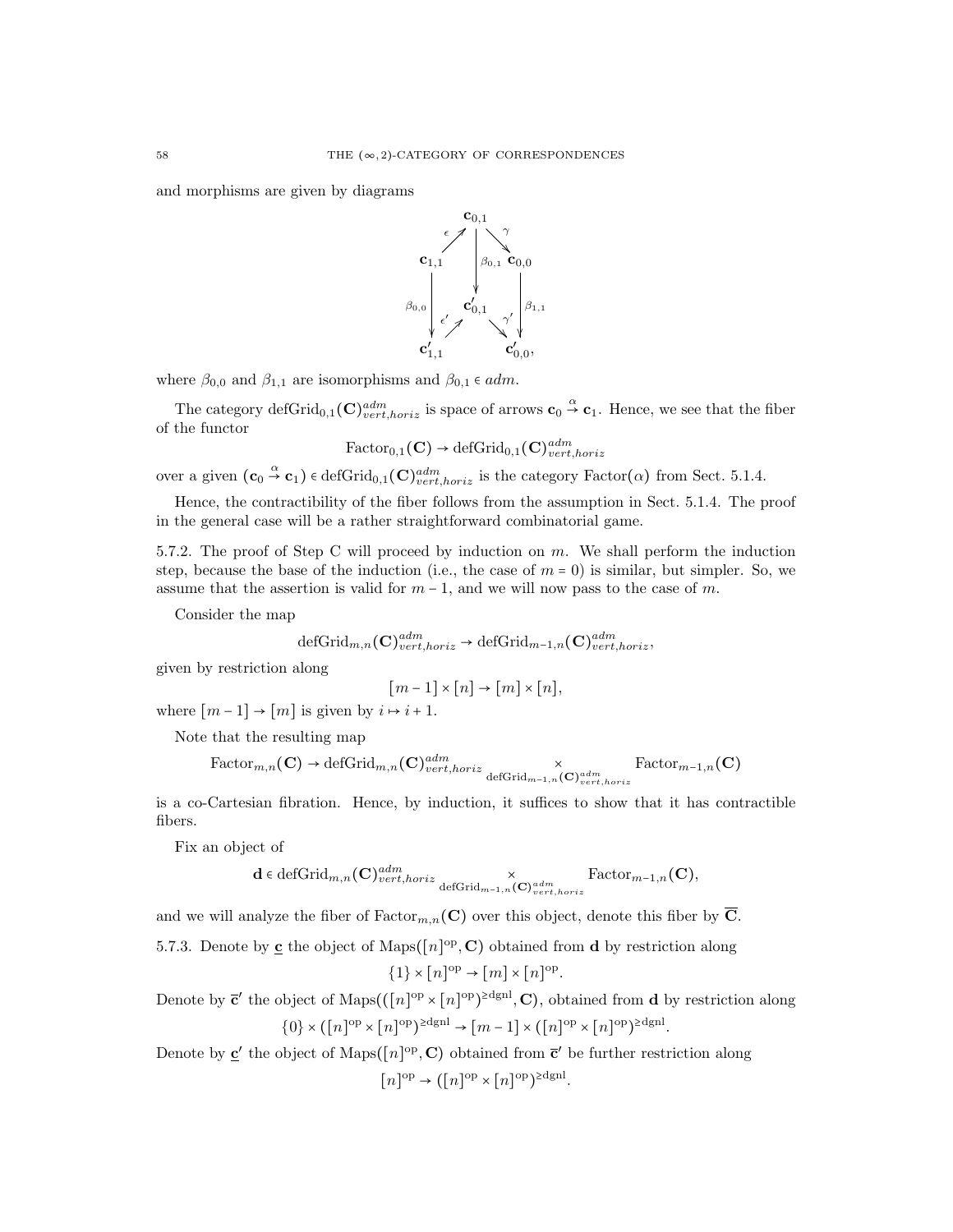and morphisms are given by diagrams

$$
\begin{array}{ccccc}
 & & \mathbf{c}_{0,1} & & \\
 & \overset{\epsilon}{\nearrow} & & \overset{\gamma}{\searrow} & \\
\mathbf{c}_{1,1} & & \downarrow \beta_{0,1} & & \mathbf{c}_{0,0} \\
\downarrow \beta_{0,0} & & \mathbf{c}'_{0,1} & & \downarrow \beta_{1,1} \\
 & \overset{\epsilon'}{\nearrow} & & \overset{\gamma'}{\searrow} & \\
\mathbf{c}'_{1,1} & & & & \mathbf{c}'_{0,0},
\end{array}
$$

where $\beta_{0,0}$ and $\beta_{1,1}$ are isomorphisms and $\beta_{0,1} \in adm$.

The category $\mathrm{defGrid}_{0,1}(\mathbf{C})^{adm}_{vert,horiz}$ is space of arrows $\mathbf{c}_0 \overset{\alpha}{\to} \mathbf{c}_1$. Hence, we see that the fiber of the functor

$$\mathrm{Factor}_{0,1}(\mathbf{C}) \to \mathrm{defGrid}_{0,1}(\mathbf{C})^{adm}_{vert,horiz}$$

over a given $(\mathbf{c}_0 \overset{\alpha}{\to} \mathbf{c}_1) \in \mathrm{defGrid}_{0,1}(\mathbf{C})^{adm}_{vert,horiz}$ is the category $\mathrm{Factor}(\alpha)$ from Sect. 5.1.4.

Hence, the contractibility of the fiber follows from the assumption in Sect. 5.1.4. The proof in the general case will be a rather straightforward combinatorial game.

5.7.2. The proof of Step C will proceed by induction on $m$. We shall perform the induction step, because the base of the induction (i.e., the case of $m = 0$) is similar, but simpler. So, we assume that the assertion is valid for $m-1$, and we will now pass to the case of $m$.

Consider the map

$$\mathrm{defGrid}_{m,n}(\mathbf{C})^{adm}_{vert,horiz} \to \mathrm{defGrid}_{m-1,n}(\mathbf{C})^{adm}_{vert,horiz},$$

given by restriction along

$$[m-1] \times [n] \to [m] \times [n],$$

where $[m-1] \to [m]$ is given by $i \mapsto i+1$.

Note that the resulting map

$$\mathrm{Factor}_{m,n}(\mathbf{C}) \to \mathrm{defGrid}_{m,n}(\mathbf{C})^{adm}_{vert,horiz} \underset{\mathrm{defGrid}_{m-1,n}(\mathbf{C})^{adm}_{vert,horiz}}{\times} \mathrm{Factor}_{m-1,n}(\mathbf{C})$$

is a co-Cartesian fibration. Hence, by induction, it suffices to show that it has contractible fibers.

Fix an object of

$$\mathbf{d} \in \mathrm{defGrid}_{m,n}(\mathbf{C})^{adm}_{vert,horiz} \underset{\mathrm{defGrid}_{m-1,n}(\mathbf{C})^{adm}_{vert,horiz}}{\times} \mathrm{Factor}_{m-1,n}(\mathbf{C}),$$

and we will analyze the fiber of $\mathrm{Factor}_{m,n}(\mathbf{C})$ over this object, denote this fiber by $\overline{\mathbf{C}}$.

5.7.3. Denote by $\underline{\mathbf{c}}$ the object of $\mathrm{Maps}([n]^{\mathrm{op}}, \mathbf{C})$ obtained from $\mathbf{d}$ by restriction along

$$\{1\} \times [n]^{\mathrm{op}} \to [m] \times [n]^{\mathrm{op}}.$$

Denote by $\overline{\mathbf{c}}'$ the object of $\mathrm{Maps}(([n]^{\mathrm{op}} \times [n]^{\mathrm{op}})^{\geq \mathrm{dgnl}}, \mathbf{C})$, obtained from $\mathbf{d}$ by restriction along

$$\{0\} \times ([n]^{\mathrm{op}} \times [n]^{\mathrm{op}})^{\geq \mathrm{dgnl}} \to [m-1] \times ([n]^{\mathrm{op}} \times [n]^{\mathrm{op}})^{\geq \mathrm{dgnl}}.$$

Denote by $\underline{\mathbf{c}}'$ the object of $\mathrm{Maps}([n]^{\mathrm{op}}, \mathbf{C})$ obtained from $\overline{\mathbf{c}}'$ be further restriction along

$$[n]^{\mathrm{op}} \to ([n]^{\mathrm{op}} \times [n]^{\mathrm{op}})^{\geq \mathrm{dgnl}}.$$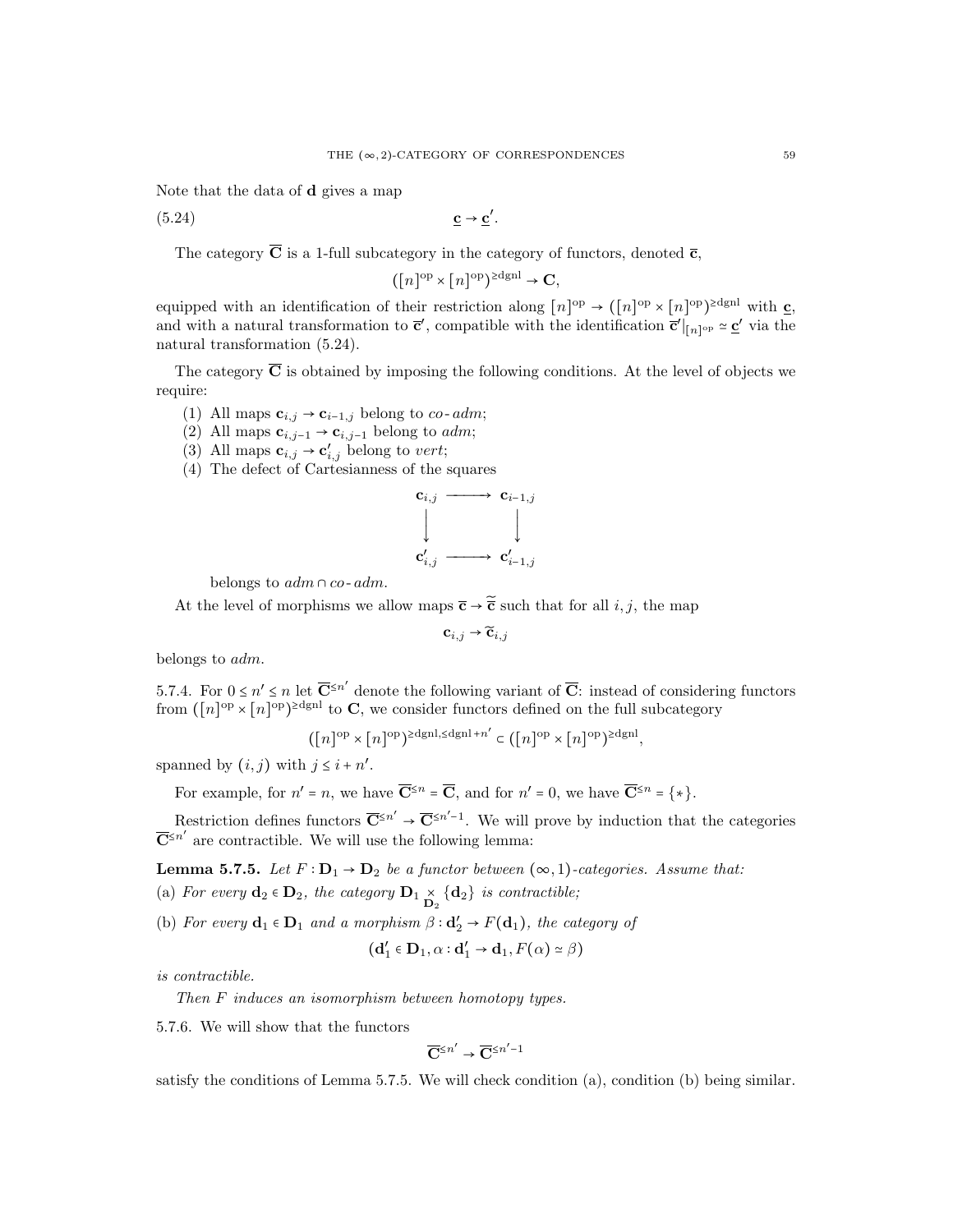Note that the data of $\mathbf{d}$ gives a map

$$\underline{\mathbf{c}} \to \underline{\mathbf{c}}'. \tag{5.24}$$

The category $\overline{\mathbf{C}}$ is a 1-full subcategory in the category of functors, denoted $\overline{\mathbf{c}}$,

$$([n]^{\mathrm{op}} \times [n]^{\mathrm{op}})^{\geq \mathrm{dgnl}} \to \mathbf{C},$$

equipped with an identification of their restriction along $[n]^{\mathrm{op}} \to ([n]^{\mathrm{op}} \times [n]^{\mathrm{op}})^{\geq \mathrm{dgnl}}$ with $\underline{\mathbf{c}}$, and with a natural transformation to $\overline{\mathbf{c}}'$, compatible with the identification $\overline{\mathbf{c}}'|_{[n]^{\mathrm{op}}} \simeq \underline{\mathbf{c}}'$ via the natural transformation (5.24).

The category $\overline{\mathbf{C}}$ is obtained by imposing the following conditions. At the level of objects we require:

1. All maps $\mathbf{c}_{i,j} \to \mathbf{c}_{i-1,j}$ belong to *co-adm*;
2. All maps $\mathbf{c}_{i,j-1} \to \mathbf{c}_{i,j-1}$ belong to *adm*;
3. All maps $\mathbf{c}_{i,j} \to \mathbf{c}'_{i,j}$ belong to *vert*;
4. The defect of Cartesianness of the squares

$$\begin{array}{ccc} \mathbf{c}_{i,j} & \longrightarrow & \mathbf{c}_{i-1,j} \\ \Big\downarrow & & \Big\downarrow \\ \mathbf{c}'_{i,j} & \longrightarrow & \mathbf{c}'_{i-1,j} \end{array}$$

belongs to $adm \cap co\text{-}adm$.

At the level of morphisms we allow maps $\overline{\mathbf{c}} \to \widetilde{\overline{\mathbf{c}}}$ such that for all $i, j$, the map

$$\mathbf{c}_{i,j} \to \widetilde{\mathbf{c}}_{i,j}$$

belongs to *adm*.

5.7.4. For $0 \leq n' \leq n$ let $\overline{\mathbf{C}}^{\leq n'}$ denote the following variant of $\overline{\mathbf{C}}$: instead of considering functors from $([n]^{\mathrm{op}} \times [n]^{\mathrm{op}})^{\geq \mathrm{dgnl}}$ to $\mathbf{C}$, we consider functors defined on the full subcategory

$$([n]^{\mathrm{op}} \times [n]^{\mathrm{op}})^{\geq \mathrm{dgnl}, \leq \mathrm{dgnl}+n'} \subset ([n]^{\mathrm{op}} \times [n]^{\mathrm{op}})^{\geq \mathrm{dgnl}},$$

spanned by $(i,j)$ with $j \leq i + n'$.

For example, for $n' = n$, we have $\overline{\mathbf{C}}^{\leq n} = \overline{\mathbf{C}}$, and for $n' = 0$, we have $\overline{\mathbf{C}}^{\leq n} = \{*\}$.

Restriction defines functors $\overline{\mathbf{C}}^{\leq n'} \to \overline{\mathbf{C}}^{\leq n'-1}$. We will prove by induction that the categories $\overline{\mathbf{C}}^{\leq n'}$ are contractible. We will use the following lemma:

**Lemma 5.7.5.** *Let $F : \mathbf{D}_1 \to \mathbf{D}_2$ be a functor between $(\infty, 1)$-categories. Assume that:*

(a) *For every $\mathbf{d}_2 \in \mathbf{D}_2$, the category $\mathbf{D}_1 \underset{\mathbf{D}_2}{\times} \{\mathbf{d}_2\}$ is contractible;*

(b) *For every $\mathbf{d}_1 \in \mathbf{D}_1$ and a morphism $\beta : \mathbf{d}'_2 \to F(\mathbf{d}_1)$, the category of*

$$(\mathbf{d}'_1 \in \mathbf{D}_1, \alpha : \mathbf{d}'_1 \to \mathbf{d}_1, F(\alpha) \simeq \beta)$$

*is contractible.*

*Then $F$ induces an isomorphism between homotopy types.*

5.7.6. We will show that the functors

$$\overline{\mathbf{C}}^{\leq n'} \to \overline{\mathbf{C}}^{\leq n'-1}$$

satisfy the conditions of Lemma 5.7.5. We will check condition (a), condition (b) being similar.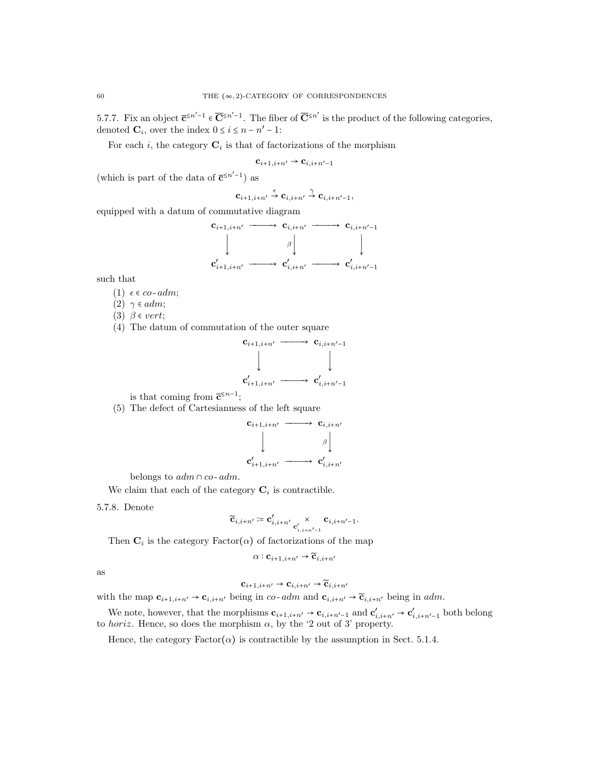5.7.7. Fix an object $\overline{\mathbf{c}}^{\leq n'-1} \in \overline{\mathbf{C}}^{\leq n'-1}$. The fiber of $\overline{\mathbf{C}}^{\leq n'}$ is the product of the following categories, denoted $\mathbf{C}_i$, over the index $0 \leq i \leq n - n' - 1$:

For each $i$, the category $\mathbf{C}_i$ is that of factorizations of the morphism

$$\mathbf{c}_{i+1,i+n'} \to \mathbf{c}_{i,i+n'-1}$$

(which is part of the data of $\overline{\mathbf{c}}^{\leq n'-1}$) as

$$\mathbf{c}_{i+1,i+n'} \overset{\epsilon}{\to} \mathbf{c}_{i,i+n'} \overset{\gamma}{\to} \mathbf{c}_{i,i+n'-1},$$

equipped with a datum of commutative diagram

$$\begin{array}{ccccc}
\mathbf{c}_{i+1,i+n'} & \longrightarrow & \mathbf{c}_{i,i+n'} & \longrightarrow & \mathbf{c}_{i,i+n'-1} \\
\downarrow & & \downarrow \beta & & \downarrow \\
\mathbf{c}'_{i+1,i+n'} & \longrightarrow & \mathbf{c}'_{i,i+n'} & \longrightarrow & \mathbf{c}'_{i,i+n'-1}
\end{array}$$

such that

(1) $\epsilon \in co\text{-}adm$;
(2) $\gamma \in adm$;
(3) $\beta \in vert$;
(4) The datum of commutation of the outer square

$$\begin{array}{ccc}
\mathbf{c}_{i+1,i+n'} & \longrightarrow & \mathbf{c}_{i,i+n'-1} \\
\downarrow & & \downarrow \\
\mathbf{c}'_{i+1,i+n'} & \longrightarrow & \mathbf{c}'_{i,i+n'-1}
\end{array}$$

is that coming from $\overline{\mathbf{c}}^{\leq n-1}$;
(5) The defect of Cartesianness of the left square

$$\begin{array}{ccc}
\mathbf{c}_{i+1,i+n'} & \longrightarrow & \mathbf{c}_{i,i+n'} \\
\downarrow & & \downarrow \beta \\
\mathbf{c}'_{i+1,i+n'} & \longrightarrow & \mathbf{c}'_{i,i+n'}
\end{array}$$

belongs to $adm \cap co\text{-}adm$.

We claim that each of the category $\mathbf{C}_i$ is contractible.

5.7.8. Denote

$$\widetilde{\mathbf{c}}_{i,i+n'} := \mathbf{c}'_{i,i+n'} \underset{\mathbf{c}'_{i,i+n'-1}}{\times} \mathbf{c}_{i,i+n'-1}.$$

Then $\mathbf{C}_i$ is the category $\text{Factor}(\alpha)$ of factorizations of the map

$$\alpha : \mathbf{c}_{i+1,i+n'} \to \widetilde{\mathbf{c}}_{i,i+n'}$$

as

$$\mathbf{c}_{i+1,i+n'} \to \mathbf{c}_{i,i+n'} \to \widetilde{\mathbf{c}}_{i,i+n'}$$

with the map $\mathbf{c}_{i+1,i+n'} \to \mathbf{c}_{i,i+n'}$ being in $co\text{-}adm$ and $\mathbf{c}_{i,i+n'} \to \widetilde{\mathbf{c}}_{i,i+n'}$ being in $adm$.

We note, however, that the morphisms $\mathbf{c}_{i+1,i+n'} \to \mathbf{c}_{i,i+n'-1}$ and $\mathbf{c}'_{i,i+n'} \to \mathbf{c}'_{i,i+n'-1}$ both belong to $horiz$. Hence, so does the morphism $\alpha$, by the '2 out of 3' property.

Hence, the category $\text{Factor}(\alpha)$ is contractible by the assumption in Sect. 5.1.4.